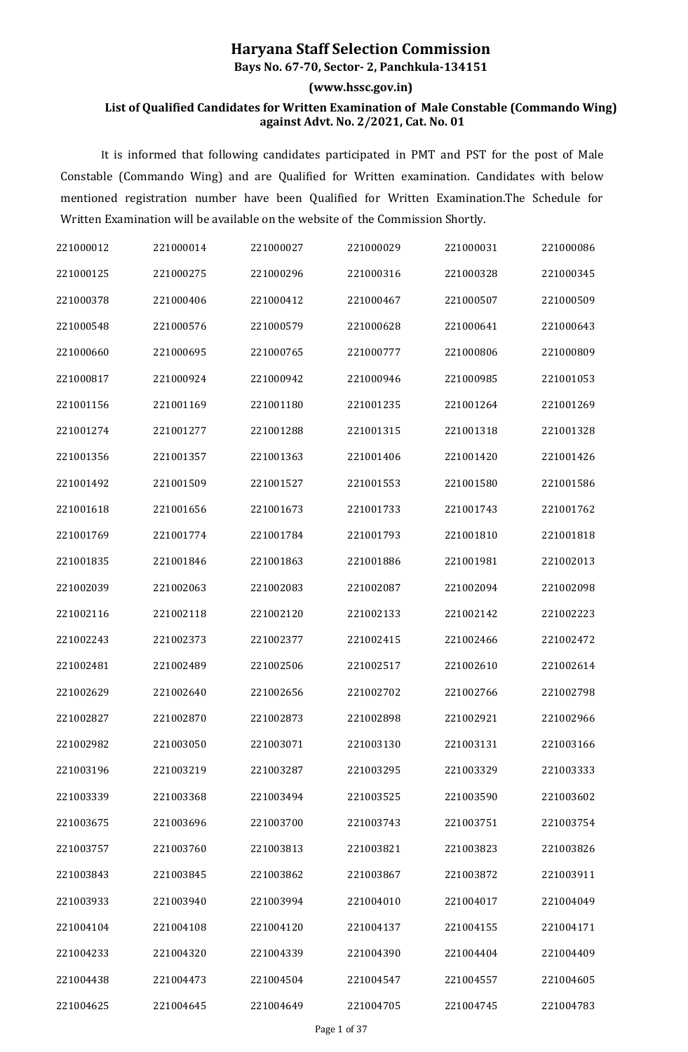# Haryana Staff Selection Commission

**Bays No. 67-70, Sector- 2, Panchkula-134151**

**(www.hssc.gov.in)**

**List of Qualified Candidates for Written Examination of Male Constable (Commando Wing) against Advt. No. 2/2021, Cat. No. 01**

It is informed that following candidates participated in PMT and PST for the post of Male Constable (Commando Wing) and are Qualified for Written examination. Candidates with below mentioned registration number have been Qualified for Written Examination.The Schedule for Written Examination will be available on the website of the Commission Shortly.

| | | | | | |
|---|---|---|---|---|---|
| 221000012 | 221000014 | 221000027 | 221000029 | 221000031 | 221000086 |
| 221000125 | 221000275 | 221000296 | 221000316 | 221000328 | 221000345 |
| 221000378 | 221000406 | 221000412 | 221000467 | 221000507 | 221000509 |
| 221000548 | 221000576 | 221000579 | 221000628 | 221000641 | 221000643 |
| 221000660 | 221000695 | 221000765 | 221000777 | 221000806 | 221000809 |
| 221000817 | 221000924 | 221000942 | 221000946 | 221000985 | 221001053 |
| 221001156 | 221001169 | 221001180 | 221001235 | 221001264 | 221001269 |
| 221001274 | 221001277 | 221001288 | 221001315 | 221001318 | 221001328 |
| 221001356 | 221001357 | 221001363 | 221001406 | 221001420 | 221001426 |
| 221001492 | 221001509 | 221001527 | 221001553 | 221001580 | 221001586 |
| 221001618 | 221001656 | 221001673 | 221001733 | 221001743 | 221001762 |
| 221001769 | 221001774 | 221001784 | 221001793 | 221001810 | 221001818 |
| 221001835 | 221001846 | 221001863 | 221001886 | 221001981 | 221002013 |
| 221002039 | 221002063 | 221002083 | 221002087 | 221002094 | 221002098 |
| 221002116 | 221002118 | 221002120 | 221002133 | 221002142 | 221002223 |
| 221002243 | 221002373 | 221002377 | 221002415 | 221002466 | 221002472 |
| 221002481 | 221002489 | 221002506 | 221002517 | 221002610 | 221002614 |
| 221002629 | 221002640 | 221002656 | 221002702 | 221002766 | 221002798 |
| 221002827 | 221002870 | 221002873 | 221002898 | 221002921 | 221002966 |
| 221002982 | 221003050 | 221003071 | 221003130 | 221003131 | 221003166 |
| 221003196 | 221003219 | 221003287 | 221003295 | 221003329 | 221003333 |
| 221003339 | 221003368 | 221003494 | 221003525 | 221003590 | 221003602 |
| 221003675 | 221003696 | 221003700 | 221003743 | 221003751 | 221003754 |
| 221003757 | 221003760 | 221003813 | 221003821 | 221003823 | 221003826 |
| 221003843 | 221003845 | 221003862 | 221003867 | 221003872 | 221003911 |
| 221003933 | 221003940 | 221003994 | 221004010 | 221004017 | 221004049 |
| 221004104 | 221004108 | 221004120 | 221004137 | 221004155 | 221004171 |
| 221004233 | 221004320 | 221004339 | 221004390 | 221004404 | 221004409 |
| 221004438 | 221004473 | 221004504 | 221004547 | 221004557 | 221004605 |
| 221004625 | 221004645 | 221004649 | 221004705 | 221004745 | 221004783 |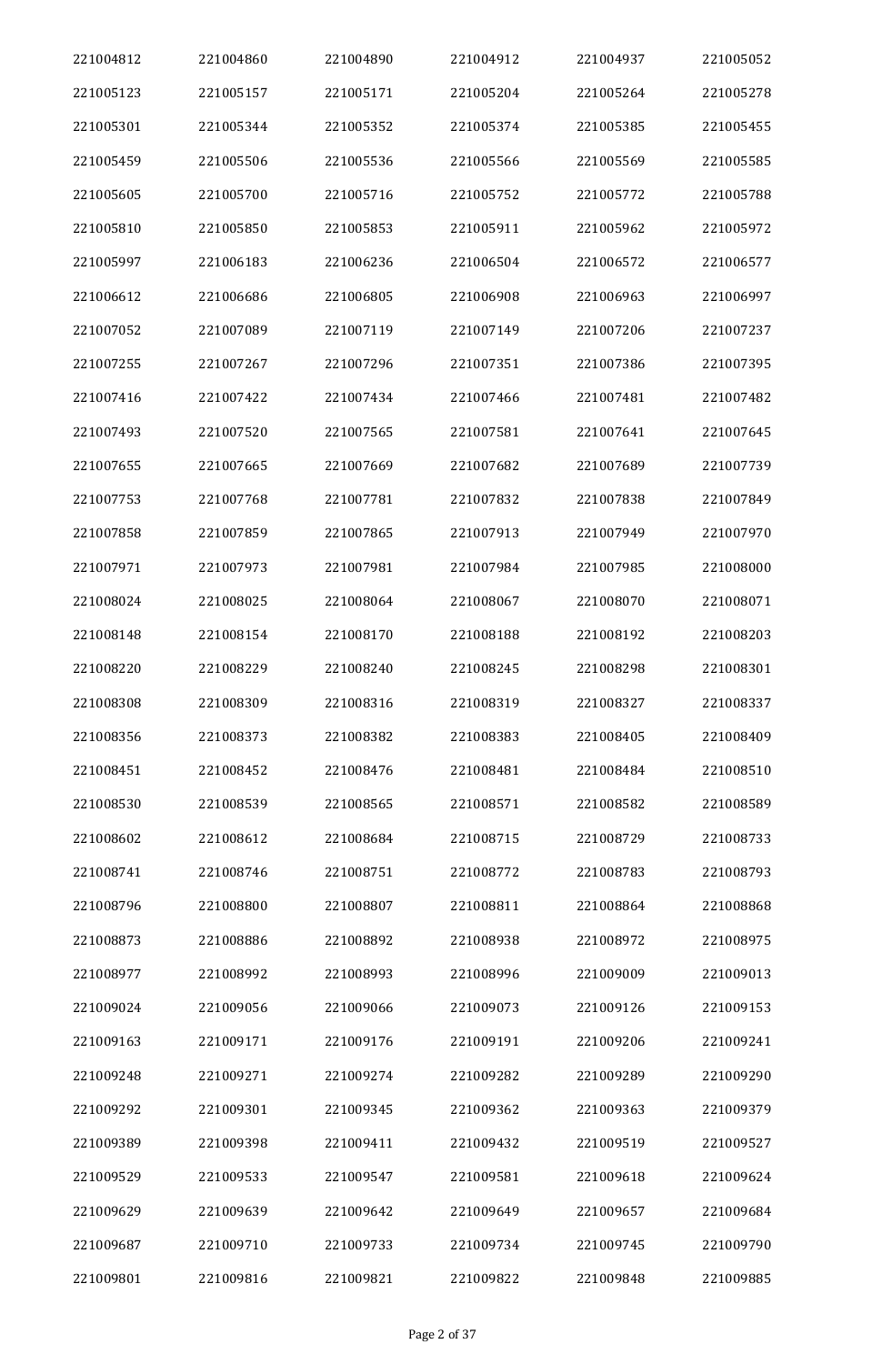| | | | | | |
|---|---|---|---|---|---|
| 221004812 | 221004860 | 221004890 | 221004912 | 221004937 | 221005052 |
| 221005123 | 221005157 | 221005171 | 221005204 | 221005264 | 221005278 |
| 221005301 | 221005344 | 221005352 | 221005374 | 221005385 | 221005455 |
| 221005459 | 221005506 | 221005536 | 221005566 | 221005569 | 221005585 |
| 221005605 | 221005700 | 221005716 | 221005752 | 221005772 | 221005788 |
| 221005810 | 221005850 | 221005853 | 221005911 | 221005962 | 221005972 |
| 221005997 | 221006183 | 221006236 | 221006504 | 221006572 | 221006577 |
| 221006612 | 221006686 | 221006805 | 221006908 | 221006963 | 221006997 |
| 221007052 | 221007089 | 221007119 | 221007149 | 221007206 | 221007237 |
| 221007255 | 221007267 | 221007296 | 221007351 | 221007386 | 221007395 |
| 221007416 | 221007422 | 221007434 | 221007466 | 221007481 | 221007482 |
| 221007493 | 221007520 | 221007565 | 221007581 | 221007641 | 221007645 |
| 221007655 | 221007665 | 221007669 | 221007682 | 221007689 | 221007739 |
| 221007753 | 221007768 | 221007781 | 221007832 | 221007838 | 221007849 |
| 221007858 | 221007859 | 221007865 | 221007913 | 221007949 | 221007970 |
| 221007971 | 221007973 | 221007981 | 221007984 | 221007985 | 221008000 |
| 221008024 | 221008025 | 221008064 | 221008067 | 221008070 | 221008071 |
| 221008148 | 221008154 | 221008170 | 221008188 | 221008192 | 221008203 |
| 221008220 | 221008229 | 221008240 | 221008245 | 221008298 | 221008301 |
| 221008308 | 221008309 | 221008316 | 221008319 | 221008327 | 221008337 |
| 221008356 | 221008373 | 221008382 | 221008383 | 221008405 | 221008409 |
| 221008451 | 221008452 | 221008476 | 221008481 | 221008484 | 221008510 |
| 221008530 | 221008539 | 221008565 | 221008571 | 221008582 | 221008589 |
| 221008602 | 221008612 | 221008684 | 221008715 | 221008729 | 221008733 |
| 221008741 | 221008746 | 221008751 | 221008772 | 221008783 | 221008793 |
| 221008796 | 221008800 | 221008807 | 221008811 | 221008864 | 221008868 |
| 221008873 | 221008886 | 221008892 | 221008938 | 221008972 | 221008975 |
| 221008977 | 221008992 | 221008993 | 221008996 | 221009009 | 221009013 |
| 221009024 | 221009056 | 221009066 | 221009073 | 221009126 | 221009153 |
| 221009163 | 221009171 | 221009176 | 221009191 | 221009206 | 221009241 |
| 221009248 | 221009271 | 221009274 | 221009282 | 221009289 | 221009290 |
| 221009292 | 221009301 | 221009345 | 221009362 | 221009363 | 221009379 |
| 221009389 | 221009398 | 221009411 | 221009432 | 221009519 | 221009527 |
| 221009529 | 221009533 | 221009547 | 221009581 | 221009618 | 221009624 |
| 221009629 | 221009639 | 221009642 | 221009649 | 221009657 | 221009684 |
| 221009687 | 221009710 | 221009733 | 221009734 | 221009745 | 221009790 |
| 221009801 | 221009816 | 221009821 | 221009822 | 221009848 | 221009885 |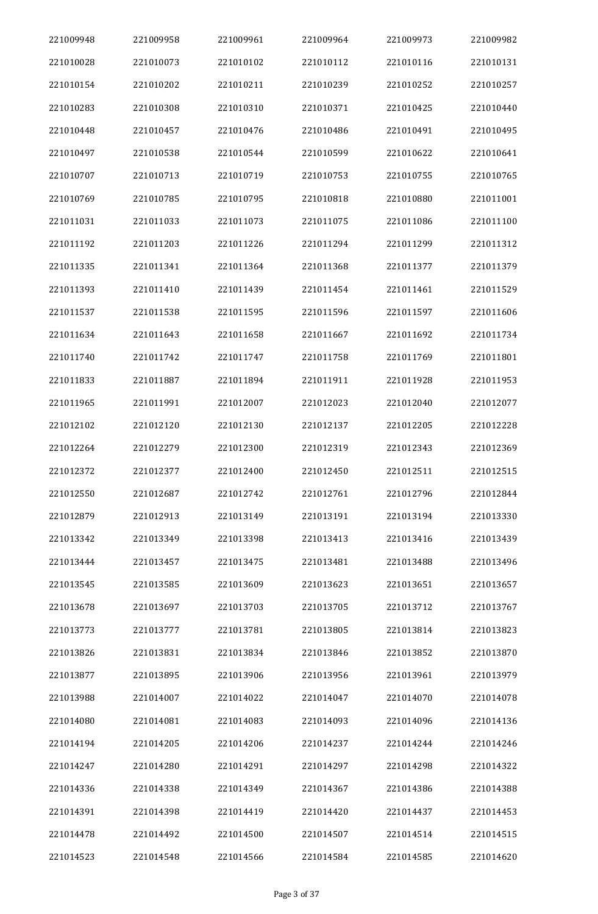| 221009948 | 221009958 | 221009961 | 221009964 | 221009973 | 221009982 |
|---|---|---|---|---|---|
| 221010028 | 221010073 | 221010102 | 221010112 | 221010116 | 221010131 |
| 221010154 | 221010202 | 221010211 | 221010239 | 221010252 | 221010257 |
| 221010283 | 221010308 | 221010310 | 221010371 | 221010425 | 221010440 |
| 221010448 | 221010457 | 221010476 | 221010486 | 221010491 | 221010495 |
| 221010497 | 221010538 | 221010544 | 221010599 | 221010622 | 221010641 |
| 221010707 | 221010713 | 221010719 | 221010753 | 221010755 | 221010765 |
| 221010769 | 221010785 | 221010795 | 221010818 | 221010880 | 221011001 |
| 221011031 | 221011033 | 221011073 | 221011075 | 221011086 | 221011100 |
| 221011192 | 221011203 | 221011226 | 221011294 | 221011299 | 221011312 |
| 221011335 | 221011341 | 221011364 | 221011368 | 221011377 | 221011379 |
| 221011393 | 221011410 | 221011439 | 221011454 | 221011461 | 221011529 |
| 221011537 | 221011538 | 221011595 | 221011596 | 221011597 | 221011606 |
| 221011634 | 221011643 | 221011658 | 221011667 | 221011692 | 221011734 |
| 221011740 | 221011742 | 221011747 | 221011758 | 221011769 | 221011801 |
| 221011833 | 221011887 | 221011894 | 221011911 | 221011928 | 221011953 |
| 221011965 | 221011991 | 221012007 | 221012023 | 221012040 | 221012077 |
| 221012102 | 221012120 | 221012130 | 221012137 | 221012205 | 221012228 |
| 221012264 | 221012279 | 221012300 | 221012319 | 221012343 | 221012369 |
| 221012372 | 221012377 | 221012400 | 221012450 | 221012511 | 221012515 |
| 221012550 | 221012687 | 221012742 | 221012761 | 221012796 | 221012844 |
| 221012879 | 221012913 | 221013149 | 221013191 | 221013194 | 221013330 |
| 221013342 | 221013349 | 221013398 | 221013413 | 221013416 | 221013439 |
| 221013444 | 221013457 | 221013475 | 221013481 | 221013488 | 221013496 |
| 221013545 | 221013585 | 221013609 | 221013623 | 221013651 | 221013657 |
| 221013678 | 221013697 | 221013703 | 221013705 | 221013712 | 221013767 |
| 221013773 | 221013777 | 221013781 | 221013805 | 221013814 | 221013823 |
| 221013826 | 221013831 | 221013834 | 221013846 | 221013852 | 221013870 |
| 221013877 | 221013895 | 221013906 | 221013956 | 221013961 | 221013979 |
| 221013988 | 221014007 | 221014022 | 221014047 | 221014070 | 221014078 |
| 221014080 | 221014081 | 221014083 | 221014093 | 221014096 | 221014136 |
| 221014194 | 221014205 | 221014206 | 221014237 | 221014244 | 221014246 |
| 221014247 | 221014280 | 221014291 | 221014297 | 221014298 | 221014322 |
| 221014336 | 221014338 | 221014349 | 221014367 | 221014386 | 221014388 |
| 221014391 | 221014398 | 221014419 | 221014420 | 221014437 | 221014453 |
| 221014478 | 221014492 | 221014500 | 221014507 | 221014514 | 221014515 |
| 221014523 | 221014548 | 221014566 | 221014584 | 221014585 | 221014620 |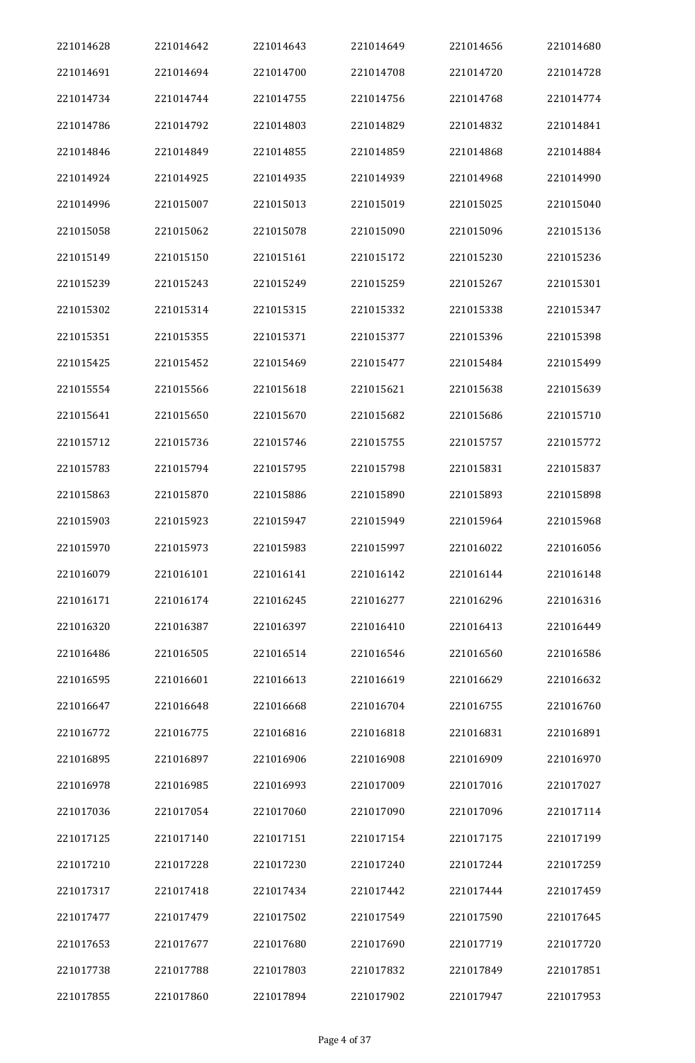| 221014628 | 221014642 | 221014643 | 221014649 | 221014656 | 221014680 |
|---|---|---|---|---|---|
| 221014691 | 221014694 | 221014700 | 221014708 | 221014720 | 221014728 |
| 221014734 | 221014744 | 221014755 | 221014756 | 221014768 | 221014774 |
| 221014786 | 221014792 | 221014803 | 221014829 | 221014832 | 221014841 |
| 221014846 | 221014849 | 221014855 | 221014859 | 221014868 | 221014884 |
| 221014924 | 221014925 | 221014935 | 221014939 | 221014968 | 221014990 |
| 221014996 | 221015007 | 221015013 | 221015019 | 221015025 | 221015040 |
| 221015058 | 221015062 | 221015078 | 221015090 | 221015096 | 221015136 |
| 221015149 | 221015150 | 221015161 | 221015172 | 221015230 | 221015236 |
| 221015239 | 221015243 | 221015249 | 221015259 | 221015267 | 221015301 |
| 221015302 | 221015314 | 221015315 | 221015332 | 221015338 | 221015347 |
| 221015351 | 221015355 | 221015371 | 221015377 | 221015396 | 221015398 |
| 221015425 | 221015452 | 221015469 | 221015477 | 221015484 | 221015499 |
| 221015554 | 221015566 | 221015618 | 221015621 | 221015638 | 221015639 |
| 221015641 | 221015650 | 221015670 | 221015682 | 221015686 | 221015710 |
| 221015712 | 221015736 | 221015746 | 221015755 | 221015757 | 221015772 |
| 221015783 | 221015794 | 221015795 | 221015798 | 221015831 | 221015837 |
| 221015863 | 221015870 | 221015886 | 221015890 | 221015893 | 221015898 |
| 221015903 | 221015923 | 221015947 | 221015949 | 221015964 | 221015968 |
| 221015970 | 221015973 | 221015983 | 221015997 | 221016022 | 221016056 |
| 221016079 | 221016101 | 221016141 | 221016142 | 221016144 | 221016148 |
| 221016171 | 221016174 | 221016245 | 221016277 | 221016296 | 221016316 |
| 221016320 | 221016387 | 221016397 | 221016410 | 221016413 | 221016449 |
| 221016486 | 221016505 | 221016514 | 221016546 | 221016560 | 221016586 |
| 221016595 | 221016601 | 221016613 | 221016619 | 221016629 | 221016632 |
| 221016647 | 221016648 | 221016668 | 221016704 | 221016755 | 221016760 |
| 221016772 | 221016775 | 221016816 | 221016818 | 221016831 | 221016891 |
| 221016895 | 221016897 | 221016906 | 221016908 | 221016909 | 221016970 |
| 221016978 | 221016985 | 221016993 | 221017009 | 221017016 | 221017027 |
| 221017036 | 221017054 | 221017060 | 221017090 | 221017096 | 221017114 |
| 221017125 | 221017140 | 221017151 | 221017154 | 221017175 | 221017199 |
| 221017210 | 221017228 | 221017230 | 221017240 | 221017244 | 221017259 |
| 221017317 | 221017418 | 221017434 | 221017442 | 221017444 | 221017459 |
| 221017477 | 221017479 | 221017502 | 221017549 | 221017590 | 221017645 |
| 221017653 | 221017677 | 221017680 | 221017690 | 221017719 | 221017720 |
| 221017738 | 221017788 | 221017803 | 221017832 | 221017849 | 221017851 |
| 221017855 | 221017860 | 221017894 | 221017902 | 221017947 | 221017953 |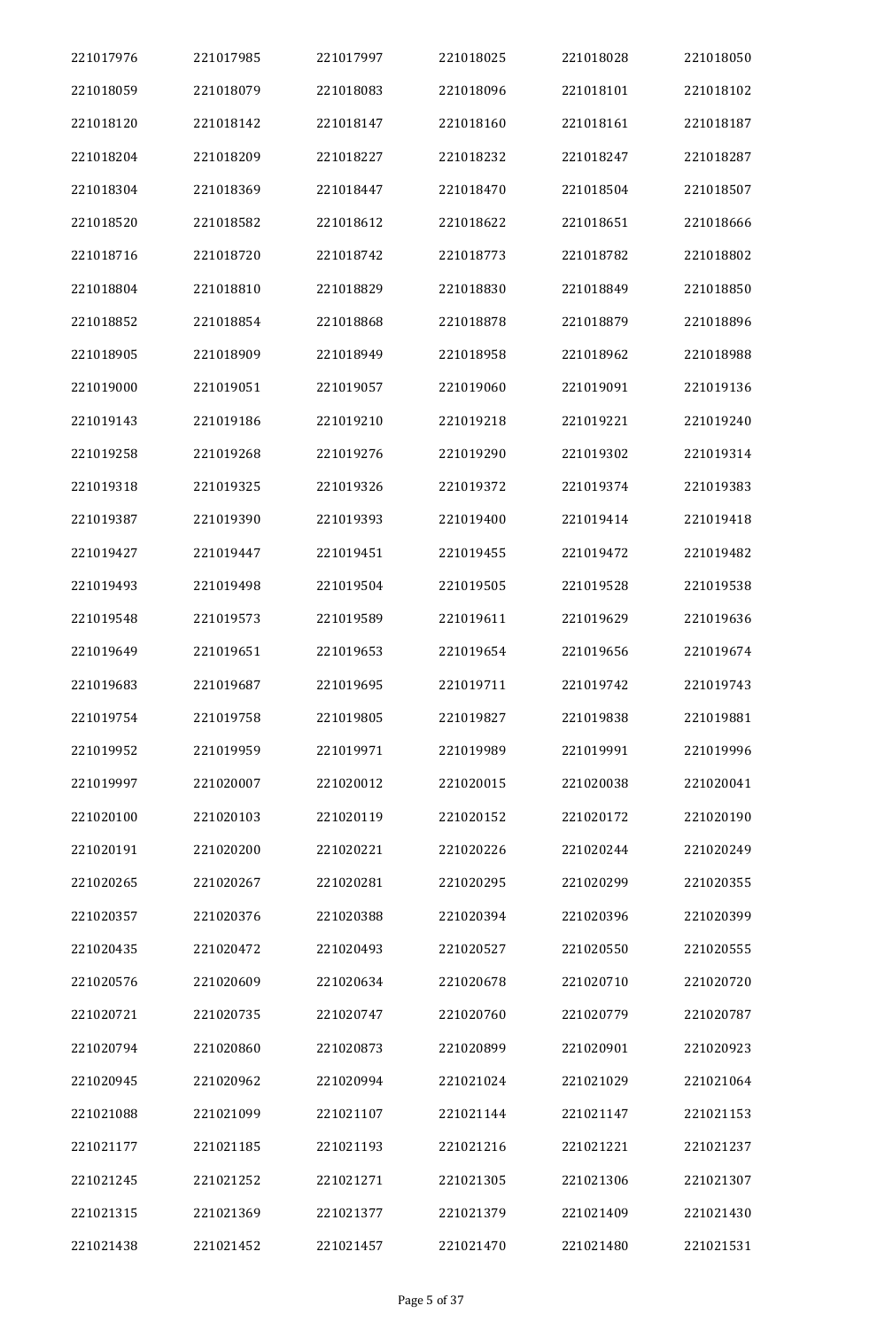| 221017976 | 221017985 | 221017997 | 221018025 | 221018028 | 221018050 |
|---|---|---|---|---|---|
| 221018059 | 221018079 | 221018083 | 221018096 | 221018101 | 221018102 |
| 221018120 | 221018142 | 221018147 | 221018160 | 221018161 | 221018187 |
| 221018204 | 221018209 | 221018227 | 221018232 | 221018247 | 221018287 |
| 221018304 | 221018369 | 221018447 | 221018470 | 221018504 | 221018507 |
| 221018520 | 221018582 | 221018612 | 221018622 | 221018651 | 221018666 |
| 221018716 | 221018720 | 221018742 | 221018773 | 221018782 | 221018802 |
| 221018804 | 221018810 | 221018829 | 221018830 | 221018849 | 221018850 |
| 221018852 | 221018854 | 221018868 | 221018878 | 221018879 | 221018896 |
| 221018905 | 221018909 | 221018949 | 221018958 | 221018962 | 221018988 |
| 221019000 | 221019051 | 221019057 | 221019060 | 221019091 | 221019136 |
| 221019143 | 221019186 | 221019210 | 221019218 | 221019221 | 221019240 |
| 221019258 | 221019268 | 221019276 | 221019290 | 221019302 | 221019314 |
| 221019318 | 221019325 | 221019326 | 221019372 | 221019374 | 221019383 |
| 221019387 | 221019390 | 221019393 | 221019400 | 221019414 | 221019418 |
| 221019427 | 221019447 | 221019451 | 221019455 | 221019472 | 221019482 |
| 221019493 | 221019498 | 221019504 | 221019505 | 221019528 | 221019538 |
| 221019548 | 221019573 | 221019589 | 221019611 | 221019629 | 221019636 |
| 221019649 | 221019651 | 221019653 | 221019654 | 221019656 | 221019674 |
| 221019683 | 221019687 | 221019695 | 221019711 | 221019742 | 221019743 |
| 221019754 | 221019758 | 221019805 | 221019827 | 221019838 | 221019881 |
| 221019952 | 221019959 | 221019971 | 221019989 | 221019991 | 221019996 |
| 221019997 | 221020007 | 221020012 | 221020015 | 221020038 | 221020041 |
| 221020100 | 221020103 | 221020119 | 221020152 | 221020172 | 221020190 |
| 221020191 | 221020200 | 221020221 | 221020226 | 221020244 | 221020249 |
| 221020265 | 221020267 | 221020281 | 221020295 | 221020299 | 221020355 |
| 221020357 | 221020376 | 221020388 | 221020394 | 221020396 | 221020399 |
| 221020435 | 221020472 | 221020493 | 221020527 | 221020550 | 221020555 |
| 221020576 | 221020609 | 221020634 | 221020678 | 221020710 | 221020720 |
| 221020721 | 221020735 | 221020747 | 221020760 | 221020779 | 221020787 |
| 221020794 | 221020860 | 221020873 | 221020899 | 221020901 | 221020923 |
| 221020945 | 221020962 | 221020994 | 221021024 | 221021029 | 221021064 |
| 221021088 | 221021099 | 221021107 | 221021144 | 221021147 | 221021153 |
| 221021177 | 221021185 | 221021193 | 221021216 | 221021221 | 221021237 |
| 221021245 | 221021252 | 221021271 | 221021305 | 221021306 | 221021307 |
| 221021315 | 221021369 | 221021377 | 221021379 | 221021409 | 221021430 |
| 221021438 | 221021452 | 221021457 | 221021470 | 221021480 | 221021531 |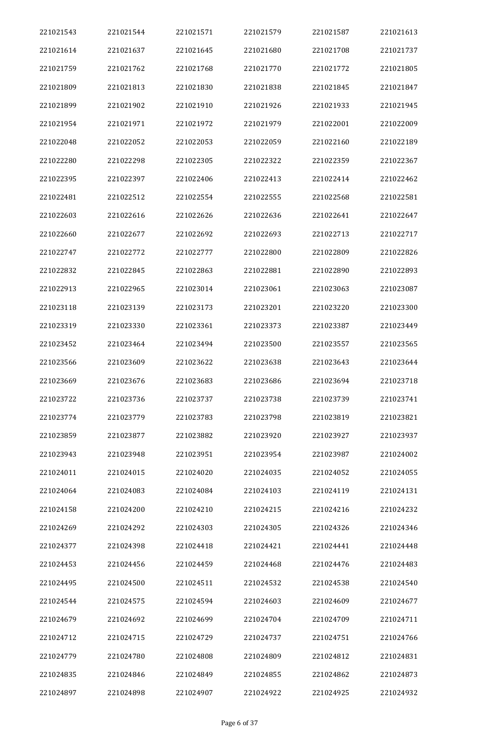| 221021543 | 221021544 | 221021571 | 221021579 | 221021587 | 221021613 |
|---|---|---|---|---|---|
| 221021614 | 221021637 | 221021645 | 221021680 | 221021708 | 221021737 |
| 221021759 | 221021762 | 221021768 | 221021770 | 221021772 | 221021805 |
| 221021809 | 221021813 | 221021830 | 221021838 | 221021845 | 221021847 |
| 221021899 | 221021902 | 221021910 | 221021926 | 221021933 | 221021945 |
| 221021954 | 221021971 | 221021972 | 221021979 | 221022001 | 221022009 |
| 221022048 | 221022052 | 221022053 | 221022059 | 221022160 | 221022189 |
| 221022280 | 221022298 | 221022305 | 221022322 | 221022359 | 221022367 |
| 221022395 | 221022397 | 221022406 | 221022413 | 221022414 | 221022462 |
| 221022481 | 221022512 | 221022554 | 221022555 | 221022568 | 221022581 |
| 221022603 | 221022616 | 221022626 | 221022636 | 221022641 | 221022647 |
| 221022660 | 221022677 | 221022692 | 221022693 | 221022713 | 221022717 |
| 221022747 | 221022772 | 221022777 | 221022800 | 221022809 | 221022826 |
| 221022832 | 221022845 | 221022863 | 221022881 | 221022890 | 221022893 |
| 221022913 | 221022965 | 221023014 | 221023061 | 221023063 | 221023087 |
| 221023118 | 221023139 | 221023173 | 221023201 | 221023220 | 221023300 |
| 221023319 | 221023330 | 221023361 | 221023373 | 221023387 | 221023449 |
| 221023452 | 221023464 | 221023494 | 221023500 | 221023557 | 221023565 |
| 221023566 | 221023609 | 221023622 | 221023638 | 221023643 | 221023644 |
| 221023669 | 221023676 | 221023683 | 221023686 | 221023694 | 221023718 |
| 221023722 | 221023736 | 221023737 | 221023738 | 221023739 | 221023741 |
| 221023774 | 221023779 | 221023783 | 221023798 | 221023819 | 221023821 |
| 221023859 | 221023877 | 221023882 | 221023920 | 221023927 | 221023937 |
| 221023943 | 221023948 | 221023951 | 221023954 | 221023987 | 221024002 |
| 221024011 | 221024015 | 221024020 | 221024035 | 221024052 | 221024055 |
| 221024064 | 221024083 | 221024084 | 221024103 | 221024119 | 221024131 |
| 221024158 | 221024200 | 221024210 | 221024215 | 221024216 | 221024232 |
| 221024269 | 221024292 | 221024303 | 221024305 | 221024326 | 221024346 |
| 221024377 | 221024398 | 221024418 | 221024421 | 221024441 | 221024448 |
| 221024453 | 221024456 | 221024459 | 221024468 | 221024476 | 221024483 |
| 221024495 | 221024500 | 221024511 | 221024532 | 221024538 | 221024540 |
| 221024544 | 221024575 | 221024594 | 221024603 | 221024609 | 221024677 |
| 221024679 | 221024692 | 221024699 | 221024704 | 221024709 | 221024711 |
| 221024712 | 221024715 | 221024729 | 221024737 | 221024751 | 221024766 |
| 221024779 | 221024780 | 221024808 | 221024809 | 221024812 | 221024831 |
| 221024835 | 221024846 | 221024849 | 221024855 | 221024862 | 221024873 |
| 221024897 | 221024898 | 221024907 | 221024922 | 221024925 | 221024932 |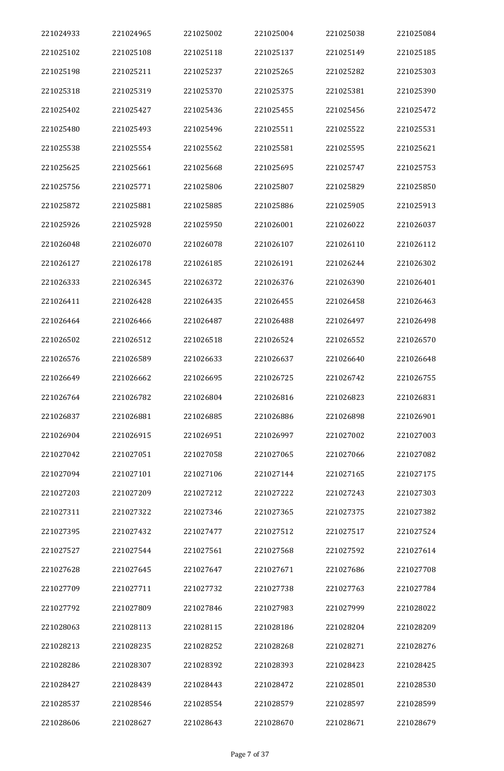| 221024933 | 221024965 | 221025002 | 221025004 | 221025038 | 221025084 |
|---|---|---|---|---|---|
| 221025102 | 221025108 | 221025118 | 221025137 | 221025149 | 221025185 |
| 221025198 | 221025211 | 221025237 | 221025265 | 221025282 | 221025303 |
| 221025318 | 221025319 | 221025370 | 221025375 | 221025381 | 221025390 |
| 221025402 | 221025427 | 221025436 | 221025455 | 221025456 | 221025472 |
| 221025480 | 221025493 | 221025496 | 221025511 | 221025522 | 221025531 |
| 221025538 | 221025554 | 221025562 | 221025581 | 221025595 | 221025621 |
| 221025625 | 221025661 | 221025668 | 221025695 | 221025747 | 221025753 |
| 221025756 | 221025771 | 221025806 | 221025807 | 221025829 | 221025850 |
| 221025872 | 221025881 | 221025885 | 221025886 | 221025905 | 221025913 |
| 221025926 | 221025928 | 221025950 | 221026001 | 221026022 | 221026037 |
| 221026048 | 221026070 | 221026078 | 221026107 | 221026110 | 221026112 |
| 221026127 | 221026178 | 221026185 | 221026191 | 221026244 | 221026302 |
| 221026333 | 221026345 | 221026372 | 221026376 | 221026390 | 221026401 |
| 221026411 | 221026428 | 221026435 | 221026455 | 221026458 | 221026463 |
| 221026464 | 221026466 | 221026487 | 221026488 | 221026497 | 221026498 |
| 221026502 | 221026512 | 221026518 | 221026524 | 221026552 | 221026570 |
| 221026576 | 221026589 | 221026633 | 221026637 | 221026640 | 221026648 |
| 221026649 | 221026662 | 221026695 | 221026725 | 221026742 | 221026755 |
| 221026764 | 221026782 | 221026804 | 221026816 | 221026823 | 221026831 |
| 221026837 | 221026881 | 221026885 | 221026886 | 221026898 | 221026901 |
| 221026904 | 221026915 | 221026951 | 221026997 | 221027002 | 221027003 |
| 221027042 | 221027051 | 221027058 | 221027065 | 221027066 | 221027082 |
| 221027094 | 221027101 | 221027106 | 221027144 | 221027165 | 221027175 |
| 221027203 | 221027209 | 221027212 | 221027222 | 221027243 | 221027303 |
| 221027311 | 221027322 | 221027346 | 221027365 | 221027375 | 221027382 |
| 221027395 | 221027432 | 221027477 | 221027512 | 221027517 | 221027524 |
| 221027527 | 221027544 | 221027561 | 221027568 | 221027592 | 221027614 |
| 221027628 | 221027645 | 221027647 | 221027671 | 221027686 | 221027708 |
| 221027709 | 221027711 | 221027732 | 221027738 | 221027763 | 221027784 |
| 221027792 | 221027809 | 221027846 | 221027983 | 221027999 | 221028022 |
| 221028063 | 221028113 | 221028115 | 221028186 | 221028204 | 221028209 |
| 221028213 | 221028235 | 221028252 | 221028268 | 221028271 | 221028276 |
| 221028286 | 221028307 | 221028392 | 221028393 | 221028423 | 221028425 |
| 221028427 | 221028439 | 221028443 | 221028472 | 221028501 | 221028530 |
| 221028537 | 221028546 | 221028554 | 221028579 | 221028597 | 221028599 |
| 221028606 | 221028627 | 221028643 | 221028670 | 221028671 | 221028679 |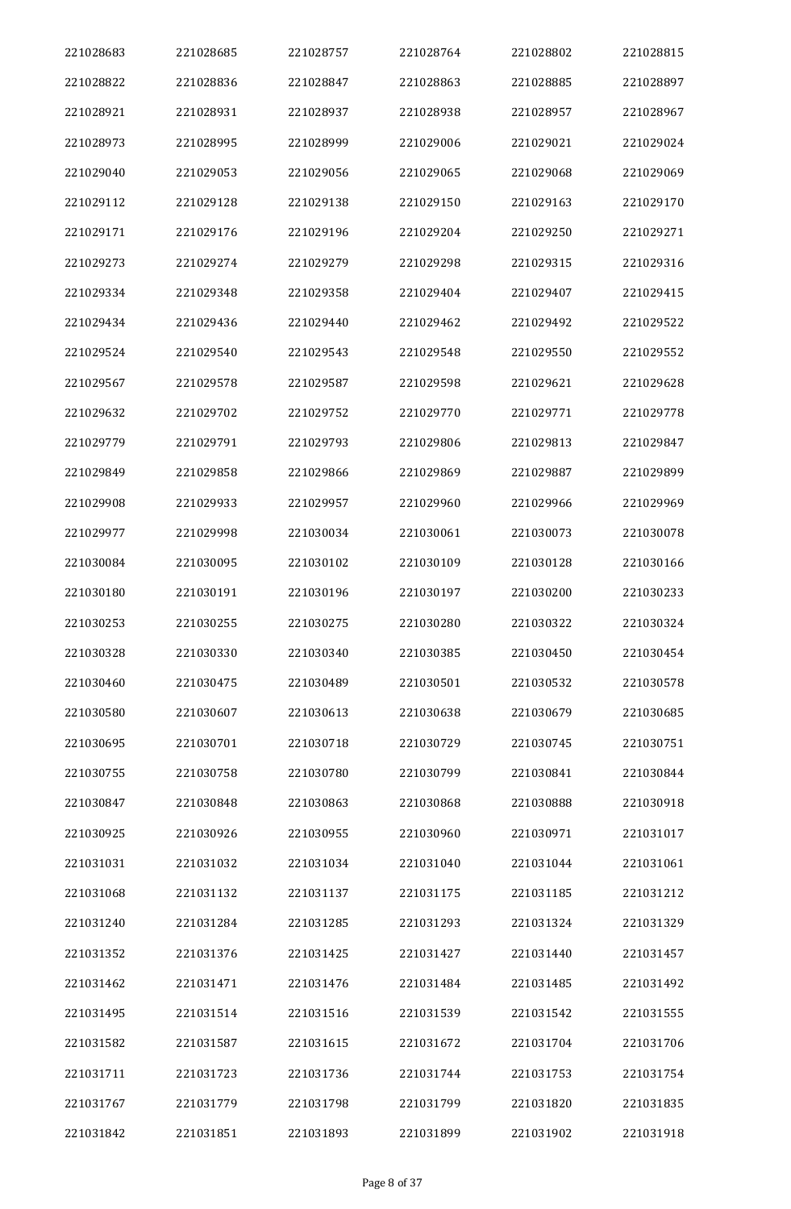| 221028683 | 221028685 | 221028757 | 221028764 | 221028802 | 221028815 |
|---|---|---|---|---|---|
| 221028822 | 221028836 | 221028847 | 221028863 | 221028885 | 221028897 |
| 221028921 | 221028931 | 221028937 | 221028938 | 221028957 | 221028967 |
| 221028973 | 221028995 | 221028999 | 221029006 | 221029021 | 221029024 |
| 221029040 | 221029053 | 221029056 | 221029065 | 221029068 | 221029069 |
| 221029112 | 221029128 | 221029138 | 221029150 | 221029163 | 221029170 |
| 221029171 | 221029176 | 221029196 | 221029204 | 221029250 | 221029271 |
| 221029273 | 221029274 | 221029279 | 221029298 | 221029315 | 221029316 |
| 221029334 | 221029348 | 221029358 | 221029404 | 221029407 | 221029415 |
| 221029434 | 221029436 | 221029440 | 221029462 | 221029492 | 221029522 |
| 221029524 | 221029540 | 221029543 | 221029548 | 221029550 | 221029552 |
| 221029567 | 221029578 | 221029587 | 221029598 | 221029621 | 221029628 |
| 221029632 | 221029702 | 221029752 | 221029770 | 221029771 | 221029778 |
| 221029779 | 221029791 | 221029793 | 221029806 | 221029813 | 221029847 |
| 221029849 | 221029858 | 221029866 | 221029869 | 221029887 | 221029899 |
| 221029908 | 221029933 | 221029957 | 221029960 | 221029966 | 221029969 |
| 221029977 | 221029998 | 221030034 | 221030061 | 221030073 | 221030078 |
| 221030084 | 221030095 | 221030102 | 221030109 | 221030128 | 221030166 |
| 221030180 | 221030191 | 221030196 | 221030197 | 221030200 | 221030233 |
| 221030253 | 221030255 | 221030275 | 221030280 | 221030322 | 221030324 |
| 221030328 | 221030330 | 221030340 | 221030385 | 221030450 | 221030454 |
| 221030460 | 221030475 | 221030489 | 221030501 | 221030532 | 221030578 |
| 221030580 | 221030607 | 221030613 | 221030638 | 221030679 | 221030685 |
| 221030695 | 221030701 | 221030718 | 221030729 | 221030745 | 221030751 |
| 221030755 | 221030758 | 221030780 | 221030799 | 221030841 | 221030844 |
| 221030847 | 221030848 | 221030863 | 221030868 | 221030888 | 221030918 |
| 221030925 | 221030926 | 221030955 | 221030960 | 221030971 | 221031017 |
| 221031031 | 221031032 | 221031034 | 221031040 | 221031044 | 221031061 |
| 221031068 | 221031132 | 221031137 | 221031175 | 221031185 | 221031212 |
| 221031240 | 221031284 | 221031285 | 221031293 | 221031324 | 221031329 |
| 221031352 | 221031376 | 221031425 | 221031427 | 221031440 | 221031457 |
| 221031462 | 221031471 | 221031476 | 221031484 | 221031485 | 221031492 |
| 221031495 | 221031514 | 221031516 | 221031539 | 221031542 | 221031555 |
| 221031582 | 221031587 | 221031615 | 221031672 | 221031704 | 221031706 |
| 221031711 | 221031723 | 221031736 | 221031744 | 221031753 | 221031754 |
| 221031767 | 221031779 | 221031798 | 221031799 | 221031820 | 221031835 |
| 221031842 | 221031851 | 221031893 | 221031899 | 221031902 | 221031918 |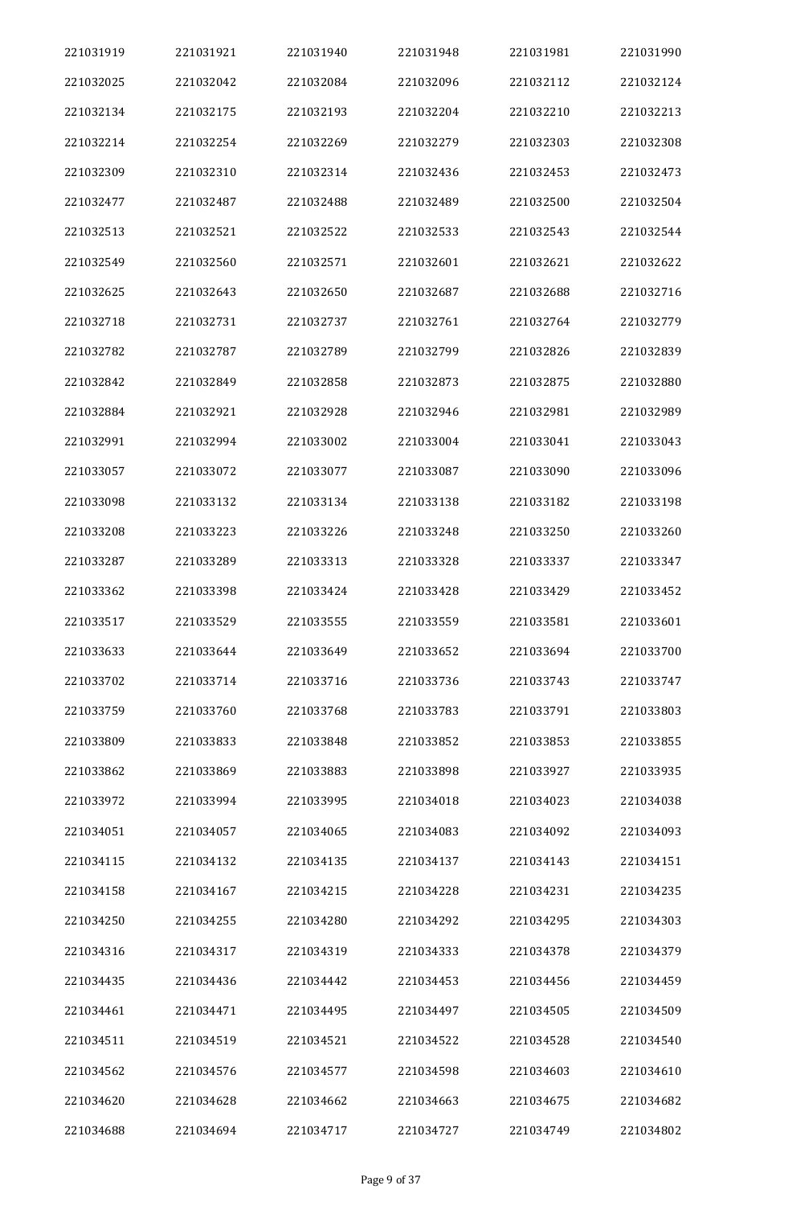| | | | | | |
|---|---|---|---|---|---|
| 221031919 | 221031921 | 221031940 | 221031948 | 221031981 | 221031990 |
| 221032025 | 221032042 | 221032084 | 221032096 | 221032112 | 221032124 |
| 221032134 | 221032175 | 221032193 | 221032204 | 221032210 | 221032213 |
| 221032214 | 221032254 | 221032269 | 221032279 | 221032303 | 221032308 |
| 221032309 | 221032310 | 221032314 | 221032436 | 221032453 | 221032473 |
| 221032477 | 221032487 | 221032488 | 221032489 | 221032500 | 221032504 |
| 221032513 | 221032521 | 221032522 | 221032533 | 221032543 | 221032544 |
| 221032549 | 221032560 | 221032571 | 221032601 | 221032621 | 221032622 |
| 221032625 | 221032643 | 221032650 | 221032687 | 221032688 | 221032716 |
| 221032718 | 221032731 | 221032737 | 221032761 | 221032764 | 221032779 |
| 221032782 | 221032787 | 221032789 | 221032799 | 221032826 | 221032839 |
| 221032842 | 221032849 | 221032858 | 221032873 | 221032875 | 221032880 |
| 221032884 | 221032921 | 221032928 | 221032946 | 221032981 | 221032989 |
| 221032991 | 221032994 | 221033002 | 221033004 | 221033041 | 221033043 |
| 221033057 | 221033072 | 221033077 | 221033087 | 221033090 | 221033096 |
| 221033098 | 221033132 | 221033134 | 221033138 | 221033182 | 221033198 |
| 221033208 | 221033223 | 221033226 | 221033248 | 221033250 | 221033260 |
| 221033287 | 221033289 | 221033313 | 221033328 | 221033337 | 221033347 |
| 221033362 | 221033398 | 221033424 | 221033428 | 221033429 | 221033452 |
| 221033517 | 221033529 | 221033555 | 221033559 | 221033581 | 221033601 |
| 221033633 | 221033644 | 221033649 | 221033652 | 221033694 | 221033700 |
| 221033702 | 221033714 | 221033716 | 221033736 | 221033743 | 221033747 |
| 221033759 | 221033760 | 221033768 | 221033783 | 221033791 | 221033803 |
| 221033809 | 221033833 | 221033848 | 221033852 | 221033853 | 221033855 |
| 221033862 | 221033869 | 221033883 | 221033898 | 221033927 | 221033935 |
| 221033972 | 221033994 | 221033995 | 221034018 | 221034023 | 221034038 |
| 221034051 | 221034057 | 221034065 | 221034083 | 221034092 | 221034093 |
| 221034115 | 221034132 | 221034135 | 221034137 | 221034143 | 221034151 |
| 221034158 | 221034167 | 221034215 | 221034228 | 221034231 | 221034235 |
| 221034250 | 221034255 | 221034280 | 221034292 | 221034295 | 221034303 |
| 221034316 | 221034317 | 221034319 | 221034333 | 221034378 | 221034379 |
| 221034435 | 221034436 | 221034442 | 221034453 | 221034456 | 221034459 |
| 221034461 | 221034471 | 221034495 | 221034497 | 221034505 | 221034509 |
| 221034511 | 221034519 | 221034521 | 221034522 | 221034528 | 221034540 |
| 221034562 | 221034576 | 221034577 | 221034598 | 221034603 | 221034610 |
| 221034620 | 221034628 | 221034662 | 221034663 | 221034675 | 221034682 |
| 221034688 | 221034694 | 221034717 | 221034727 | 221034749 | 221034802 |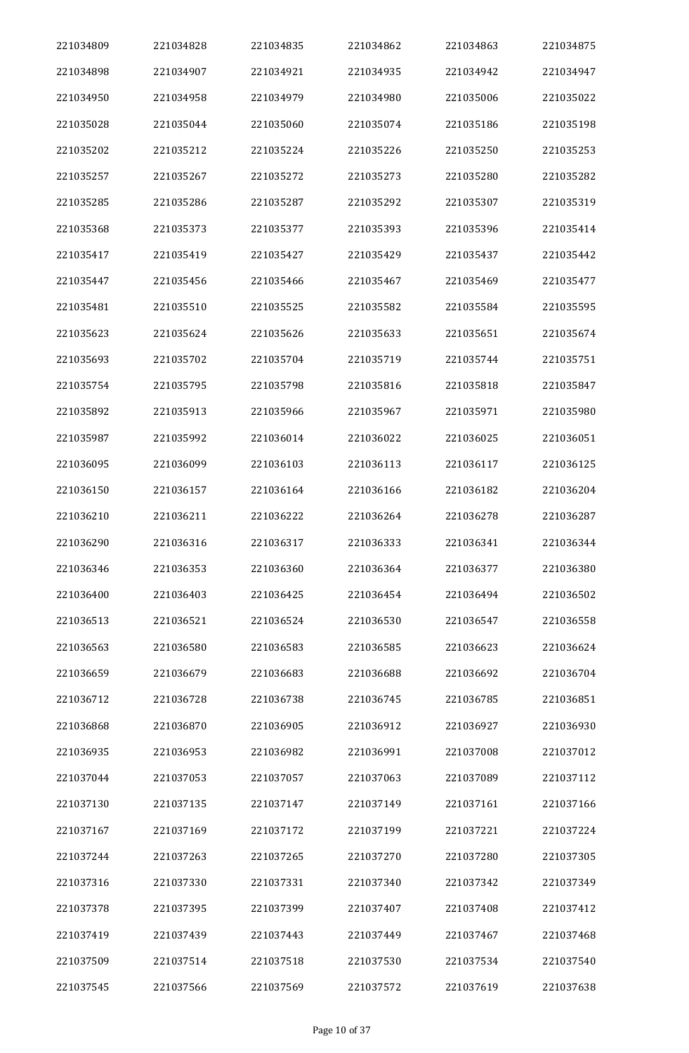| 221034809 | 221034828 | 221034835 | 221034862 | 221034863 | 221034875 |
|---|---|---|---|---|---|
| 221034898 | 221034907 | 221034921 | 221034935 | 221034942 | 221034947 |
| 221034950 | 221034958 | 221034979 | 221034980 | 221035006 | 221035022 |
| 221035028 | 221035044 | 221035060 | 221035074 | 221035186 | 221035198 |
| 221035202 | 221035212 | 221035224 | 221035226 | 221035250 | 221035253 |
| 221035257 | 221035267 | 221035272 | 221035273 | 221035280 | 221035282 |
| 221035285 | 221035286 | 221035287 | 221035292 | 221035307 | 221035319 |
| 221035368 | 221035373 | 221035377 | 221035393 | 221035396 | 221035414 |
| 221035417 | 221035419 | 221035427 | 221035429 | 221035437 | 221035442 |
| 221035447 | 221035456 | 221035466 | 221035467 | 221035469 | 221035477 |
| 221035481 | 221035510 | 221035525 | 221035582 | 221035584 | 221035595 |
| 221035623 | 221035624 | 221035626 | 221035633 | 221035651 | 221035674 |
| 221035693 | 221035702 | 221035704 | 221035719 | 221035744 | 221035751 |
| 221035754 | 221035795 | 221035798 | 221035816 | 221035818 | 221035847 |
| 221035892 | 221035913 | 221035966 | 221035967 | 221035971 | 221035980 |
| 221035987 | 221035992 | 221036014 | 221036022 | 221036025 | 221036051 |
| 221036095 | 221036099 | 221036103 | 221036113 | 221036117 | 221036125 |
| 221036150 | 221036157 | 221036164 | 221036166 | 221036182 | 221036204 |
| 221036210 | 221036211 | 221036222 | 221036264 | 221036278 | 221036287 |
| 221036290 | 221036316 | 221036317 | 221036333 | 221036341 | 221036344 |
| 221036346 | 221036353 | 221036360 | 221036364 | 221036377 | 221036380 |
| 221036400 | 221036403 | 221036425 | 221036454 | 221036494 | 221036502 |
| 221036513 | 221036521 | 221036524 | 221036530 | 221036547 | 221036558 |
| 221036563 | 221036580 | 221036583 | 221036585 | 221036623 | 221036624 |
| 221036659 | 221036679 | 221036683 | 221036688 | 221036692 | 221036704 |
| 221036712 | 221036728 | 221036738 | 221036745 | 221036785 | 221036851 |
| 221036868 | 221036870 | 221036905 | 221036912 | 221036927 | 221036930 |
| 221036935 | 221036953 | 221036982 | 221036991 | 221037008 | 221037012 |
| 221037044 | 221037053 | 221037057 | 221037063 | 221037089 | 221037112 |
| 221037130 | 221037135 | 221037147 | 221037149 | 221037161 | 221037166 |
| 221037167 | 221037169 | 221037172 | 221037199 | 221037221 | 221037224 |
| 221037244 | 221037263 | 221037265 | 221037270 | 221037280 | 221037305 |
| 221037316 | 221037330 | 221037331 | 221037340 | 221037342 | 221037349 |
| 221037378 | 221037395 | 221037399 | 221037407 | 221037408 | 221037412 |
| 221037419 | 221037439 | 221037443 | 221037449 | 221037467 | 221037468 |
| 221037509 | 221037514 | 221037518 | 221037530 | 221037534 | 221037540 |
| 221037545 | 221037566 | 221037569 | 221037572 | 221037619 | 221037638 |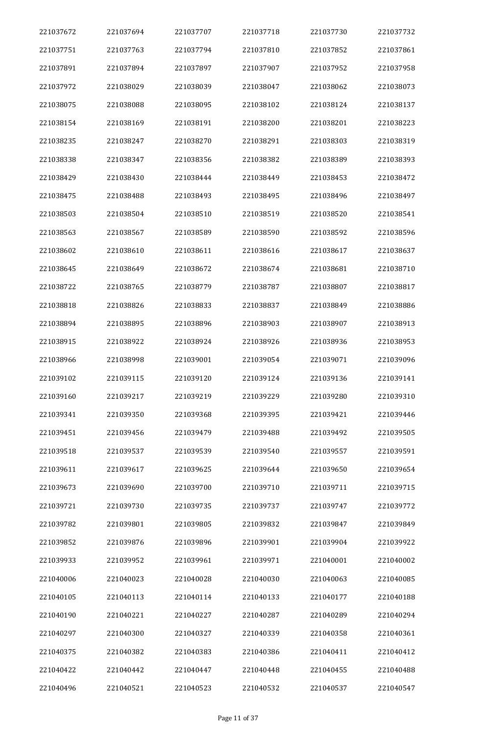| | | | | | |
|---|---|---|---|---|---|
| 221037672 | 221037694 | 221037707 | 221037718 | 221037730 | 221037732 |
| 221037751 | 221037763 | 221037794 | 221037810 | 221037852 | 221037861 |
| 221037891 | 221037894 | 221037897 | 221037907 | 221037952 | 221037958 |
| 221037972 | 221038029 | 221038039 | 221038047 | 221038062 | 221038073 |
| 221038075 | 221038088 | 221038095 | 221038102 | 221038124 | 221038137 |
| 221038154 | 221038169 | 221038191 | 221038200 | 221038201 | 221038223 |
| 221038235 | 221038247 | 221038270 | 221038291 | 221038303 | 221038319 |
| 221038338 | 221038347 | 221038356 | 221038382 | 221038389 | 221038393 |
| 221038429 | 221038430 | 221038444 | 221038449 | 221038453 | 221038472 |
| 221038475 | 221038488 | 221038493 | 221038495 | 221038496 | 221038497 |
| 221038503 | 221038504 | 221038510 | 221038519 | 221038520 | 221038541 |
| 221038563 | 221038567 | 221038589 | 221038590 | 221038592 | 221038596 |
| 221038602 | 221038610 | 221038611 | 221038616 | 221038617 | 221038637 |
| 221038645 | 221038649 | 221038672 | 221038674 | 221038681 | 221038710 |
| 221038722 | 221038765 | 221038779 | 221038787 | 221038807 | 221038817 |
| 221038818 | 221038826 | 221038833 | 221038837 | 221038849 | 221038886 |
| 221038894 | 221038895 | 221038896 | 221038903 | 221038907 | 221038913 |
| 221038915 | 221038922 | 221038924 | 221038926 | 221038936 | 221038953 |
| 221038966 | 221038998 | 221039001 | 221039054 | 221039071 | 221039096 |
| 221039102 | 221039115 | 221039120 | 221039124 | 221039136 | 221039141 |
| 221039160 | 221039217 | 221039219 | 221039229 | 221039280 | 221039310 |
| 221039341 | 221039350 | 221039368 | 221039395 | 221039421 | 221039446 |
| 221039451 | 221039456 | 221039479 | 221039488 | 221039492 | 221039505 |
| 221039518 | 221039537 | 221039539 | 221039540 | 221039557 | 221039591 |
| 221039611 | 221039617 | 221039625 | 221039644 | 221039650 | 221039654 |
| 221039673 | 221039690 | 221039700 | 221039710 | 221039711 | 221039715 |
| 221039721 | 221039730 | 221039735 | 221039737 | 221039747 | 221039772 |
| 221039782 | 221039801 | 221039805 | 221039832 | 221039847 | 221039849 |
| 221039852 | 221039876 | 221039896 | 221039901 | 221039904 | 221039922 |
| 221039933 | 221039952 | 221039961 | 221039971 | 221040001 | 221040002 |
| 221040006 | 221040023 | 221040028 | 221040030 | 221040063 | 221040085 |
| 221040105 | 221040113 | 221040114 | 221040133 | 221040177 | 221040188 |
| 221040190 | 221040221 | 221040227 | 221040287 | 221040289 | 221040294 |
| 221040297 | 221040300 | 221040327 | 221040339 | 221040358 | 221040361 |
| 221040375 | 221040382 | 221040383 | 221040386 | 221040411 | 221040412 |
| 221040422 | 221040442 | 221040447 | 221040448 | 221040455 | 221040488 |
| 221040496 | 221040521 | 221040523 | 221040532 | 221040537 | 221040547 |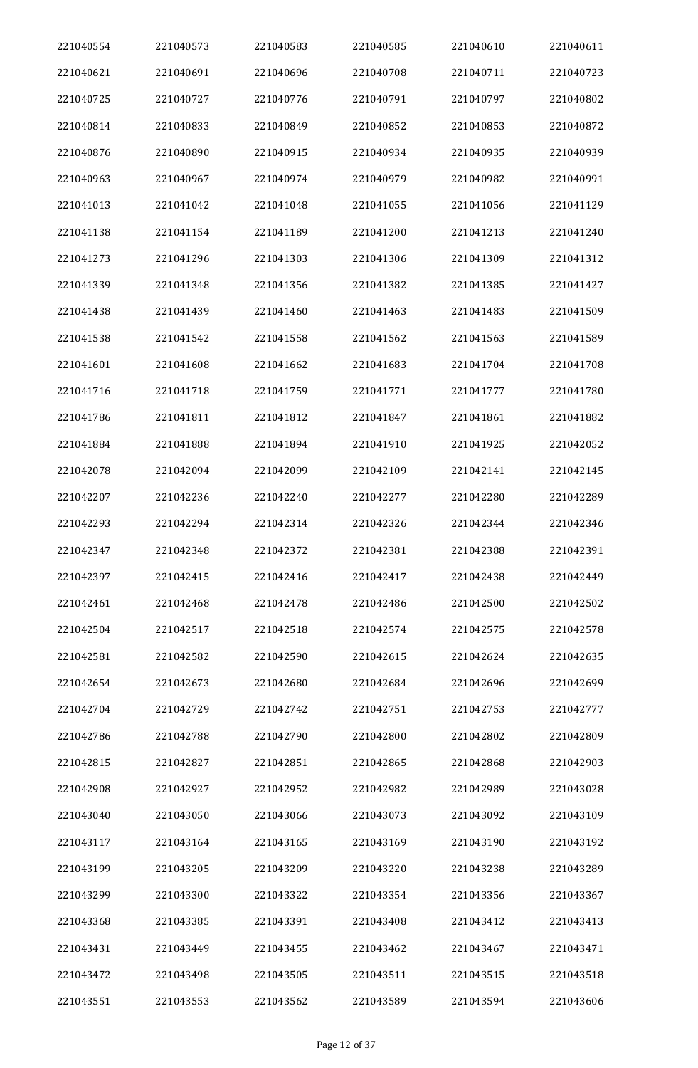| | | | | | |
|---|---|---|---|---|---|
| 221040554 | 221040573 | 221040583 | 221040585 | 221040610 | 221040611 |
| 221040621 | 221040691 | 221040696 | 221040708 | 221040711 | 221040723 |
| 221040725 | 221040727 | 221040776 | 221040791 | 221040797 | 221040802 |
| 221040814 | 221040833 | 221040849 | 221040852 | 221040853 | 221040872 |
| 221040876 | 221040890 | 221040915 | 221040934 | 221040935 | 221040939 |
| 221040963 | 221040967 | 221040974 | 221040979 | 221040982 | 221040991 |
| 221041013 | 221041042 | 221041048 | 221041055 | 221041056 | 221041129 |
| 221041138 | 221041154 | 221041189 | 221041200 | 221041213 | 221041240 |
| 221041273 | 221041296 | 221041303 | 221041306 | 221041309 | 221041312 |
| 221041339 | 221041348 | 221041356 | 221041382 | 221041385 | 221041427 |
| 221041438 | 221041439 | 221041460 | 221041463 | 221041483 | 221041509 |
| 221041538 | 221041542 | 221041558 | 221041562 | 221041563 | 221041589 |
| 221041601 | 221041608 | 221041662 | 221041683 | 221041704 | 221041708 |
| 221041716 | 221041718 | 221041759 | 221041771 | 221041777 | 221041780 |
| 221041786 | 221041811 | 221041812 | 221041847 | 221041861 | 221041882 |
| 221041884 | 221041888 | 221041894 | 221041910 | 221041925 | 221042052 |
| 221042078 | 221042094 | 221042099 | 221042109 | 221042141 | 221042145 |
| 221042207 | 221042236 | 221042240 | 221042277 | 221042280 | 221042289 |
| 221042293 | 221042294 | 221042314 | 221042326 | 221042344 | 221042346 |
| 221042347 | 221042348 | 221042372 | 221042381 | 221042388 | 221042391 |
| 221042397 | 221042415 | 221042416 | 221042417 | 221042438 | 221042449 |
| 221042461 | 221042468 | 221042478 | 221042486 | 221042500 | 221042502 |
| 221042504 | 221042517 | 221042518 | 221042574 | 221042575 | 221042578 |
| 221042581 | 221042582 | 221042590 | 221042615 | 221042624 | 221042635 |
| 221042654 | 221042673 | 221042680 | 221042684 | 221042696 | 221042699 |
| 221042704 | 221042729 | 221042742 | 221042751 | 221042753 | 221042777 |
| 221042786 | 221042788 | 221042790 | 221042800 | 221042802 | 221042809 |
| 221042815 | 221042827 | 221042851 | 221042865 | 221042868 | 221042903 |
| 221042908 | 221042927 | 221042952 | 221042982 | 221042989 | 221043028 |
| 221043040 | 221043050 | 221043066 | 221043073 | 221043092 | 221043109 |
| 221043117 | 221043164 | 221043165 | 221043169 | 221043190 | 221043192 |
| 221043199 | 221043205 | 221043209 | 221043220 | 221043238 | 221043289 |
| 221043299 | 221043300 | 221043322 | 221043354 | 221043356 | 221043367 |
| 221043368 | 221043385 | 221043391 | 221043408 | 221043412 | 221043413 |
| 221043431 | 221043449 | 221043455 | 221043462 | 221043467 | 221043471 |
| 221043472 | 221043498 | 221043505 | 221043511 | 221043515 | 221043518 |
| 221043551 | 221043553 | 221043562 | 221043589 | 221043594 | 221043606 |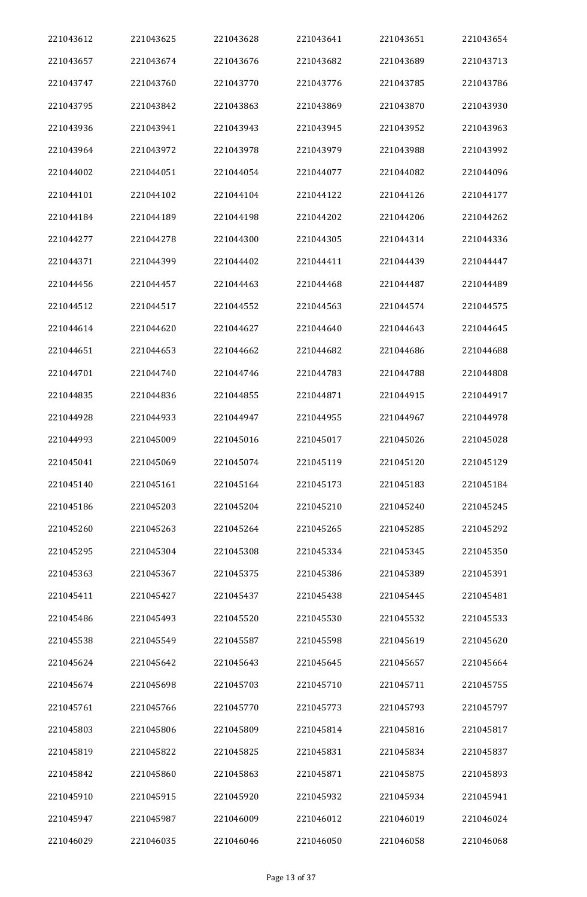| 221043612 | 221043625 | 221043628 | 221043641 | 221043651 | 221043654 |
|---|---|---|---|---|---|
| 221043657 | 221043674 | 221043676 | 221043682 | 221043689 | 221043713 |
| 221043747 | 221043760 | 221043770 | 221043776 | 221043785 | 221043786 |
| 221043795 | 221043842 | 221043863 | 221043869 | 221043870 | 221043930 |
| 221043936 | 221043941 | 221043943 | 221043945 | 221043952 | 221043963 |
| 221043964 | 221043972 | 221043978 | 221043979 | 221043988 | 221043992 |
| 221044002 | 221044051 | 221044054 | 221044077 | 221044082 | 221044096 |
| 221044101 | 221044102 | 221044104 | 221044122 | 221044126 | 221044177 |
| 221044184 | 221044189 | 221044198 | 221044202 | 221044206 | 221044262 |
| 221044277 | 221044278 | 221044300 | 221044305 | 221044314 | 221044336 |
| 221044371 | 221044399 | 221044402 | 221044411 | 221044439 | 221044447 |
| 221044456 | 221044457 | 221044463 | 221044468 | 221044487 | 221044489 |
| 221044512 | 221044517 | 221044552 | 221044563 | 221044574 | 221044575 |
| 221044614 | 221044620 | 221044627 | 221044640 | 221044643 | 221044645 |
| 221044651 | 221044653 | 221044662 | 221044682 | 221044686 | 221044688 |
| 221044701 | 221044740 | 221044746 | 221044783 | 221044788 | 221044808 |
| 221044835 | 221044836 | 221044855 | 221044871 | 221044915 | 221044917 |
| 221044928 | 221044933 | 221044947 | 221044955 | 221044967 | 221044978 |
| 221044993 | 221045009 | 221045016 | 221045017 | 221045026 | 221045028 |
| 221045041 | 221045069 | 221045074 | 221045119 | 221045120 | 221045129 |
| 221045140 | 221045161 | 221045164 | 221045173 | 221045183 | 221045184 |
| 221045186 | 221045203 | 221045204 | 221045210 | 221045240 | 221045245 |
| 221045260 | 221045263 | 221045264 | 221045265 | 221045285 | 221045292 |
| 221045295 | 221045304 | 221045308 | 221045334 | 221045345 | 221045350 |
| 221045363 | 221045367 | 221045375 | 221045386 | 221045389 | 221045391 |
| 221045411 | 221045427 | 221045437 | 221045438 | 221045445 | 221045481 |
| 221045486 | 221045493 | 221045520 | 221045530 | 221045532 | 221045533 |
| 221045538 | 221045549 | 221045587 | 221045598 | 221045619 | 221045620 |
| 221045624 | 221045642 | 221045643 | 221045645 | 221045657 | 221045664 |
| 221045674 | 221045698 | 221045703 | 221045710 | 221045711 | 221045755 |
| 221045761 | 221045766 | 221045770 | 221045773 | 221045793 | 221045797 |
| 221045803 | 221045806 | 221045809 | 221045814 | 221045816 | 221045817 |
| 221045819 | 221045822 | 221045825 | 221045831 | 221045834 | 221045837 |
| 221045842 | 221045860 | 221045863 | 221045871 | 221045875 | 221045893 |
| 221045910 | 221045915 | 221045920 | 221045932 | 221045934 | 221045941 |
| 221045947 | 221045987 | 221046009 | 221046012 | 221046019 | 221046024 |
| 221046029 | 221046035 | 221046046 | 221046050 | 221046058 | 221046068 |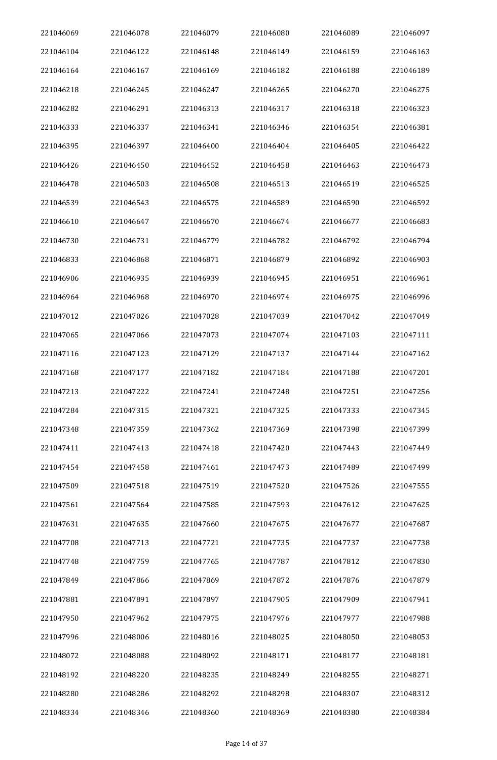| 221046069 | 221046078 | 221046079 | 221046080 | 221046089 | 221046097 |
|---|---|---|---|---|---|
| 221046104 | 221046122 | 221046148 | 221046149 | 221046159 | 221046163 |
| 221046164 | 221046167 | 221046169 | 221046182 | 221046188 | 221046189 |
| 221046218 | 221046245 | 221046247 | 221046265 | 221046270 | 221046275 |
| 221046282 | 221046291 | 221046313 | 221046317 | 221046318 | 221046323 |
| 221046333 | 221046337 | 221046341 | 221046346 | 221046354 | 221046381 |
| 221046395 | 221046397 | 221046400 | 221046404 | 221046405 | 221046422 |
| 221046426 | 221046450 | 221046452 | 221046458 | 221046463 | 221046473 |
| 221046478 | 221046503 | 221046508 | 221046513 | 221046519 | 221046525 |
| 221046539 | 221046543 | 221046575 | 221046589 | 221046590 | 221046592 |
| 221046610 | 221046647 | 221046670 | 221046674 | 221046677 | 221046683 |
| 221046730 | 221046731 | 221046779 | 221046782 | 221046792 | 221046794 |
| 221046833 | 221046868 | 221046871 | 221046879 | 221046892 | 221046903 |
| 221046906 | 221046935 | 221046939 | 221046945 | 221046951 | 221046961 |
| 221046964 | 221046968 | 221046970 | 221046974 | 221046975 | 221046996 |
| 221047012 | 221047026 | 221047028 | 221047039 | 221047042 | 221047049 |
| 221047065 | 221047066 | 221047073 | 221047074 | 221047103 | 221047111 |
| 221047116 | 221047123 | 221047129 | 221047137 | 221047144 | 221047162 |
| 221047168 | 221047177 | 221047182 | 221047184 | 221047188 | 221047201 |
| 221047213 | 221047222 | 221047241 | 221047248 | 221047251 | 221047256 |
| 221047284 | 221047315 | 221047321 | 221047325 | 221047333 | 221047345 |
| 221047348 | 221047359 | 221047362 | 221047369 | 221047398 | 221047399 |
| 221047411 | 221047413 | 221047418 | 221047420 | 221047443 | 221047449 |
| 221047454 | 221047458 | 221047461 | 221047473 | 221047489 | 221047499 |
| 221047509 | 221047518 | 221047519 | 221047520 | 221047526 | 221047555 |
| 221047561 | 221047564 | 221047585 | 221047593 | 221047612 | 221047625 |
| 221047631 | 221047635 | 221047660 | 221047675 | 221047677 | 221047687 |
| 221047708 | 221047713 | 221047721 | 221047735 | 221047737 | 221047738 |
| 221047748 | 221047759 | 221047765 | 221047787 | 221047812 | 221047830 |
| 221047849 | 221047866 | 221047869 | 221047872 | 221047876 | 221047879 |
| 221047881 | 221047891 | 221047897 | 221047905 | 221047909 | 221047941 |
| 221047950 | 221047962 | 221047975 | 221047976 | 221047977 | 221047988 |
| 221047996 | 221048006 | 221048016 | 221048025 | 221048050 | 221048053 |
| 221048072 | 221048088 | 221048092 | 221048171 | 221048177 | 221048181 |
| 221048192 | 221048220 | 221048235 | 221048249 | 221048255 | 221048271 |
| 221048280 | 221048286 | 221048292 | 221048298 | 221048307 | 221048312 |
| 221048334 | 221048346 | 221048360 | 221048369 | 221048380 | 221048384 |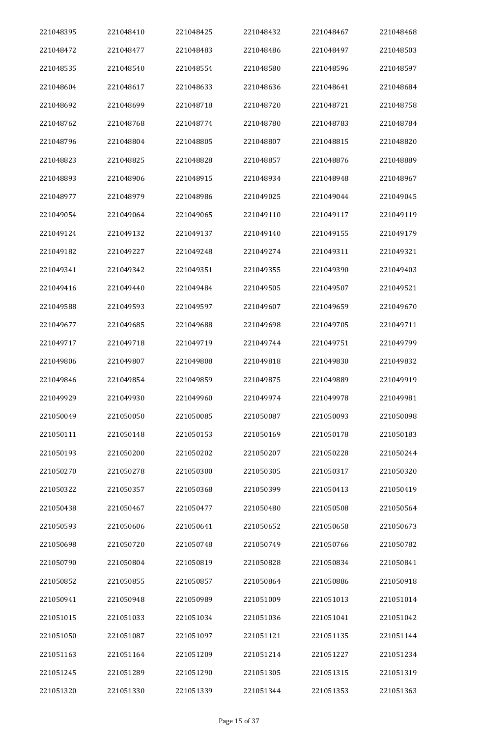| 221048395 | 221048410 | 221048425 | 221048432 | 221048467 | 221048468 |
|---|---|---|---|---|---|
| 221048472 | 221048477 | 221048483 | 221048486 | 221048497 | 221048503 |
| 221048535 | 221048540 | 221048554 | 221048580 | 221048596 | 221048597 |
| 221048604 | 221048617 | 221048633 | 221048636 | 221048641 | 221048684 |
| 221048692 | 221048699 | 221048718 | 221048720 | 221048721 | 221048758 |
| 221048762 | 221048768 | 221048774 | 221048780 | 221048783 | 221048784 |
| 221048796 | 221048804 | 221048805 | 221048807 | 221048815 | 221048820 |
| 221048823 | 221048825 | 221048828 | 221048857 | 221048876 | 221048889 |
| 221048893 | 221048906 | 221048915 | 221048934 | 221048948 | 221048967 |
| 221048977 | 221048979 | 221048986 | 221049025 | 221049044 | 221049045 |
| 221049054 | 221049064 | 221049065 | 221049110 | 221049117 | 221049119 |
| 221049124 | 221049132 | 221049137 | 221049140 | 221049155 | 221049179 |
| 221049182 | 221049227 | 221049248 | 221049274 | 221049311 | 221049321 |
| 221049341 | 221049342 | 221049351 | 221049355 | 221049390 | 221049403 |
| 221049416 | 221049440 | 221049484 | 221049505 | 221049507 | 221049521 |
| 221049588 | 221049593 | 221049597 | 221049607 | 221049659 | 221049670 |
| 221049677 | 221049685 | 221049688 | 221049698 | 221049705 | 221049711 |
| 221049717 | 221049718 | 221049719 | 221049744 | 221049751 | 221049799 |
| 221049806 | 221049807 | 221049808 | 221049818 | 221049830 | 221049832 |
| 221049846 | 221049854 | 221049859 | 221049875 | 221049889 | 221049919 |
| 221049929 | 221049930 | 221049960 | 221049974 | 221049978 | 221049981 |
| 221050049 | 221050050 | 221050085 | 221050087 | 221050093 | 221050098 |
| 221050111 | 221050148 | 221050153 | 221050169 | 221050178 | 221050183 |
| 221050193 | 221050200 | 221050202 | 221050207 | 221050228 | 221050244 |
| 221050270 | 221050278 | 221050300 | 221050305 | 221050317 | 221050320 |
| 221050322 | 221050357 | 221050368 | 221050399 | 221050413 | 221050419 |
| 221050438 | 221050467 | 221050477 | 221050480 | 221050508 | 221050564 |
| 221050593 | 221050606 | 221050641 | 221050652 | 221050658 | 221050673 |
| 221050698 | 221050720 | 221050748 | 221050749 | 221050766 | 221050782 |
| 221050790 | 221050804 | 221050819 | 221050828 | 221050834 | 221050841 |
| 221050852 | 221050855 | 221050857 | 221050864 | 221050886 | 221050918 |
| 221050941 | 221050948 | 221050989 | 221051009 | 221051013 | 221051014 |
| 221051015 | 221051033 | 221051034 | 221051036 | 221051041 | 221051042 |
| 221051050 | 221051087 | 221051097 | 221051121 | 221051135 | 221051144 |
| 221051163 | 221051164 | 221051209 | 221051214 | 221051227 | 221051234 |
| 221051245 | 221051289 | 221051290 | 221051305 | 221051315 | 221051319 |
| 221051320 | 221051330 | 221051339 | 221051344 | 221051353 | 221051363 |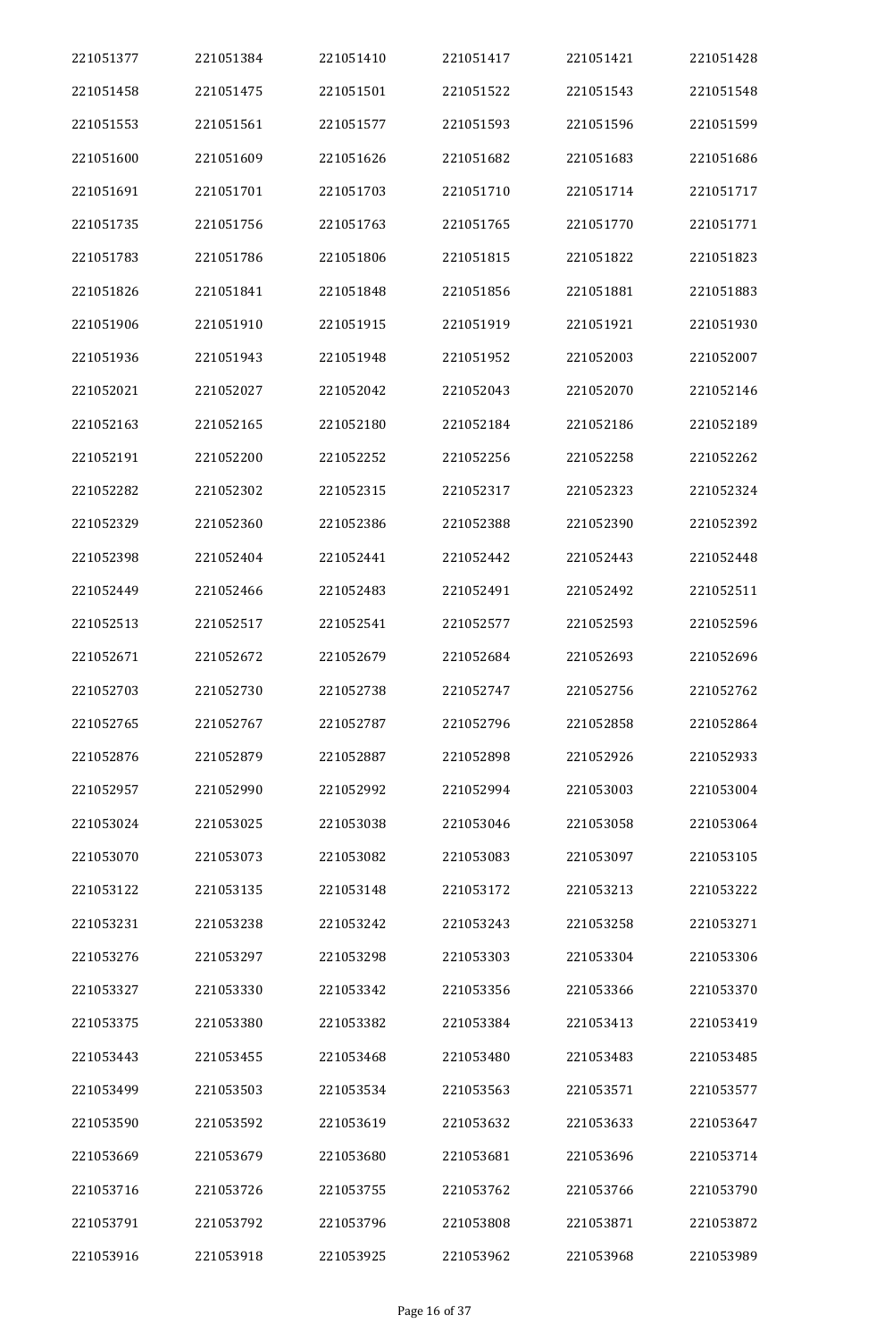| 221051377 | 221051384 | 221051410 | 221051417 | 221051421 | 221051428 |
|---|---|---|---|---|---|
| 221051458 | 221051475 | 221051501 | 221051522 | 221051543 | 221051548 |
| 221051553 | 221051561 | 221051577 | 221051593 | 221051596 | 221051599 |
| 221051600 | 221051609 | 221051626 | 221051682 | 221051683 | 221051686 |
| 221051691 | 221051701 | 221051703 | 221051710 | 221051714 | 221051717 |
| 221051735 | 221051756 | 221051763 | 221051765 | 221051770 | 221051771 |
| 221051783 | 221051786 | 221051806 | 221051815 | 221051822 | 221051823 |
| 221051826 | 221051841 | 221051848 | 221051856 | 221051881 | 221051883 |
| 221051906 | 221051910 | 221051915 | 221051919 | 221051921 | 221051930 |
| 221051936 | 221051943 | 221051948 | 221051952 | 221052003 | 221052007 |
| 221052021 | 221052027 | 221052042 | 221052043 | 221052070 | 221052146 |
| 221052163 | 221052165 | 221052180 | 221052184 | 221052186 | 221052189 |
| 221052191 | 221052200 | 221052252 | 221052256 | 221052258 | 221052262 |
| 221052282 | 221052302 | 221052315 | 221052317 | 221052323 | 221052324 |
| 221052329 | 221052360 | 221052386 | 221052388 | 221052390 | 221052392 |
| 221052398 | 221052404 | 221052441 | 221052442 | 221052443 | 221052448 |
| 221052449 | 221052466 | 221052483 | 221052491 | 221052492 | 221052511 |
| 221052513 | 221052517 | 221052541 | 221052577 | 221052593 | 221052596 |
| 221052671 | 221052672 | 221052679 | 221052684 | 221052693 | 221052696 |
| 221052703 | 221052730 | 221052738 | 221052747 | 221052756 | 221052762 |
| 221052765 | 221052767 | 221052787 | 221052796 | 221052858 | 221052864 |
| 221052876 | 221052879 | 221052887 | 221052898 | 221052926 | 221052933 |
| 221052957 | 221052990 | 221052992 | 221052994 | 221053003 | 221053004 |
| 221053024 | 221053025 | 221053038 | 221053046 | 221053058 | 221053064 |
| 221053070 | 221053073 | 221053082 | 221053083 | 221053097 | 221053105 |
| 221053122 | 221053135 | 221053148 | 221053172 | 221053213 | 221053222 |
| 221053231 | 221053238 | 221053242 | 221053243 | 221053258 | 221053271 |
| 221053276 | 221053297 | 221053298 | 221053303 | 221053304 | 221053306 |
| 221053327 | 221053330 | 221053342 | 221053356 | 221053366 | 221053370 |
| 221053375 | 221053380 | 221053382 | 221053384 | 221053413 | 221053419 |
| 221053443 | 221053455 | 221053468 | 221053480 | 221053483 | 221053485 |
| 221053499 | 221053503 | 221053534 | 221053563 | 221053571 | 221053577 |
| 221053590 | 221053592 | 221053619 | 221053632 | 221053633 | 221053647 |
| 221053669 | 221053679 | 221053680 | 221053681 | 221053696 | 221053714 |
| 221053716 | 221053726 | 221053755 | 221053762 | 221053766 | 221053790 |
| 221053791 | 221053792 | 221053796 | 221053808 | 221053871 | 221053872 |
| 221053916 | 221053918 | 221053925 | 221053962 | 221053968 | 221053989 |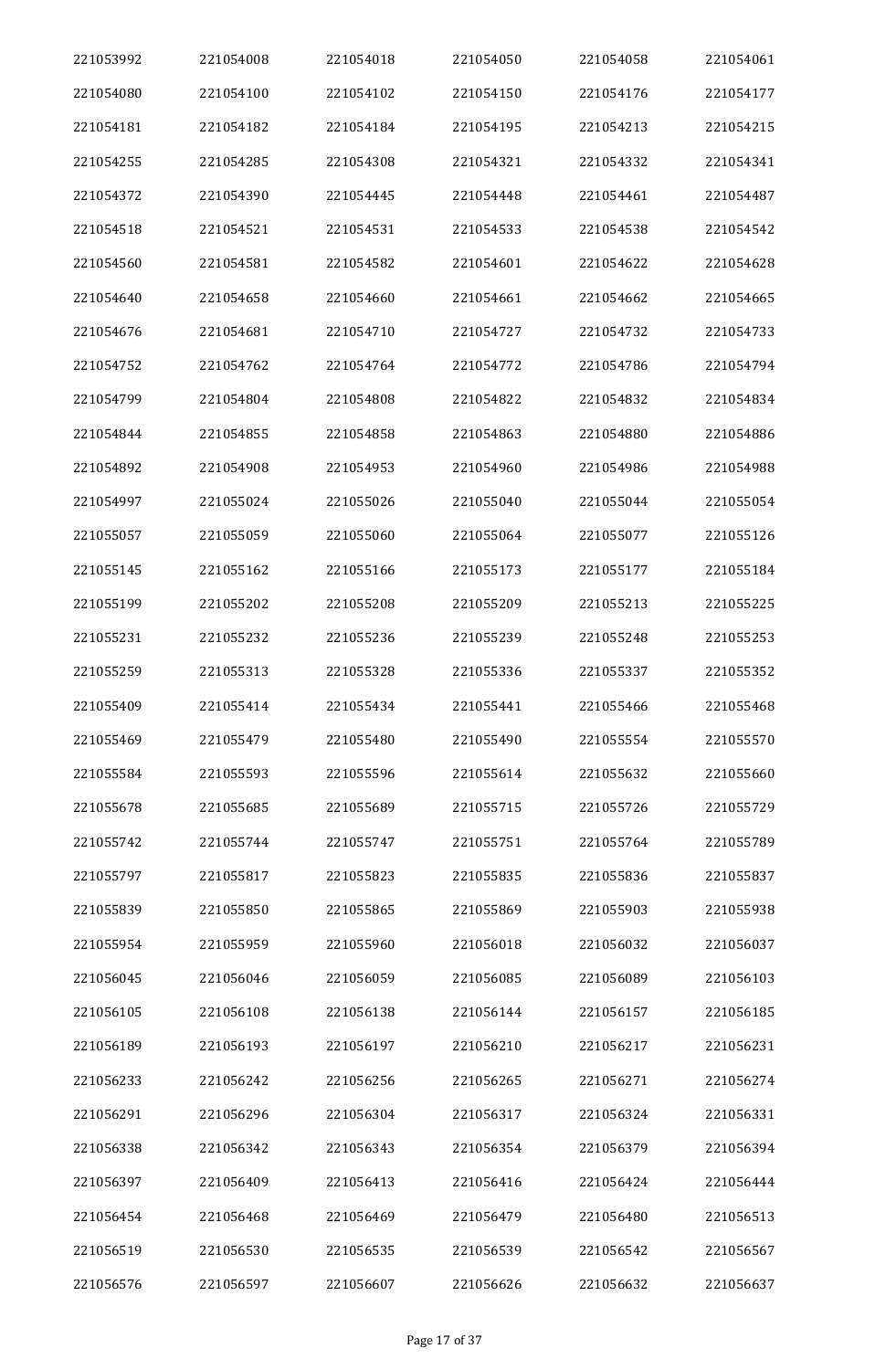| | | | | | |
|---|---|---|---|---|---|
| 221053992 | 221054008 | 221054018 | 221054050 | 221054058 | 221054061 |
| 221054080 | 221054100 | 221054102 | 221054150 | 221054176 | 221054177 |
| 221054181 | 221054182 | 221054184 | 221054195 | 221054213 | 221054215 |
| 221054255 | 221054285 | 221054308 | 221054321 | 221054332 | 221054341 |
| 221054372 | 221054390 | 221054445 | 221054448 | 221054461 | 221054487 |
| 221054518 | 221054521 | 221054531 | 221054533 | 221054538 | 221054542 |
| 221054560 | 221054581 | 221054582 | 221054601 | 221054622 | 221054628 |
| 221054640 | 221054658 | 221054660 | 221054661 | 221054662 | 221054665 |
| 221054676 | 221054681 | 221054710 | 221054727 | 221054732 | 221054733 |
| 221054752 | 221054762 | 221054764 | 221054772 | 221054786 | 221054794 |
| 221054799 | 221054804 | 221054808 | 221054822 | 221054832 | 221054834 |
| 221054844 | 221054855 | 221054858 | 221054863 | 221054880 | 221054886 |
| 221054892 | 221054908 | 221054953 | 221054960 | 221054986 | 221054988 |
| 221054997 | 221055024 | 221055026 | 221055040 | 221055044 | 221055054 |
| 221055057 | 221055059 | 221055060 | 221055064 | 221055077 | 221055126 |
| 221055145 | 221055162 | 221055166 | 221055173 | 221055177 | 221055184 |
| 221055199 | 221055202 | 221055208 | 221055209 | 221055213 | 221055225 |
| 221055231 | 221055232 | 221055236 | 221055239 | 221055248 | 221055253 |
| 221055259 | 221055313 | 221055328 | 221055336 | 221055337 | 221055352 |
| 221055409 | 221055414 | 221055434 | 221055441 | 221055466 | 221055468 |
| 221055469 | 221055479 | 221055480 | 221055490 | 221055554 | 221055570 |
| 221055584 | 221055593 | 221055596 | 221055614 | 221055632 | 221055660 |
| 221055678 | 221055685 | 221055689 | 221055715 | 221055726 | 221055729 |
| 221055742 | 221055744 | 221055747 | 221055751 | 221055764 | 221055789 |
| 221055797 | 221055817 | 221055823 | 221055835 | 221055836 | 221055837 |
| 221055839 | 221055850 | 221055865 | 221055869 | 221055903 | 221055938 |
| 221055954 | 221055959 | 221055960 | 221056018 | 221056032 | 221056037 |
| 221056045 | 221056046 | 221056059 | 221056085 | 221056089 | 221056103 |
| 221056105 | 221056108 | 221056138 | 221056144 | 221056157 | 221056185 |
| 221056189 | 221056193 | 221056197 | 221056210 | 221056217 | 221056231 |
| 221056233 | 221056242 | 221056256 | 221056265 | 221056271 | 221056274 |
| 221056291 | 221056296 | 221056304 | 221056317 | 221056324 | 221056331 |
| 221056338 | 221056342 | 221056343 | 221056354 | 221056379 | 221056394 |
| 221056397 | 221056409 | 221056413 | 221056416 | 221056424 | 221056444 |
| 221056454 | 221056468 | 221056469 | 221056479 | 221056480 | 221056513 |
| 221056519 | 221056530 | 221056535 | 221056539 | 221056542 | 221056567 |
| 221056576 | 221056597 | 221056607 | 221056626 | 221056632 | 221056637 |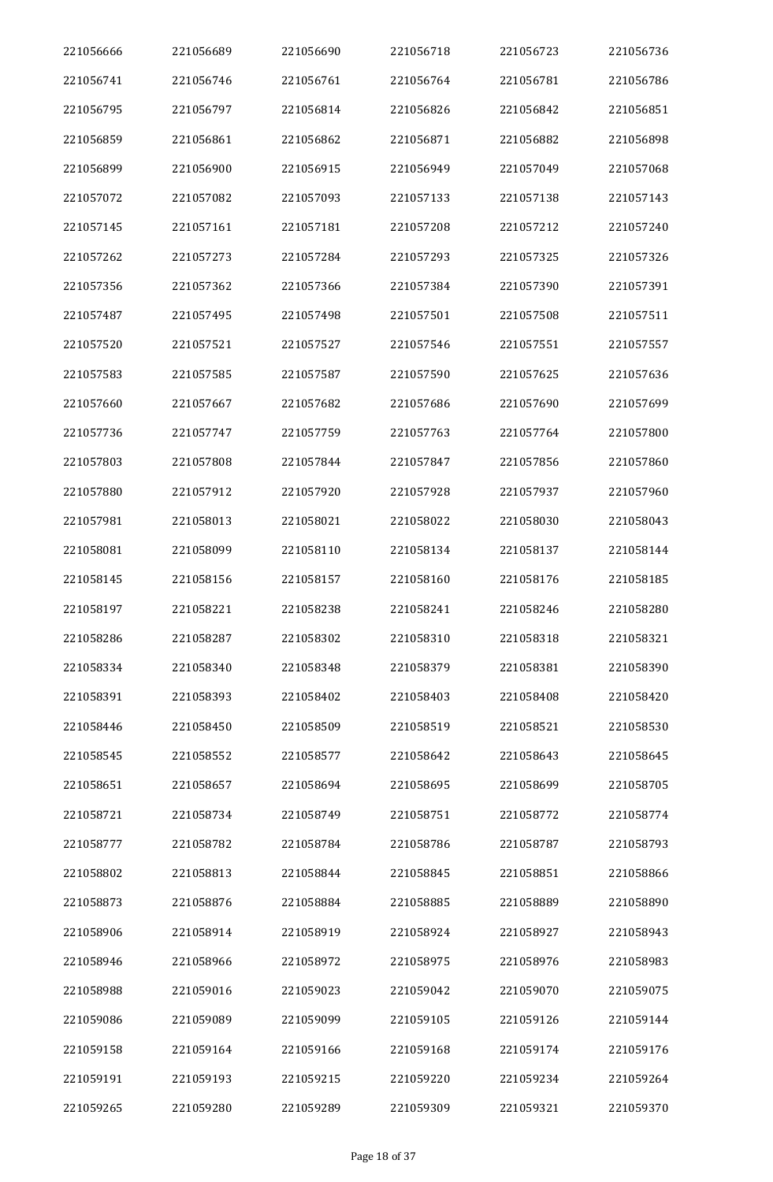| 221056666 | 221056689 | 221056690 | 221056718 | 221056723 | 221056736 |
|---|---|---|---|---|---|
| 221056741 | 221056746 | 221056761 | 221056764 | 221056781 | 221056786 |
| 221056795 | 221056797 | 221056814 | 221056826 | 221056842 | 221056851 |
| 221056859 | 221056861 | 221056862 | 221056871 | 221056882 | 221056898 |
| 221056899 | 221056900 | 221056915 | 221056949 | 221057049 | 221057068 |
| 221057072 | 221057082 | 221057093 | 221057133 | 221057138 | 221057143 |
| 221057145 | 221057161 | 221057181 | 221057208 | 221057212 | 221057240 |
| 221057262 | 221057273 | 221057284 | 221057293 | 221057325 | 221057326 |
| 221057356 | 221057362 | 221057366 | 221057384 | 221057390 | 221057391 |
| 221057487 | 221057495 | 221057498 | 221057501 | 221057508 | 221057511 |
| 221057520 | 221057521 | 221057527 | 221057546 | 221057551 | 221057557 |
| 221057583 | 221057585 | 221057587 | 221057590 | 221057625 | 221057636 |
| 221057660 | 221057667 | 221057682 | 221057686 | 221057690 | 221057699 |
| 221057736 | 221057747 | 221057759 | 221057763 | 221057764 | 221057800 |
| 221057803 | 221057808 | 221057844 | 221057847 | 221057856 | 221057860 |
| 221057880 | 221057912 | 221057920 | 221057928 | 221057937 | 221057960 |
| 221057981 | 221058013 | 221058021 | 221058022 | 221058030 | 221058043 |
| 221058081 | 221058099 | 221058110 | 221058134 | 221058137 | 221058144 |
| 221058145 | 221058156 | 221058157 | 221058160 | 221058176 | 221058185 |
| 221058197 | 221058221 | 221058238 | 221058241 | 221058246 | 221058280 |
| 221058286 | 221058287 | 221058302 | 221058310 | 221058318 | 221058321 |
| 221058334 | 221058340 | 221058348 | 221058379 | 221058381 | 221058390 |
| 221058391 | 221058393 | 221058402 | 221058403 | 221058408 | 221058420 |
| 221058446 | 221058450 | 221058509 | 221058519 | 221058521 | 221058530 |
| 221058545 | 221058552 | 221058577 | 221058642 | 221058643 | 221058645 |
| 221058651 | 221058657 | 221058694 | 221058695 | 221058699 | 221058705 |
| 221058721 | 221058734 | 221058749 | 221058751 | 221058772 | 221058774 |
| 221058777 | 221058782 | 221058784 | 221058786 | 221058787 | 221058793 |
| 221058802 | 221058813 | 221058844 | 221058845 | 221058851 | 221058866 |
| 221058873 | 221058876 | 221058884 | 221058885 | 221058889 | 221058890 |
| 221058906 | 221058914 | 221058919 | 221058924 | 221058927 | 221058943 |
| 221058946 | 221058966 | 221058972 | 221058975 | 221058976 | 221058983 |
| 221058988 | 221059016 | 221059023 | 221059042 | 221059070 | 221059075 |
| 221059086 | 221059089 | 221059099 | 221059105 | 221059126 | 221059144 |
| 221059158 | 221059164 | 221059166 | 221059168 | 221059174 | 221059176 |
| 221059191 | 221059193 | 221059215 | 221059220 | 221059234 | 221059264 |
| 221059265 | 221059280 | 221059289 | 221059309 | 221059321 | 221059370 |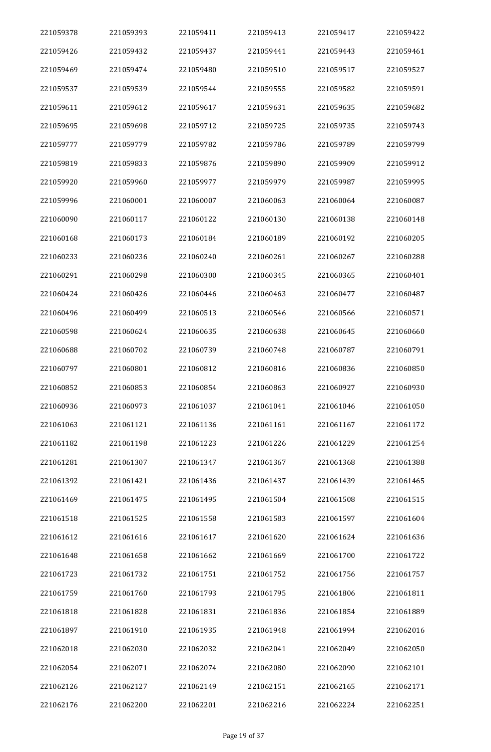| 221059378 | 221059393 | 221059411 | 221059413 | 221059417 | 221059422 |
|---|---|---|---|---|---|
| 221059426 | 221059432 | 221059437 | 221059441 | 221059443 | 221059461 |
| 221059469 | 221059474 | 221059480 | 221059510 | 221059517 | 221059527 |
| 221059537 | 221059539 | 221059544 | 221059555 | 221059582 | 221059591 |
| 221059611 | 221059612 | 221059617 | 221059631 | 221059635 | 221059682 |
| 221059695 | 221059698 | 221059712 | 221059725 | 221059735 | 221059743 |
| 221059777 | 221059779 | 221059782 | 221059786 | 221059789 | 221059799 |
| 221059819 | 221059833 | 221059876 | 221059890 | 221059909 | 221059912 |
| 221059920 | 221059960 | 221059977 | 221059979 | 221059987 | 221059995 |
| 221059996 | 221060001 | 221060007 | 221060063 | 221060064 | 221060087 |
| 221060090 | 221060117 | 221060122 | 221060130 | 221060138 | 221060148 |
| 221060168 | 221060173 | 221060184 | 221060189 | 221060192 | 221060205 |
| 221060233 | 221060236 | 221060240 | 221060261 | 221060267 | 221060288 |
| 221060291 | 221060298 | 221060300 | 221060345 | 221060365 | 221060401 |
| 221060424 | 221060426 | 221060446 | 221060463 | 221060477 | 221060487 |
| 221060496 | 221060499 | 221060513 | 221060546 | 221060566 | 221060571 |
| 221060598 | 221060624 | 221060635 | 221060638 | 221060645 | 221060660 |
| 221060688 | 221060702 | 221060739 | 221060748 | 221060787 | 221060791 |
| 221060797 | 221060801 | 221060812 | 221060816 | 221060836 | 221060850 |
| 221060852 | 221060853 | 221060854 | 221060863 | 221060927 | 221060930 |
| 221060936 | 221060973 | 221061037 | 221061041 | 221061046 | 221061050 |
| 221061063 | 221061121 | 221061136 | 221061161 | 221061167 | 221061172 |
| 221061182 | 221061198 | 221061223 | 221061226 | 221061229 | 221061254 |
| 221061281 | 221061307 | 221061347 | 221061367 | 221061368 | 221061388 |
| 221061392 | 221061421 | 221061436 | 221061437 | 221061439 | 221061465 |
| 221061469 | 221061475 | 221061495 | 221061504 | 221061508 | 221061515 |
| 221061518 | 221061525 | 221061558 | 221061583 | 221061597 | 221061604 |
| 221061612 | 221061616 | 221061617 | 221061620 | 221061624 | 221061636 |
| 221061648 | 221061658 | 221061662 | 221061669 | 221061700 | 221061722 |
| 221061723 | 221061732 | 221061751 | 221061752 | 221061756 | 221061757 |
| 221061759 | 221061760 | 221061793 | 221061795 | 221061806 | 221061811 |
| 221061818 | 221061828 | 221061831 | 221061836 | 221061854 | 221061889 |
| 221061897 | 221061910 | 221061935 | 221061948 | 221061994 | 221062016 |
| 221062018 | 221062030 | 221062032 | 221062041 | 221062049 | 221062050 |
| 221062054 | 221062071 | 221062074 | 221062080 | 221062090 | 221062101 |
| 221062126 | 221062127 | 221062149 | 221062151 | 221062165 | 221062171 |
| 221062176 | 221062200 | 221062201 | 221062216 | 221062224 | 221062251 |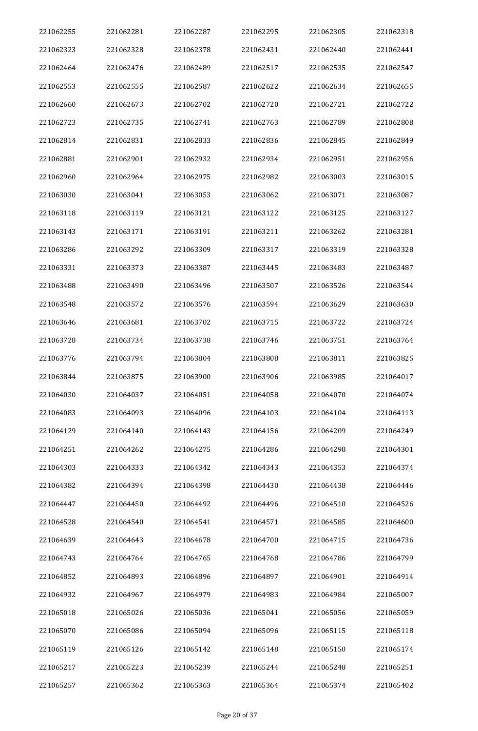| 221062255 | 221062281 | 221062287 | 221062295 | 221062305 | 221062318 |
|---|---|---|---|---|---|
| 221062323 | 221062328 | 221062378 | 221062431 | 221062440 | 221062441 |
| 221062464 | 221062476 | 221062489 | 221062517 | 221062535 | 221062547 |
| 221062553 | 221062555 | 221062587 | 221062622 | 221062634 | 221062655 |
| 221062660 | 221062673 | 221062702 | 221062720 | 221062721 | 221062722 |
| 221062723 | 221062735 | 221062741 | 221062763 | 221062789 | 221062808 |
| 221062814 | 221062831 | 221062833 | 221062836 | 221062845 | 221062849 |
| 221062881 | 221062901 | 221062932 | 221062934 | 221062951 | 221062956 |
| 221062960 | 221062964 | 221062975 | 221062982 | 221063003 | 221063015 |
| 221063030 | 221063041 | 221063053 | 221063062 | 221063071 | 221063087 |
| 221063118 | 221063119 | 221063121 | 221063122 | 221063125 | 221063127 |
| 221063143 | 221063171 | 221063191 | 221063211 | 221063262 | 221063281 |
| 221063286 | 221063292 | 221063309 | 221063317 | 221063319 | 221063328 |
| 221063331 | 221063373 | 221063387 | 221063445 | 221063483 | 221063487 |
| 221063488 | 221063490 | 221063496 | 221063507 | 221063526 | 221063544 |
| 221063548 | 221063572 | 221063576 | 221063594 | 221063629 | 221063630 |
| 221063646 | 221063681 | 221063702 | 221063715 | 221063722 | 221063724 |
| 221063728 | 221063734 | 221063738 | 221063746 | 221063751 | 221063764 |
| 221063776 | 221063794 | 221063804 | 221063808 | 221063811 | 221063825 |
| 221063844 | 221063875 | 221063900 | 221063906 | 221063985 | 221064017 |
| 221064030 | 221064037 | 221064051 | 221064058 | 221064070 | 221064074 |
| 221064083 | 221064093 | 221064096 | 221064103 | 221064104 | 221064113 |
| 221064129 | 221064140 | 221064143 | 221064156 | 221064209 | 221064249 |
| 221064251 | 221064262 | 221064275 | 221064286 | 221064298 | 221064301 |
| 221064303 | 221064333 | 221064342 | 221064343 | 221064353 | 221064374 |
| 221064382 | 221064394 | 221064398 | 221064430 | 221064438 | 221064446 |
| 221064447 | 221064450 | 221064492 | 221064496 | 221064510 | 221064526 |
| 221064528 | 221064540 | 221064541 | 221064571 | 221064585 | 221064600 |
| 221064639 | 221064643 | 221064678 | 221064700 | 221064715 | 221064736 |
| 221064743 | 221064764 | 221064765 | 221064768 | 221064786 | 221064799 |
| 221064852 | 221064893 | 221064896 | 221064897 | 221064901 | 221064914 |
| 221064932 | 221064967 | 221064979 | 221064983 | 221064984 | 221065007 |
| 221065018 | 221065026 | 221065036 | 221065041 | 221065056 | 221065059 |
| 221065070 | 221065086 | 221065094 | 221065096 | 221065115 | 221065118 |
| 221065119 | 221065126 | 221065142 | 221065148 | 221065150 | 221065174 |
| 221065217 | 221065223 | 221065239 | 221065244 | 221065248 | 221065251 |
| 221065257 | 221065362 | 221065363 | 221065364 | 221065374 | 221065402 |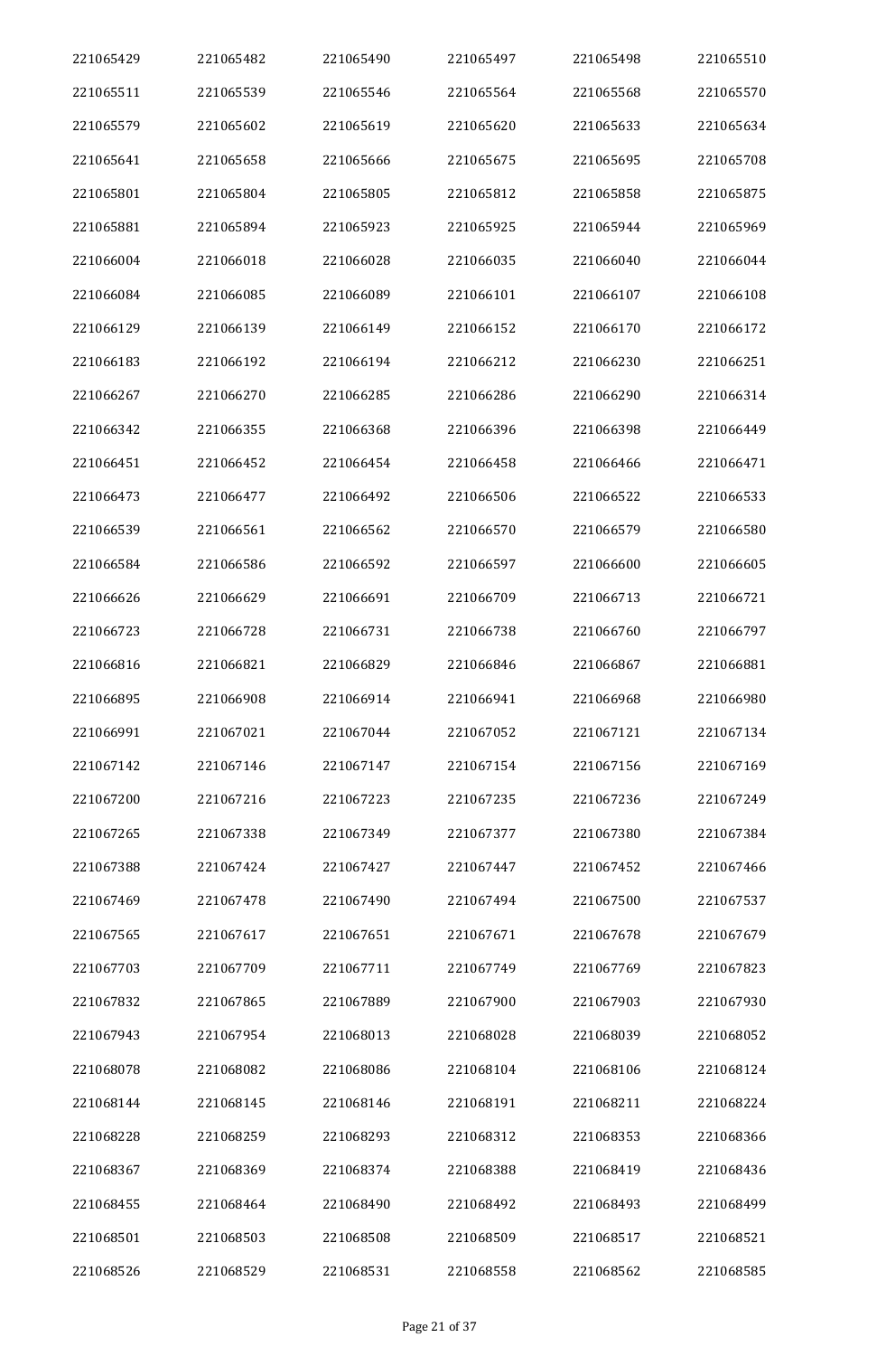| 221065429 | 221065482 | 221065490 | 221065497 | 221065498 | 221065510 |
|---|---|---|---|---|---|
| 221065511 | 221065539 | 221065546 | 221065564 | 221065568 | 221065570 |
| 221065579 | 221065602 | 221065619 | 221065620 | 221065633 | 221065634 |
| 221065641 | 221065658 | 221065666 | 221065675 | 221065695 | 221065708 |
| 221065801 | 221065804 | 221065805 | 221065812 | 221065858 | 221065875 |
| 221065881 | 221065894 | 221065923 | 221065925 | 221065944 | 221065969 |
| 221066004 | 221066018 | 221066028 | 221066035 | 221066040 | 221066044 |
| 221066084 | 221066085 | 221066089 | 221066101 | 221066107 | 221066108 |
| 221066129 | 221066139 | 221066149 | 221066152 | 221066170 | 221066172 |
| 221066183 | 221066192 | 221066194 | 221066212 | 221066230 | 221066251 |
| 221066267 | 221066270 | 221066285 | 221066286 | 221066290 | 221066314 |
| 221066342 | 221066355 | 221066368 | 221066396 | 221066398 | 221066449 |
| 221066451 | 221066452 | 221066454 | 221066458 | 221066466 | 221066471 |
| 221066473 | 221066477 | 221066492 | 221066506 | 221066522 | 221066533 |
| 221066539 | 221066561 | 221066562 | 221066570 | 221066579 | 221066580 |
| 221066584 | 221066586 | 221066592 | 221066597 | 221066600 | 221066605 |
| 221066626 | 221066629 | 221066691 | 221066709 | 221066713 | 221066721 |
| 221066723 | 221066728 | 221066731 | 221066738 | 221066760 | 221066797 |
| 221066816 | 221066821 | 221066829 | 221066846 | 221066867 | 221066881 |
| 221066895 | 221066908 | 221066914 | 221066941 | 221066968 | 221066980 |
| 221066991 | 221067021 | 221067044 | 221067052 | 221067121 | 221067134 |
| 221067142 | 221067146 | 221067147 | 221067154 | 221067156 | 221067169 |
| 221067200 | 221067216 | 221067223 | 221067235 | 221067236 | 221067249 |
| 221067265 | 221067338 | 221067349 | 221067377 | 221067380 | 221067384 |
| 221067388 | 221067424 | 221067427 | 221067447 | 221067452 | 221067466 |
| 221067469 | 221067478 | 221067490 | 221067494 | 221067500 | 221067537 |
| 221067565 | 221067617 | 221067651 | 221067671 | 221067678 | 221067679 |
| 221067703 | 221067709 | 221067711 | 221067749 | 221067769 | 221067823 |
| 221067832 | 221067865 | 221067889 | 221067900 | 221067903 | 221067930 |
| 221067943 | 221067954 | 221068013 | 221068028 | 221068039 | 221068052 |
| 221068078 | 221068082 | 221068086 | 221068104 | 221068106 | 221068124 |
| 221068144 | 221068145 | 221068146 | 221068191 | 221068211 | 221068224 |
| 221068228 | 221068259 | 221068293 | 221068312 | 221068353 | 221068366 |
| 221068367 | 221068369 | 221068374 | 221068388 | 221068419 | 221068436 |
| 221068455 | 221068464 | 221068490 | 221068492 | 221068493 | 221068499 |
| 221068501 | 221068503 | 221068508 | 221068509 | 221068517 | 221068521 |
| 221068526 | 221068529 | 221068531 | 221068558 | 221068562 | 221068585 |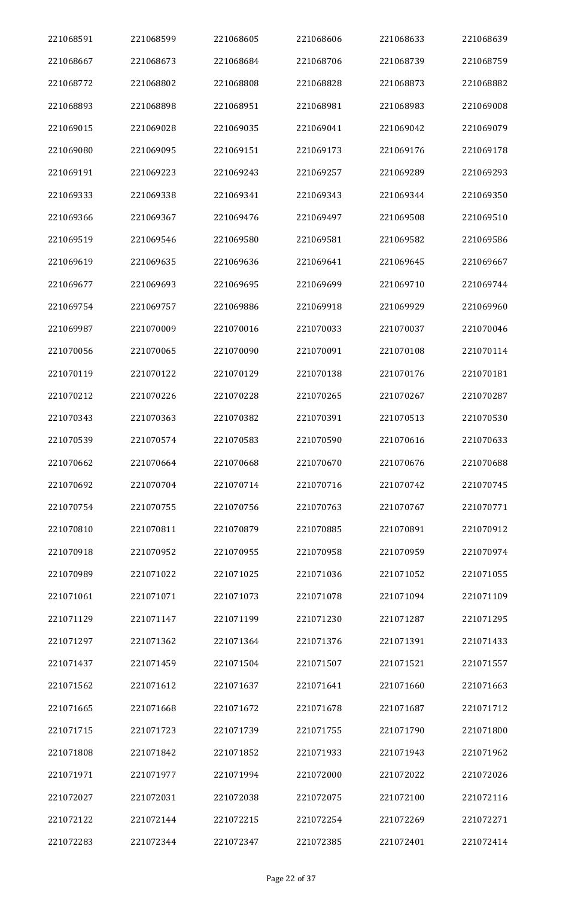| 221068591 | 221068599 | 221068605 | 221068606 | 221068633 | 221068639 |
|---|---|---|---|---|---|
| 221068667 | 221068673 | 221068684 | 221068706 | 221068739 | 221068759 |
| 221068772 | 221068802 | 221068808 | 221068828 | 221068873 | 221068882 |
| 221068893 | 221068898 | 221068951 | 221068981 | 221068983 | 221069008 |
| 221069015 | 221069028 | 221069035 | 221069041 | 221069042 | 221069079 |
| 221069080 | 221069095 | 221069151 | 221069173 | 221069176 | 221069178 |
| 221069191 | 221069223 | 221069243 | 221069257 | 221069289 | 221069293 |
| 221069333 | 221069338 | 221069341 | 221069343 | 221069344 | 221069350 |
| 221069366 | 221069367 | 221069476 | 221069497 | 221069508 | 221069510 |
| 221069519 | 221069546 | 221069580 | 221069581 | 221069582 | 221069586 |
| 221069619 | 221069635 | 221069636 | 221069641 | 221069645 | 221069667 |
| 221069677 | 221069693 | 221069695 | 221069699 | 221069710 | 221069744 |
| 221069754 | 221069757 | 221069886 | 221069918 | 221069929 | 221069960 |
| 221069987 | 221070009 | 221070016 | 221070033 | 221070037 | 221070046 |
| 221070056 | 221070065 | 221070090 | 221070091 | 221070108 | 221070114 |
| 221070119 | 221070122 | 221070129 | 221070138 | 221070176 | 221070181 |
| 221070212 | 221070226 | 221070228 | 221070265 | 221070267 | 221070287 |
| 221070343 | 221070363 | 221070382 | 221070391 | 221070513 | 221070530 |
| 221070539 | 221070574 | 221070583 | 221070590 | 221070616 | 221070633 |
| 221070662 | 221070664 | 221070668 | 221070670 | 221070676 | 221070688 |
| 221070692 | 221070704 | 221070714 | 221070716 | 221070742 | 221070745 |
| 221070754 | 221070755 | 221070756 | 221070763 | 221070767 | 221070771 |
| 221070810 | 221070811 | 221070879 | 221070885 | 221070891 | 221070912 |
| 221070918 | 221070952 | 221070955 | 221070958 | 221070959 | 221070974 |
| 221070989 | 221071022 | 221071025 | 221071036 | 221071052 | 221071055 |
| 221071061 | 221071071 | 221071073 | 221071078 | 221071094 | 221071109 |
| 221071129 | 221071147 | 221071199 | 221071230 | 221071287 | 221071295 |
| 221071297 | 221071362 | 221071364 | 221071376 | 221071391 | 221071433 |
| 221071437 | 221071459 | 221071504 | 221071507 | 221071521 | 221071557 |
| 221071562 | 221071612 | 221071637 | 221071641 | 221071660 | 221071663 |
| 221071665 | 221071668 | 221071672 | 221071678 | 221071687 | 221071712 |
| 221071715 | 221071723 | 221071739 | 221071755 | 221071790 | 221071800 |
| 221071808 | 221071842 | 221071852 | 221071933 | 221071943 | 221071962 |
| 221071971 | 221071977 | 221071994 | 221072000 | 221072022 | 221072026 |
| 221072027 | 221072031 | 221072038 | 221072075 | 221072100 | 221072116 |
| 221072122 | 221072144 | 221072215 | 221072254 | 221072269 | 221072271 |
| 221072283 | 221072344 | 221072347 | 221072385 | 221072401 | 221072414 |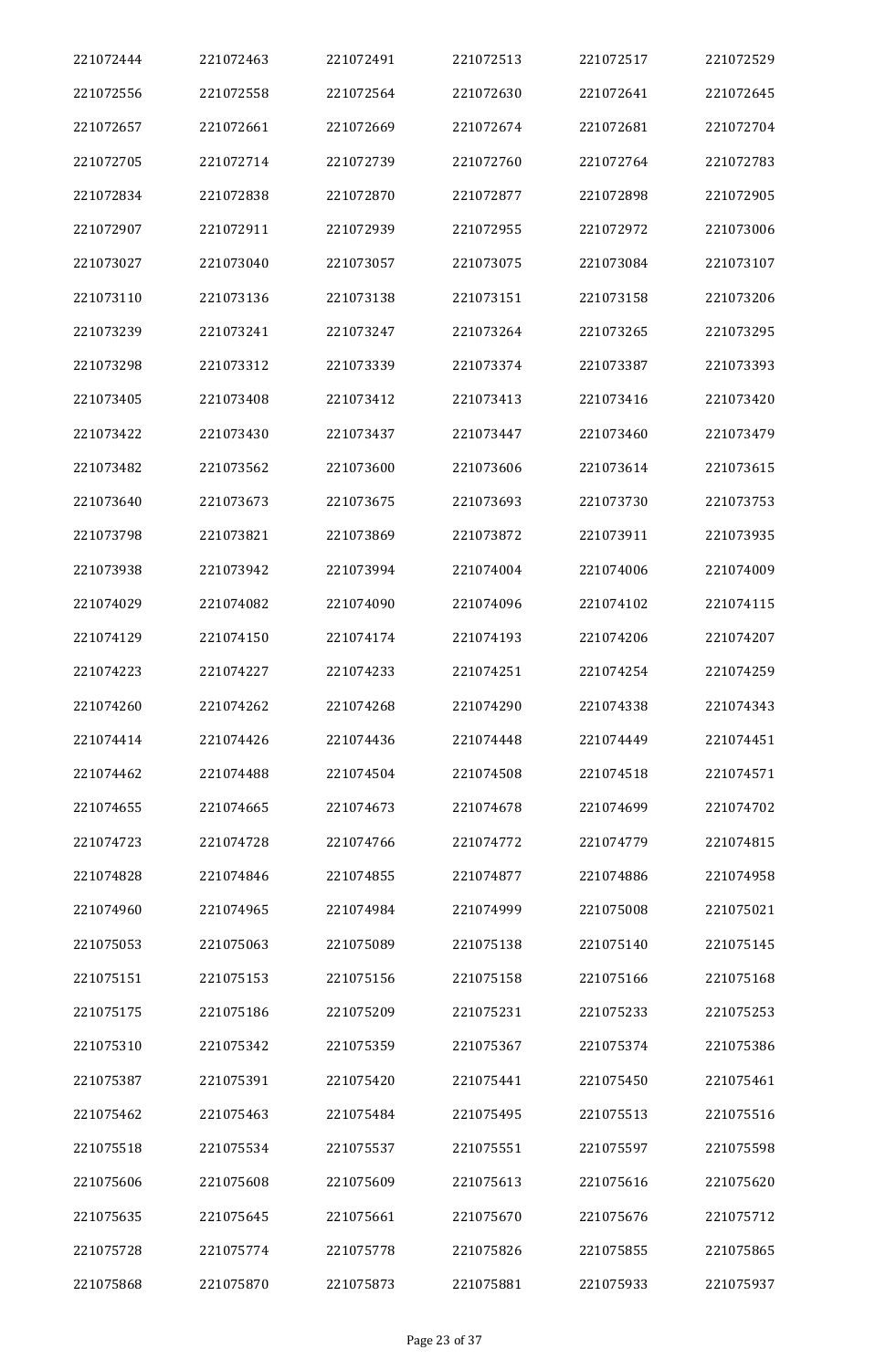| 221072444 | 221072463 | 221072491 | 221072513 | 221072517 | 221072529 |
|---|---|---|---|---|---|
| 221072556 | 221072558 | 221072564 | 221072630 | 221072641 | 221072645 |
| 221072657 | 221072661 | 221072669 | 221072674 | 221072681 | 221072704 |
| 221072705 | 221072714 | 221072739 | 221072760 | 221072764 | 221072783 |
| 221072834 | 221072838 | 221072870 | 221072877 | 221072898 | 221072905 |
| 221072907 | 221072911 | 221072939 | 221072955 | 221072972 | 221073006 |
| 221073027 | 221073040 | 221073057 | 221073075 | 221073084 | 221073107 |
| 221073110 | 221073136 | 221073138 | 221073151 | 221073158 | 221073206 |
| 221073239 | 221073241 | 221073247 | 221073264 | 221073265 | 221073295 |
| 221073298 | 221073312 | 221073339 | 221073374 | 221073387 | 221073393 |
| 221073405 | 221073408 | 221073412 | 221073413 | 221073416 | 221073420 |
| 221073422 | 221073430 | 221073437 | 221073447 | 221073460 | 221073479 |
| 221073482 | 221073562 | 221073600 | 221073606 | 221073614 | 221073615 |
| 221073640 | 221073673 | 221073675 | 221073693 | 221073730 | 221073753 |
| 221073798 | 221073821 | 221073869 | 221073872 | 221073911 | 221073935 |
| 221073938 | 221073942 | 221073994 | 221074004 | 221074006 | 221074009 |
| 221074029 | 221074082 | 221074090 | 221074096 | 221074102 | 221074115 |
| 221074129 | 221074150 | 221074174 | 221074193 | 221074206 | 221074207 |
| 221074223 | 221074227 | 221074233 | 221074251 | 221074254 | 221074259 |
| 221074260 | 221074262 | 221074268 | 221074290 | 221074338 | 221074343 |
| 221074414 | 221074426 | 221074436 | 221074448 | 221074449 | 221074451 |
| 221074462 | 221074488 | 221074504 | 221074508 | 221074518 | 221074571 |
| 221074655 | 221074665 | 221074673 | 221074678 | 221074699 | 221074702 |
| 221074723 | 221074728 | 221074766 | 221074772 | 221074779 | 221074815 |
| 221074828 | 221074846 | 221074855 | 221074877 | 221074886 | 221074958 |
| 221074960 | 221074965 | 221074984 | 221074999 | 221075008 | 221075021 |
| 221075053 | 221075063 | 221075089 | 221075138 | 221075140 | 221075145 |
| 221075151 | 221075153 | 221075156 | 221075158 | 221075166 | 221075168 |
| 221075175 | 221075186 | 221075209 | 221075231 | 221075233 | 221075253 |
| 221075310 | 221075342 | 221075359 | 221075367 | 221075374 | 221075386 |
| 221075387 | 221075391 | 221075420 | 221075441 | 221075450 | 221075461 |
| 221075462 | 221075463 | 221075484 | 221075495 | 221075513 | 221075516 |
| 221075518 | 221075534 | 221075537 | 221075551 | 221075597 | 221075598 |
| 221075606 | 221075608 | 221075609 | 221075613 | 221075616 | 221075620 |
| 221075635 | 221075645 | 221075661 | 221075670 | 221075676 | 221075712 |
| 221075728 | 221075774 | 221075778 | 221075826 | 221075855 | 221075865 |
| 221075868 | 221075870 | 221075873 | 221075881 | 221075933 | 221075937 |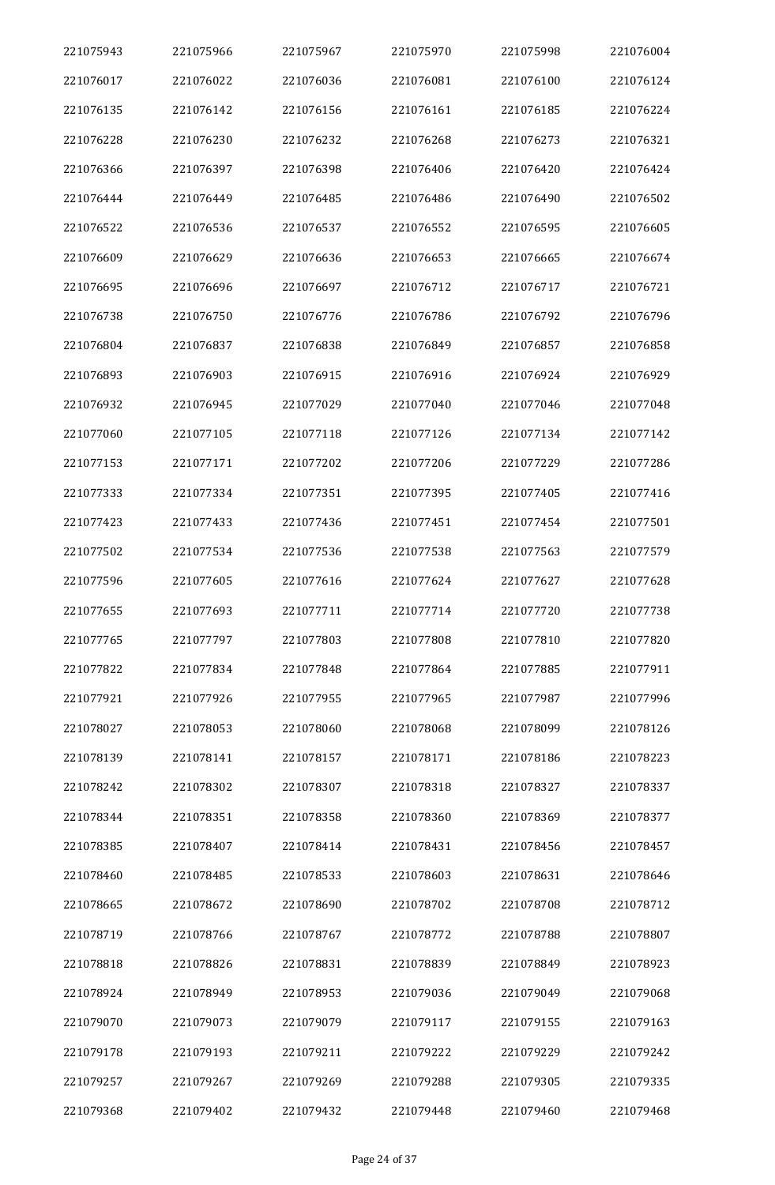| 221075943 | 221075966 | 221075967 | 221075970 | 221075998 | 221076004 |
|---|---|---|---|---|---|
| 221076017 | 221076022 | 221076036 | 221076081 | 221076100 | 221076124 |
| 221076135 | 221076142 | 221076156 | 221076161 | 221076185 | 221076224 |
| 221076228 | 221076230 | 221076232 | 221076268 | 221076273 | 221076321 |
| 221076366 | 221076397 | 221076398 | 221076406 | 221076420 | 221076424 |
| 221076444 | 221076449 | 221076485 | 221076486 | 221076490 | 221076502 |
| 221076522 | 221076536 | 221076537 | 221076552 | 221076595 | 221076605 |
| 221076609 | 221076629 | 221076636 | 221076653 | 221076665 | 221076674 |
| 221076695 | 221076696 | 221076697 | 221076712 | 221076717 | 221076721 |
| 221076738 | 221076750 | 221076776 | 221076786 | 221076792 | 221076796 |
| 221076804 | 221076837 | 221076838 | 221076849 | 221076857 | 221076858 |
| 221076893 | 221076903 | 221076915 | 221076916 | 221076924 | 221076929 |
| 221076932 | 221076945 | 221077029 | 221077040 | 221077046 | 221077048 |
| 221077060 | 221077105 | 221077118 | 221077126 | 221077134 | 221077142 |
| 221077153 | 221077171 | 221077202 | 221077206 | 221077229 | 221077286 |
| 221077333 | 221077334 | 221077351 | 221077395 | 221077405 | 221077416 |
| 221077423 | 221077433 | 221077436 | 221077451 | 221077454 | 221077501 |
| 221077502 | 221077534 | 221077536 | 221077538 | 221077563 | 221077579 |
| 221077596 | 221077605 | 221077616 | 221077624 | 221077627 | 221077628 |
| 221077655 | 221077693 | 221077711 | 221077714 | 221077720 | 221077738 |
| 221077765 | 221077797 | 221077803 | 221077808 | 221077810 | 221077820 |
| 221077822 | 221077834 | 221077848 | 221077864 | 221077885 | 221077911 |
| 221077921 | 221077926 | 221077955 | 221077965 | 221077987 | 221077996 |
| 221078027 | 221078053 | 221078060 | 221078068 | 221078099 | 221078126 |
| 221078139 | 221078141 | 221078157 | 221078171 | 221078186 | 221078223 |
| 221078242 | 221078302 | 221078307 | 221078318 | 221078327 | 221078337 |
| 221078344 | 221078351 | 221078358 | 221078360 | 221078369 | 221078377 |
| 221078385 | 221078407 | 221078414 | 221078431 | 221078456 | 221078457 |
| 221078460 | 221078485 | 221078533 | 221078603 | 221078631 | 221078646 |
| 221078665 | 221078672 | 221078690 | 221078702 | 221078708 | 221078712 |
| 221078719 | 221078766 | 221078767 | 221078772 | 221078788 | 221078807 |
| 221078818 | 221078826 | 221078831 | 221078839 | 221078849 | 221078923 |
| 221078924 | 221078949 | 221078953 | 221079036 | 221079049 | 221079068 |
| 221079070 | 221079073 | 221079079 | 221079117 | 221079155 | 221079163 |
| 221079178 | 221079193 | 221079211 | 221079222 | 221079229 | 221079242 |
| 221079257 | 221079267 | 221079269 | 221079288 | 221079305 | 221079335 |
| 221079368 | 221079402 | 221079432 | 221079448 | 221079460 | 221079468 |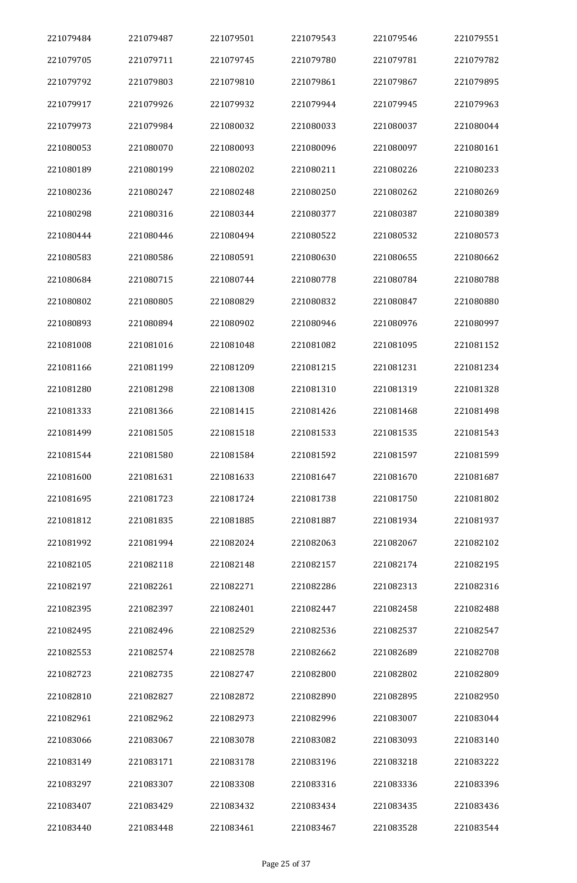| 221079484 | 221079487 | 221079501 | 221079543 | 221079546 | 221079551 |
|---|---|---|---|---|---|
| 221079705 | 221079711 | 221079745 | 221079780 | 221079781 | 221079782 |
| 221079792 | 221079803 | 221079810 | 221079861 | 221079867 | 221079895 |
| 221079917 | 221079926 | 221079932 | 221079944 | 221079945 | 221079963 |
| 221079973 | 221079984 | 221080032 | 221080033 | 221080037 | 221080044 |
| 221080053 | 221080070 | 221080093 | 221080096 | 221080097 | 221080161 |
| 221080189 | 221080199 | 221080202 | 221080211 | 221080226 | 221080233 |
| 221080236 | 221080247 | 221080248 | 221080250 | 221080262 | 221080269 |
| 221080298 | 221080316 | 221080344 | 221080377 | 221080387 | 221080389 |
| 221080444 | 221080446 | 221080494 | 221080522 | 221080532 | 221080573 |
| 221080583 | 221080586 | 221080591 | 221080630 | 221080655 | 221080662 |
| 221080684 | 221080715 | 221080744 | 221080778 | 221080784 | 221080788 |
| 221080802 | 221080805 | 221080829 | 221080832 | 221080847 | 221080880 |
| 221080893 | 221080894 | 221080902 | 221080946 | 221080976 | 221080997 |
| 221081008 | 221081016 | 221081048 | 221081082 | 221081095 | 221081152 |
| 221081166 | 221081199 | 221081209 | 221081215 | 221081231 | 221081234 |
| 221081280 | 221081298 | 221081308 | 221081310 | 221081319 | 221081328 |
| 221081333 | 221081366 | 221081415 | 221081426 | 221081468 | 221081498 |
| 221081499 | 221081505 | 221081518 | 221081533 | 221081535 | 221081543 |
| 221081544 | 221081580 | 221081584 | 221081592 | 221081597 | 221081599 |
| 221081600 | 221081631 | 221081633 | 221081647 | 221081670 | 221081687 |
| 221081695 | 221081723 | 221081724 | 221081738 | 221081750 | 221081802 |
| 221081812 | 221081835 | 221081885 | 221081887 | 221081934 | 221081937 |
| 221081992 | 221081994 | 221082024 | 221082063 | 221082067 | 221082102 |
| 221082105 | 221082118 | 221082148 | 221082157 | 221082174 | 221082195 |
| 221082197 | 221082261 | 221082271 | 221082286 | 221082313 | 221082316 |
| 221082395 | 221082397 | 221082401 | 221082447 | 221082458 | 221082488 |
| 221082495 | 221082496 | 221082529 | 221082536 | 221082537 | 221082547 |
| 221082553 | 221082574 | 221082578 | 221082662 | 221082689 | 221082708 |
| 221082723 | 221082735 | 221082747 | 221082800 | 221082802 | 221082809 |
| 221082810 | 221082827 | 221082872 | 221082890 | 221082895 | 221082950 |
| 221082961 | 221082962 | 221082973 | 221082996 | 221083007 | 221083044 |
| 221083066 | 221083067 | 221083078 | 221083082 | 221083093 | 221083140 |
| 221083149 | 221083171 | 221083178 | 221083196 | 221083218 | 221083222 |
| 221083297 | 221083307 | 221083308 | 221083316 | 221083336 | 221083396 |
| 221083407 | 221083429 | 221083432 | 221083434 | 221083435 | 221083436 |
| 221083440 | 221083448 | 221083461 | 221083467 | 221083528 | 221083544 |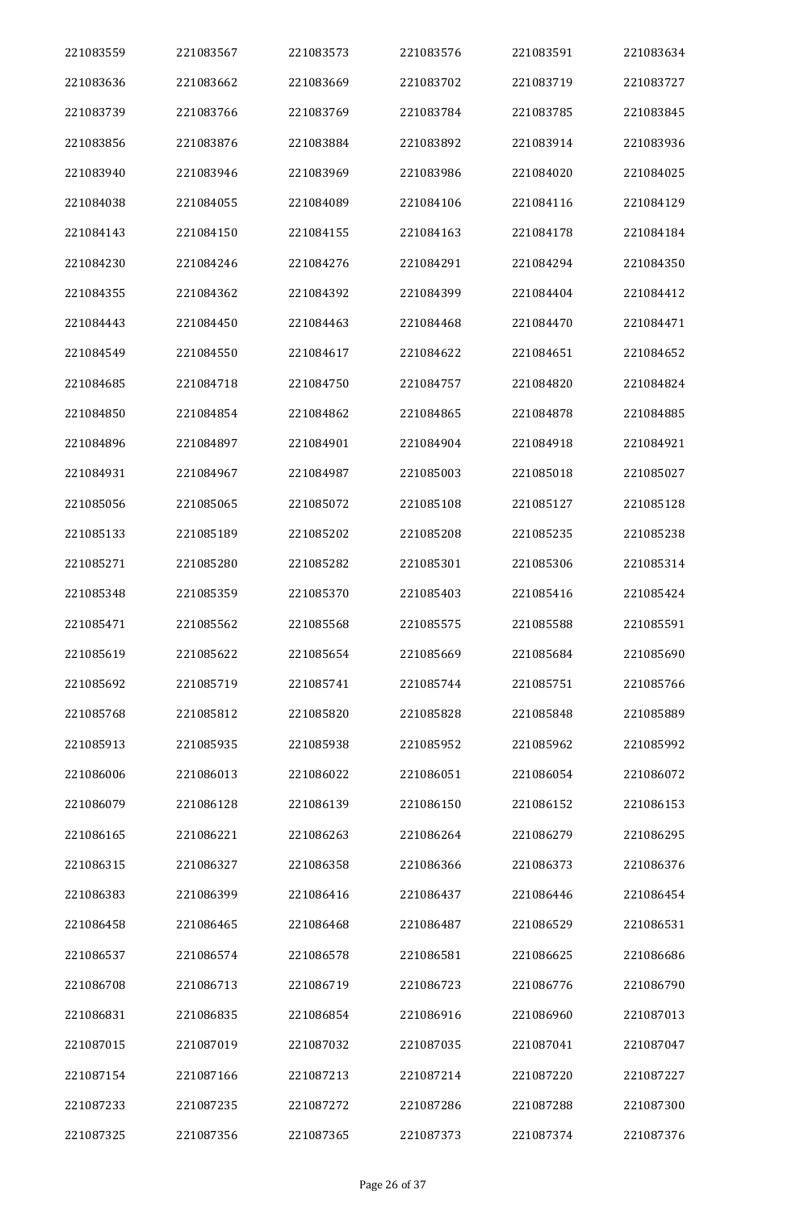| | | | | | |
|---|---|---|---|---|---|
| 221083559 | 221083567 | 221083573 | 221083576 | 221083591 | 221083634 |
| 221083636 | 221083662 | 221083669 | 221083702 | 221083719 | 221083727 |
| 221083739 | 221083766 | 221083769 | 221083784 | 221083785 | 221083845 |
| 221083856 | 221083876 | 221083884 | 221083892 | 221083914 | 221083936 |
| 221083940 | 221083946 | 221083969 | 221083986 | 221084020 | 221084025 |
| 221084038 | 221084055 | 221084089 | 221084106 | 221084116 | 221084129 |
| 221084143 | 221084150 | 221084155 | 221084163 | 221084178 | 221084184 |
| 221084230 | 221084246 | 221084276 | 221084291 | 221084294 | 221084350 |
| 221084355 | 221084362 | 221084392 | 221084399 | 221084404 | 221084412 |
| 221084443 | 221084450 | 221084463 | 221084468 | 221084470 | 221084471 |
| 221084549 | 221084550 | 221084617 | 221084622 | 221084651 | 221084652 |
| 221084685 | 221084718 | 221084750 | 221084757 | 221084820 | 221084824 |
| 221084850 | 221084854 | 221084862 | 221084865 | 221084878 | 221084885 |
| 221084896 | 221084897 | 221084901 | 221084904 | 221084918 | 221084921 |
| 221084931 | 221084967 | 221084987 | 221085003 | 221085018 | 221085027 |
| 221085056 | 221085065 | 221085072 | 221085108 | 221085127 | 221085128 |
| 221085133 | 221085189 | 221085202 | 221085208 | 221085235 | 221085238 |
| 221085271 | 221085280 | 221085282 | 221085301 | 221085306 | 221085314 |
| 221085348 | 221085359 | 221085370 | 221085403 | 221085416 | 221085424 |
| 221085471 | 221085562 | 221085568 | 221085575 | 221085588 | 221085591 |
| 221085619 | 221085622 | 221085654 | 221085669 | 221085684 | 221085690 |
| 221085692 | 221085719 | 221085741 | 221085744 | 221085751 | 221085766 |
| 221085768 | 221085812 | 221085820 | 221085828 | 221085848 | 221085889 |
| 221085913 | 221085935 | 221085938 | 221085952 | 221085962 | 221085992 |
| 221086006 | 221086013 | 221086022 | 221086051 | 221086054 | 221086072 |
| 221086079 | 221086128 | 221086139 | 221086150 | 221086152 | 221086153 |
| 221086165 | 221086221 | 221086263 | 221086264 | 221086279 | 221086295 |
| 221086315 | 221086327 | 221086358 | 221086366 | 221086373 | 221086376 |
| 221086383 | 221086399 | 221086416 | 221086437 | 221086446 | 221086454 |
| 221086458 | 221086465 | 221086468 | 221086487 | 221086529 | 221086531 |
| 221086537 | 221086574 | 221086578 | 221086581 | 221086625 | 221086686 |
| 221086708 | 221086713 | 221086719 | 221086723 | 221086776 | 221086790 |
| 221086831 | 221086835 | 221086854 | 221086916 | 221086960 | 221087013 |
| 221087015 | 221087019 | 221087032 | 221087035 | 221087041 | 221087047 |
| 221087154 | 221087166 | 221087213 | 221087214 | 221087220 | 221087227 |
| 221087233 | 221087235 | 221087272 | 221087286 | 221087288 | 221087300 |
| 221087325 | 221087356 | 221087365 | 221087373 | 221087374 | 221087376 |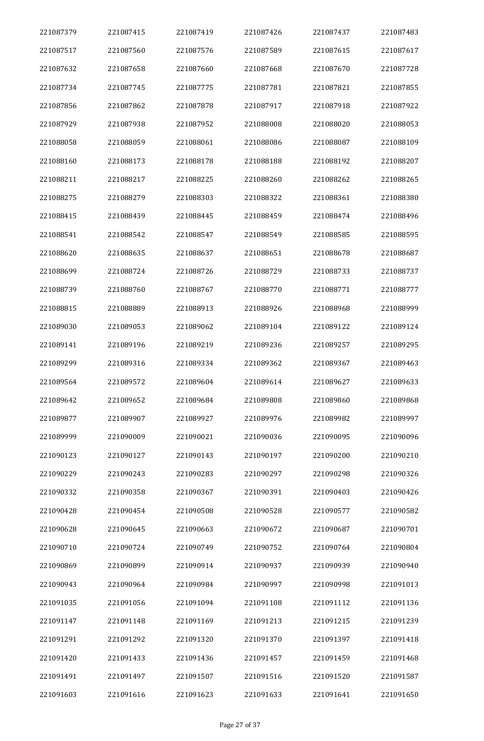| | | | | | |
|---|---|---|---|---|---|
| 221087379 | 221087415 | 221087419 | 221087426 | 221087437 | 221087483 |
| 221087517 | 221087560 | 221087576 | 221087589 | 221087615 | 221087617 |
| 221087632 | 221087658 | 221087660 | 221087668 | 221087670 | 221087728 |
| 221087734 | 221087745 | 221087775 | 221087781 | 221087821 | 221087855 |
| 221087856 | 221087862 | 221087878 | 221087917 | 221087918 | 221087922 |
| 221087929 | 221087938 | 221087952 | 221088008 | 221088020 | 221088053 |
| 221088058 | 221088059 | 221088061 | 221088086 | 221088087 | 221088109 |
| 221088160 | 221088173 | 221088178 | 221088188 | 221088192 | 221088207 |
| 221088211 | 221088217 | 221088225 | 221088260 | 221088262 | 221088265 |
| 221088275 | 221088279 | 221088303 | 221088322 | 221088361 | 221088380 |
| 221088415 | 221088439 | 221088445 | 221088459 | 221088474 | 221088496 |
| 221088541 | 221088542 | 221088547 | 221088549 | 221088585 | 221088595 |
| 221088620 | 221088635 | 221088637 | 221088651 | 221088678 | 221088687 |
| 221088699 | 221088724 | 221088726 | 221088729 | 221088733 | 221088737 |
| 221088739 | 221088760 | 221088767 | 221088770 | 221088771 | 221088777 |
| 221088815 | 221088889 | 221088913 | 221088926 | 221088968 | 221088999 |
| 221089030 | 221089053 | 221089062 | 221089104 | 221089122 | 221089124 |
| 221089141 | 221089196 | 221089219 | 221089236 | 221089257 | 221089295 |
| 221089299 | 221089316 | 221089334 | 221089362 | 221089367 | 221089463 |
| 221089564 | 221089572 | 221089604 | 221089614 | 221089627 | 221089633 |
| 221089642 | 221089652 | 221089684 | 221089808 | 221089860 | 221089868 |
| 221089877 | 221089907 | 221089927 | 221089976 | 221089982 | 221089997 |
| 221089999 | 221090009 | 221090021 | 221090036 | 221090095 | 221090096 |
| 221090123 | 221090127 | 221090143 | 221090197 | 221090200 | 221090210 |
| 221090229 | 221090243 | 221090283 | 221090297 | 221090298 | 221090326 |
| 221090332 | 221090358 | 221090367 | 221090391 | 221090403 | 221090426 |
| 221090428 | 221090454 | 221090508 | 221090528 | 221090577 | 221090582 |
| 221090628 | 221090645 | 221090663 | 221090672 | 221090687 | 221090701 |
| 221090710 | 221090724 | 221090749 | 221090752 | 221090764 | 221090804 |
| 221090869 | 221090899 | 221090914 | 221090937 | 221090939 | 221090940 |
| 221090943 | 221090964 | 221090984 | 221090997 | 221090998 | 221091013 |
| 221091035 | 221091056 | 221091094 | 221091108 | 221091112 | 221091136 |
| 221091147 | 221091148 | 221091169 | 221091213 | 221091215 | 221091239 |
| 221091291 | 221091292 | 221091320 | 221091370 | 221091397 | 221091418 |
| 221091420 | 221091433 | 221091436 | 221091457 | 221091459 | 221091468 |
| 221091491 | 221091497 | 221091507 | 221091516 | 221091520 | 221091587 |
| 221091603 | 221091616 | 221091623 | 221091633 | 221091641 | 221091650 |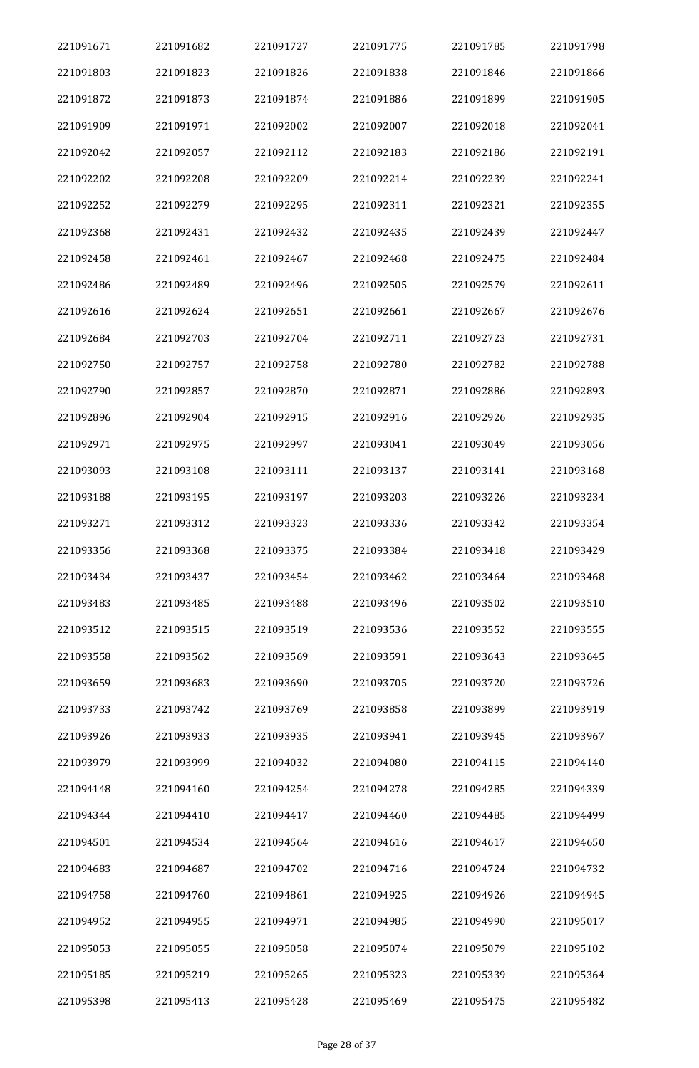| 221091671 | 221091682 | 221091727 | 221091775 | 221091785 | 221091798 |
|---|---|---|---|---|---|
| 221091803 | 221091823 | 221091826 | 221091838 | 221091846 | 221091866 |
| 221091872 | 221091873 | 221091874 | 221091886 | 221091899 | 221091905 |
| 221091909 | 221091971 | 221092002 | 221092007 | 221092018 | 221092041 |
| 221092042 | 221092057 | 221092112 | 221092183 | 221092186 | 221092191 |
| 221092202 | 221092208 | 221092209 | 221092214 | 221092239 | 221092241 |
| 221092252 | 221092279 | 221092295 | 221092311 | 221092321 | 221092355 |
| 221092368 | 221092431 | 221092432 | 221092435 | 221092439 | 221092447 |
| 221092458 | 221092461 | 221092467 | 221092468 | 221092475 | 221092484 |
| 221092486 | 221092489 | 221092496 | 221092505 | 221092579 | 221092611 |
| 221092616 | 221092624 | 221092651 | 221092661 | 221092667 | 221092676 |
| 221092684 | 221092703 | 221092704 | 221092711 | 221092723 | 221092731 |
| 221092750 | 221092757 | 221092758 | 221092780 | 221092782 | 221092788 |
| 221092790 | 221092857 | 221092870 | 221092871 | 221092886 | 221092893 |
| 221092896 | 221092904 | 221092915 | 221092916 | 221092926 | 221092935 |
| 221092971 | 221092975 | 221092997 | 221093041 | 221093049 | 221093056 |
| 221093093 | 221093108 | 221093111 | 221093137 | 221093141 | 221093168 |
| 221093188 | 221093195 | 221093197 | 221093203 | 221093226 | 221093234 |
| 221093271 | 221093312 | 221093323 | 221093336 | 221093342 | 221093354 |
| 221093356 | 221093368 | 221093375 | 221093384 | 221093418 | 221093429 |
| 221093434 | 221093437 | 221093454 | 221093462 | 221093464 | 221093468 |
| 221093483 | 221093485 | 221093488 | 221093496 | 221093502 | 221093510 |
| 221093512 | 221093515 | 221093519 | 221093536 | 221093552 | 221093555 |
| 221093558 | 221093562 | 221093569 | 221093591 | 221093643 | 221093645 |
| 221093659 | 221093683 | 221093690 | 221093705 | 221093720 | 221093726 |
| 221093733 | 221093742 | 221093769 | 221093858 | 221093899 | 221093919 |
| 221093926 | 221093933 | 221093935 | 221093941 | 221093945 | 221093967 |
| 221093979 | 221093999 | 221094032 | 221094080 | 221094115 | 221094140 |
| 221094148 | 221094160 | 221094254 | 221094278 | 221094285 | 221094339 |
| 221094344 | 221094410 | 221094417 | 221094460 | 221094485 | 221094499 |
| 221094501 | 221094534 | 221094564 | 221094616 | 221094617 | 221094650 |
| 221094683 | 221094687 | 221094702 | 221094716 | 221094724 | 221094732 |
| 221094758 | 221094760 | 221094861 | 221094925 | 221094926 | 221094945 |
| 221094952 | 221094955 | 221094971 | 221094985 | 221094990 | 221095017 |
| 221095053 | 221095055 | 221095058 | 221095074 | 221095079 | 221095102 |
| 221095185 | 221095219 | 221095265 | 221095323 | 221095339 | 221095364 |
| 221095398 | 221095413 | 221095428 | 221095469 | 221095475 | 221095482 |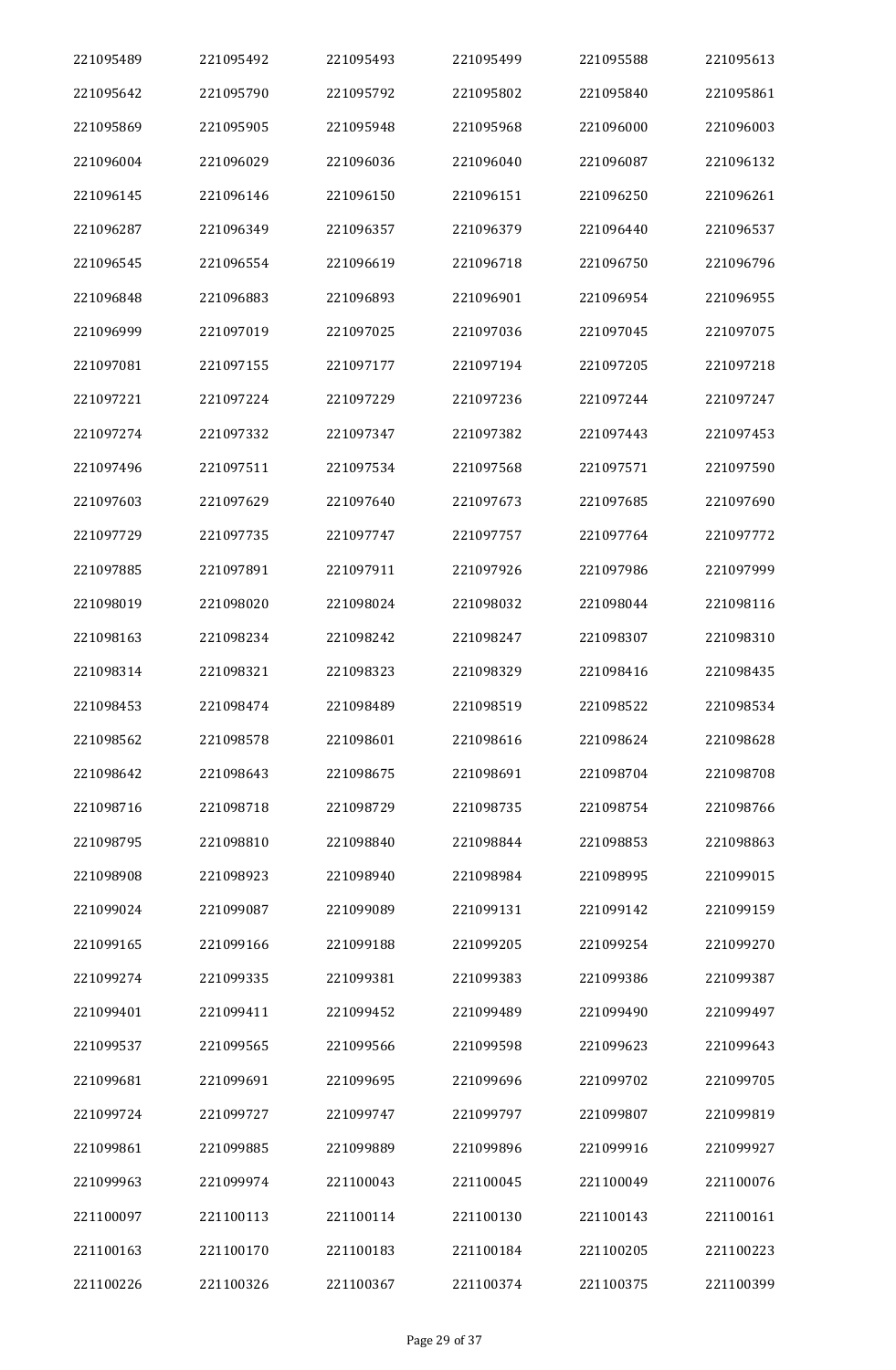| 221095489 | 221095492 | 221095493 | 221095499 | 221095588 | 221095613 |
|---|---|---|---|---|---|
| 221095642 | 221095790 | 221095792 | 221095802 | 221095840 | 221095861 |
| 221095869 | 221095905 | 221095948 | 221095968 | 221096000 | 221096003 |
| 221096004 | 221096029 | 221096036 | 221096040 | 221096087 | 221096132 |
| 221096145 | 221096146 | 221096150 | 221096151 | 221096250 | 221096261 |
| 221096287 | 221096349 | 221096357 | 221096379 | 221096440 | 221096537 |
| 221096545 | 221096554 | 221096619 | 221096718 | 221096750 | 221096796 |
| 221096848 | 221096883 | 221096893 | 221096901 | 221096954 | 221096955 |
| 221096999 | 221097019 | 221097025 | 221097036 | 221097045 | 221097075 |
| 221097081 | 221097155 | 221097177 | 221097194 | 221097205 | 221097218 |
| 221097221 | 221097224 | 221097229 | 221097236 | 221097244 | 221097247 |
| 221097274 | 221097332 | 221097347 | 221097382 | 221097443 | 221097453 |
| 221097496 | 221097511 | 221097534 | 221097568 | 221097571 | 221097590 |
| 221097603 | 221097629 | 221097640 | 221097673 | 221097685 | 221097690 |
| 221097729 | 221097735 | 221097747 | 221097757 | 221097764 | 221097772 |
| 221097885 | 221097891 | 221097911 | 221097926 | 221097986 | 221097999 |
| 221098019 | 221098020 | 221098024 | 221098032 | 221098044 | 221098116 |
| 221098163 | 221098234 | 221098242 | 221098247 | 221098307 | 221098310 |
| 221098314 | 221098321 | 221098323 | 221098329 | 221098416 | 221098435 |
| 221098453 | 221098474 | 221098489 | 221098519 | 221098522 | 221098534 |
| 221098562 | 221098578 | 221098601 | 221098616 | 221098624 | 221098628 |
| 221098642 | 221098643 | 221098675 | 221098691 | 221098704 | 221098708 |
| 221098716 | 221098718 | 221098729 | 221098735 | 221098754 | 221098766 |
| 221098795 | 221098810 | 221098840 | 221098844 | 221098853 | 221098863 |
| 221098908 | 221098923 | 221098940 | 221098984 | 221098995 | 221099015 |
| 221099024 | 221099087 | 221099089 | 221099131 | 221099142 | 221099159 |
| 221099165 | 221099166 | 221099188 | 221099205 | 221099254 | 221099270 |
| 221099274 | 221099335 | 221099381 | 221099383 | 221099386 | 221099387 |
| 221099401 | 221099411 | 221099452 | 221099489 | 221099490 | 221099497 |
| 221099537 | 221099565 | 221099566 | 221099598 | 221099623 | 221099643 |
| 221099681 | 221099691 | 221099695 | 221099696 | 221099702 | 221099705 |
| 221099724 | 221099727 | 221099747 | 221099797 | 221099807 | 221099819 |
| 221099861 | 221099885 | 221099889 | 221099896 | 221099916 | 221099927 |
| 221099963 | 221099974 | 221100043 | 221100045 | 221100049 | 221100076 |
| 221100097 | 221100113 | 221100114 | 221100130 | 221100143 | 221100161 |
| 221100163 | 221100170 | 221100183 | 221100184 | 221100205 | 221100223 |
| 221100226 | 221100326 | 221100367 | 221100374 | 221100375 | 221100399 |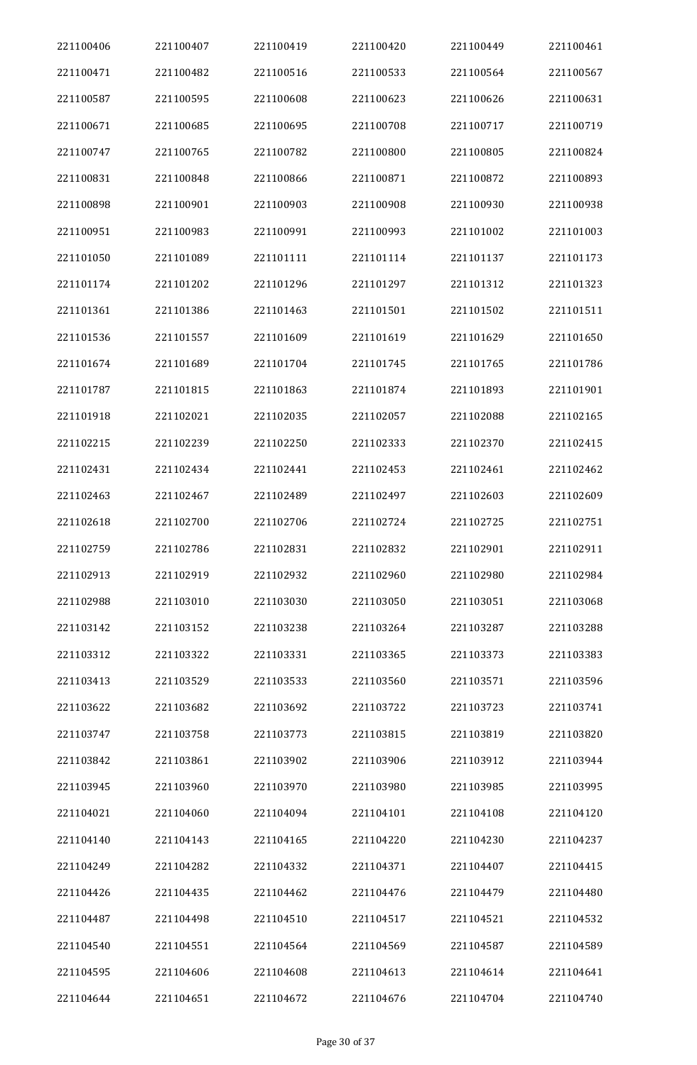| 221100406 | 221100407 | 221100419 | 221100420 | 221100449 | 221100461 |
|---|---|---|---|---|---|
| 221100471 | 221100482 | 221100516 | 221100533 | 221100564 | 221100567 |
| 221100587 | 221100595 | 221100608 | 221100623 | 221100626 | 221100631 |
| 221100671 | 221100685 | 221100695 | 221100708 | 221100717 | 221100719 |
| 221100747 | 221100765 | 221100782 | 221100800 | 221100805 | 221100824 |
| 221100831 | 221100848 | 221100866 | 221100871 | 221100872 | 221100893 |
| 221100898 | 221100901 | 221100903 | 221100908 | 221100930 | 221100938 |
| 221100951 | 221100983 | 221100991 | 221100993 | 221101002 | 221101003 |
| 221101050 | 221101089 | 221101111 | 221101114 | 221101137 | 221101173 |
| 221101174 | 221101202 | 221101296 | 221101297 | 221101312 | 221101323 |
| 221101361 | 221101386 | 221101463 | 221101501 | 221101502 | 221101511 |
| 221101536 | 221101557 | 221101609 | 221101619 | 221101629 | 221101650 |
| 221101674 | 221101689 | 221101704 | 221101745 | 221101765 | 221101786 |
| 221101787 | 221101815 | 221101863 | 221101874 | 221101893 | 221101901 |
| 221101918 | 221102021 | 221102035 | 221102057 | 221102088 | 221102165 |
| 221102215 | 221102239 | 221102250 | 221102333 | 221102370 | 221102415 |
| 221102431 | 221102434 | 221102441 | 221102453 | 221102461 | 221102462 |
| 221102463 | 221102467 | 221102489 | 221102497 | 221102603 | 221102609 |
| 221102618 | 221102700 | 221102706 | 221102724 | 221102725 | 221102751 |
| 221102759 | 221102786 | 221102831 | 221102832 | 221102901 | 221102911 |
| 221102913 | 221102919 | 221102932 | 221102960 | 221102980 | 221102984 |
| 221102988 | 221103010 | 221103030 | 221103050 | 221103051 | 221103068 |
| 221103142 | 221103152 | 221103238 | 221103264 | 221103287 | 221103288 |
| 221103312 | 221103322 | 221103331 | 221103365 | 221103373 | 221103383 |
| 221103413 | 221103529 | 221103533 | 221103560 | 221103571 | 221103596 |
| 221103622 | 221103682 | 221103692 | 221103722 | 221103723 | 221103741 |
| 221103747 | 221103758 | 221103773 | 221103815 | 221103819 | 221103820 |
| 221103842 | 221103861 | 221103902 | 221103906 | 221103912 | 221103944 |
| 221103945 | 221103960 | 221103970 | 221103980 | 221103985 | 221103995 |
| 221104021 | 221104060 | 221104094 | 221104101 | 221104108 | 221104120 |
| 221104140 | 221104143 | 221104165 | 221104220 | 221104230 | 221104237 |
| 221104249 | 221104282 | 221104332 | 221104371 | 221104407 | 221104415 |
| 221104426 | 221104435 | 221104462 | 221104476 | 221104479 | 221104480 |
| 221104487 | 221104498 | 221104510 | 221104517 | 221104521 | 221104532 |
| 221104540 | 221104551 | 221104564 | 221104569 | 221104587 | 221104589 |
| 221104595 | 221104606 | 221104608 | 221104613 | 221104614 | 221104641 |
| 221104644 | 221104651 | 221104672 | 221104676 | 221104704 | 221104740 |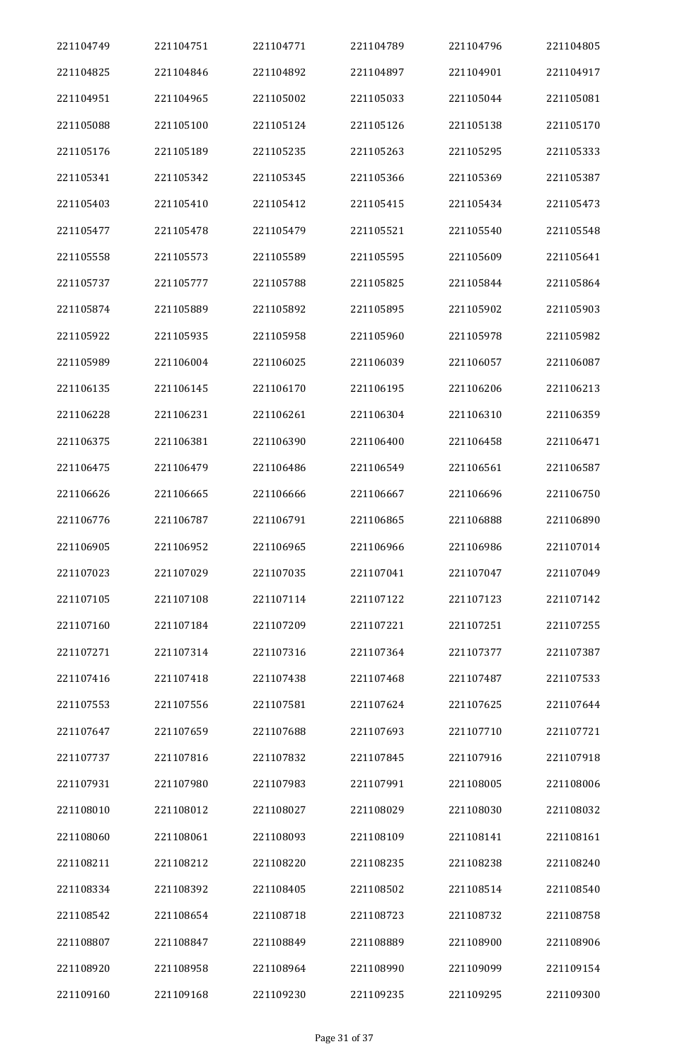| 221104749 | 221104751 | 221104771 | 221104789 | 221104796 | 221104805 |
|---|---|---|---|---|---|
| 221104825 | 221104846 | 221104892 | 221104897 | 221104901 | 221104917 |
| 221104951 | 221104965 | 221105002 | 221105033 | 221105044 | 221105081 |
| 221105088 | 221105100 | 221105124 | 221105126 | 221105138 | 221105170 |
| 221105176 | 221105189 | 221105235 | 221105263 | 221105295 | 221105333 |
| 221105341 | 221105342 | 221105345 | 221105366 | 221105369 | 221105387 |
| 221105403 | 221105410 | 221105412 | 221105415 | 221105434 | 221105473 |
| 221105477 | 221105478 | 221105479 | 221105521 | 221105540 | 221105548 |
| 221105558 | 221105573 | 221105589 | 221105595 | 221105609 | 221105641 |
| 221105737 | 221105777 | 221105788 | 221105825 | 221105844 | 221105864 |
| 221105874 | 221105889 | 221105892 | 221105895 | 221105902 | 221105903 |
| 221105922 | 221105935 | 221105958 | 221105960 | 221105978 | 221105982 |
| 221105989 | 221106004 | 221106025 | 221106039 | 221106057 | 221106087 |
| 221106135 | 221106145 | 221106170 | 221106195 | 221106206 | 221106213 |
| 221106228 | 221106231 | 221106261 | 221106304 | 221106310 | 221106359 |
| 221106375 | 221106381 | 221106390 | 221106400 | 221106458 | 221106471 |
| 221106475 | 221106479 | 221106486 | 221106549 | 221106561 | 221106587 |
| 221106626 | 221106665 | 221106666 | 221106667 | 221106696 | 221106750 |
| 221106776 | 221106787 | 221106791 | 221106865 | 221106888 | 221106890 |
| 221106905 | 221106952 | 221106965 | 221106966 | 221106986 | 221107014 |
| 221107023 | 221107029 | 221107035 | 221107041 | 221107047 | 221107049 |
| 221107105 | 221107108 | 221107114 | 221107122 | 221107123 | 221107142 |
| 221107160 | 221107184 | 221107209 | 221107221 | 221107251 | 221107255 |
| 221107271 | 221107314 | 221107316 | 221107364 | 221107377 | 221107387 |
| 221107416 | 221107418 | 221107438 | 221107468 | 221107487 | 221107533 |
| 221107553 | 221107556 | 221107581 | 221107624 | 221107625 | 221107644 |
| 221107647 | 221107659 | 221107688 | 221107693 | 221107710 | 221107721 |
| 221107737 | 221107816 | 221107832 | 221107845 | 221107916 | 221107918 |
| 221107931 | 221107980 | 221107983 | 221107991 | 221108005 | 221108006 |
| 221108010 | 221108012 | 221108027 | 221108029 | 221108030 | 221108032 |
| 221108060 | 221108061 | 221108093 | 221108109 | 221108141 | 221108161 |
| 221108211 | 221108212 | 221108220 | 221108235 | 221108238 | 221108240 |
| 221108334 | 221108392 | 221108405 | 221108502 | 221108514 | 221108540 |
| 221108542 | 221108654 | 221108718 | 221108723 | 221108732 | 221108758 |
| 221108807 | 221108847 | 221108849 | 221108889 | 221108900 | 221108906 |
| 221108920 | 221108958 | 221108964 | 221108990 | 221109099 | 221109154 |
| 221109160 | 221109168 | 221109230 | 221109235 | 221109295 | 221109300 |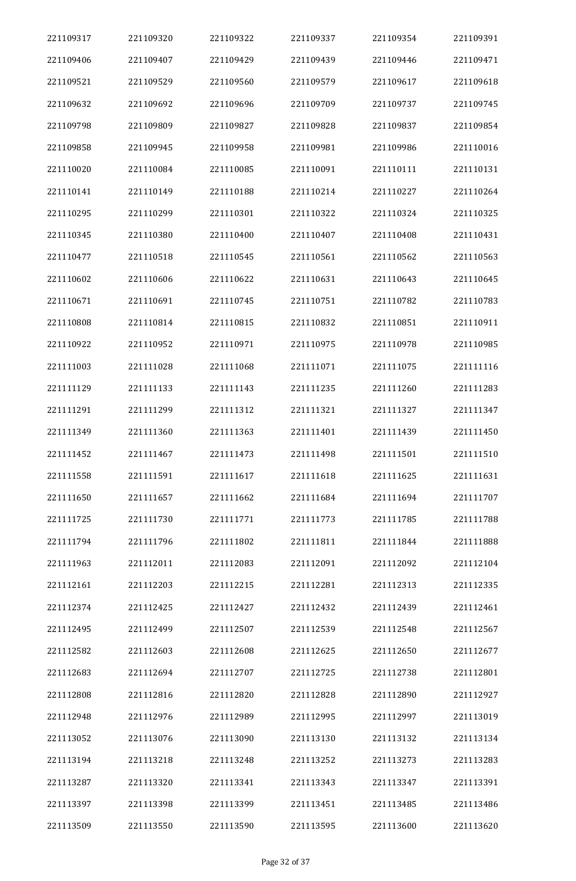| 221109317 | 221109320 | 221109322 | 221109337 | 221109354 | 221109391 |
|---|---|---|---|---|---|
| 221109406 | 221109407 | 221109429 | 221109439 | 221109446 | 221109471 |
| 221109521 | 221109529 | 221109560 | 221109579 | 221109617 | 221109618 |
| 221109632 | 221109692 | 221109696 | 221109709 | 221109737 | 221109745 |
| 221109798 | 221109809 | 221109827 | 221109828 | 221109837 | 221109854 |
| 221109858 | 221109945 | 221109958 | 221109981 | 221109986 | 221110016 |
| 221110020 | 221110084 | 221110085 | 221110091 | 221110111 | 221110131 |
| 221110141 | 221110149 | 221110188 | 221110214 | 221110227 | 221110264 |
| 221110295 | 221110299 | 221110301 | 221110322 | 221110324 | 221110325 |
| 221110345 | 221110380 | 221110400 | 221110407 | 221110408 | 221110431 |
| 221110477 | 221110518 | 221110545 | 221110561 | 221110562 | 221110563 |
| 221110602 | 221110606 | 221110622 | 221110631 | 221110643 | 221110645 |
| 221110671 | 221110691 | 221110745 | 221110751 | 221110782 | 221110783 |
| 221110808 | 221110814 | 221110815 | 221110832 | 221110851 | 221110911 |
| 221110922 | 221110952 | 221110971 | 221110975 | 221110978 | 221110985 |
| 221111003 | 221111028 | 221111068 | 221111071 | 221111075 | 221111116 |
| 221111129 | 221111133 | 221111143 | 221111235 | 221111260 | 221111283 |
| 221111291 | 221111299 | 221111312 | 221111321 | 221111327 | 221111347 |
| 221111349 | 221111360 | 221111363 | 221111401 | 221111439 | 221111450 |
| 221111452 | 221111467 | 221111473 | 221111498 | 221111501 | 221111510 |
| 221111558 | 221111591 | 221111617 | 221111618 | 221111625 | 221111631 |
| 221111650 | 221111657 | 221111662 | 221111684 | 221111694 | 221111707 |
| 221111725 | 221111730 | 221111771 | 221111773 | 221111785 | 221111788 |
| 221111794 | 221111796 | 221111802 | 221111811 | 221111844 | 221111888 |
| 221111963 | 221112011 | 221112083 | 221112091 | 221112092 | 221112104 |
| 221112161 | 221112203 | 221112215 | 221112281 | 221112313 | 221112335 |
| 221112374 | 221112425 | 221112427 | 221112432 | 221112439 | 221112461 |
| 221112495 | 221112499 | 221112507 | 221112539 | 221112548 | 221112567 |
| 221112582 | 221112603 | 221112608 | 221112625 | 221112650 | 221112677 |
| 221112683 | 221112694 | 221112707 | 221112725 | 221112738 | 221112801 |
| 221112808 | 221112816 | 221112820 | 221112828 | 221112890 | 221112927 |
| 221112948 | 221112976 | 221112989 | 221112995 | 221112997 | 221113019 |
| 221113052 | 221113076 | 221113090 | 221113130 | 221113132 | 221113134 |
| 221113194 | 221113218 | 221113248 | 221113252 | 221113273 | 221113283 |
| 221113287 | 221113320 | 221113341 | 221113343 | 221113347 | 221113391 |
| 221113397 | 221113398 | 221113399 | 221113451 | 221113485 | 221113486 |
| 221113509 | 221113550 | 221113590 | 221113595 | 221113600 | 221113620 |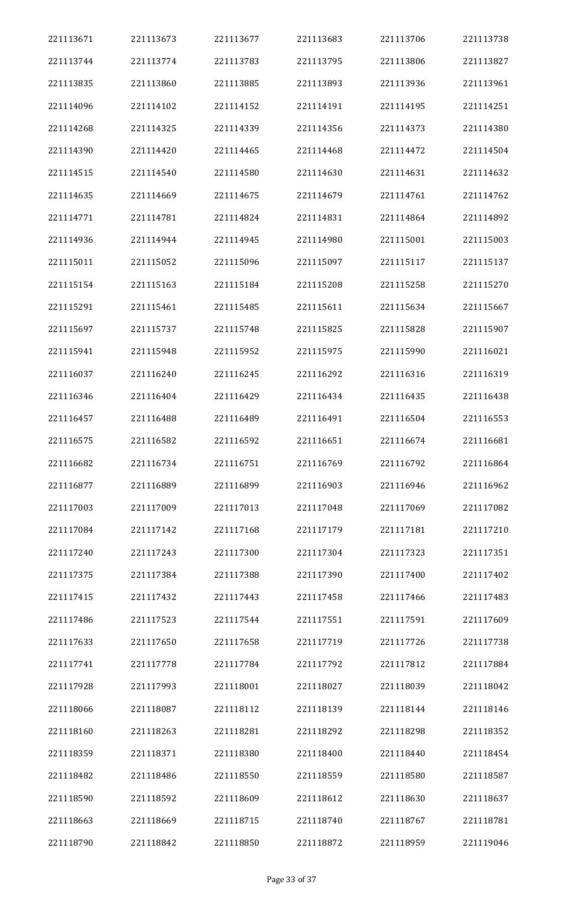| | | | | | |
|---|---|---|---|---|---|
| 221113671 | 221113673 | 221113677 | 221113683 | 221113706 | 221113738 |
| 221113744 | 221113774 | 221113783 | 221113795 | 221113806 | 221113827 |
| 221113835 | 221113860 | 221113885 | 221113893 | 221113936 | 221113961 |
| 221114096 | 221114102 | 221114152 | 221114191 | 221114195 | 221114251 |
| 221114268 | 221114325 | 221114339 | 221114356 | 221114373 | 221114380 |
| 221114390 | 221114420 | 221114465 | 221114468 | 221114472 | 221114504 |
| 221114515 | 221114540 | 221114580 | 221114630 | 221114631 | 221114632 |
| 221114635 | 221114669 | 221114675 | 221114679 | 221114761 | 221114762 |
| 221114771 | 221114781 | 221114824 | 221114831 | 221114864 | 221114892 |
| 221114936 | 221114944 | 221114945 | 221114980 | 221115001 | 221115003 |
| 221115011 | 221115052 | 221115096 | 221115097 | 221115117 | 221115137 |
| 221115154 | 221115163 | 221115184 | 221115208 | 221115258 | 221115270 |
| 221115291 | 221115461 | 221115485 | 221115611 | 221115634 | 221115667 |
| 221115697 | 221115737 | 221115748 | 221115825 | 221115828 | 221115907 |
| 221115941 | 221115948 | 221115952 | 221115975 | 221115990 | 221116021 |
| 221116037 | 221116240 | 221116245 | 221116292 | 221116316 | 221116319 |
| 221116346 | 221116404 | 221116429 | 221116434 | 221116435 | 221116438 |
| 221116457 | 221116488 | 221116489 | 221116491 | 221116504 | 221116553 |
| 221116575 | 221116582 | 221116592 | 221116651 | 221116674 | 221116681 |
| 221116682 | 221116734 | 221116751 | 221116769 | 221116792 | 221116864 |
| 221116877 | 221116889 | 221116899 | 221116903 | 221116946 | 221116962 |
| 221117003 | 221117009 | 221117013 | 221117048 | 221117069 | 221117082 |
| 221117084 | 221117142 | 221117168 | 221117179 | 221117181 | 221117210 |
| 221117240 | 221117243 | 221117300 | 221117304 | 221117323 | 221117351 |
| 221117375 | 221117384 | 221117388 | 221117390 | 221117400 | 221117402 |
| 221117415 | 221117432 | 221117443 | 221117458 | 221117466 | 221117483 |
| 221117486 | 221117523 | 221117544 | 221117551 | 221117591 | 221117609 |
| 221117633 | 221117650 | 221117658 | 221117719 | 221117726 | 221117738 |
| 221117741 | 221117778 | 221117784 | 221117792 | 221117812 | 221117884 |
| 221117928 | 221117993 | 221118001 | 221118027 | 221118039 | 221118042 |
| 221118066 | 221118087 | 221118112 | 221118139 | 221118144 | 221118146 |
| 221118160 | 221118263 | 221118281 | 221118292 | 221118298 | 221118352 |
| 221118359 | 221118371 | 221118380 | 221118400 | 221118440 | 221118454 |
| 221118482 | 221118486 | 221118550 | 221118559 | 221118580 | 221118587 |
| 221118590 | 221118592 | 221118609 | 221118612 | 221118630 | 221118637 |
| 221118663 | 221118669 | 221118715 | 221118740 | 221118767 | 221118781 |
| 221118790 | 221118842 | 221118850 | 221118872 | 221118959 | 221119046 |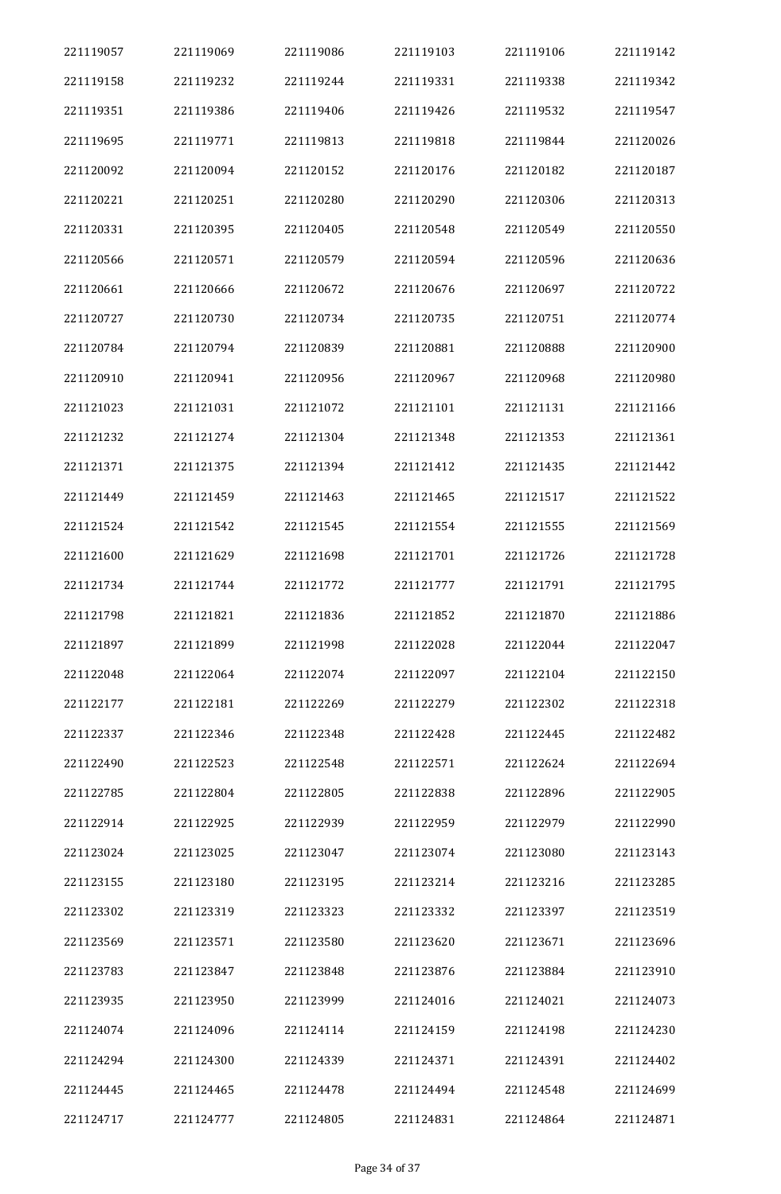| 221119057 | 221119069 | 221119086 | 221119103 | 221119106 | 221119142 |
|---|---|---|---|---|---|
| 221119158 | 221119232 | 221119244 | 221119331 | 221119338 | 221119342 |
| 221119351 | 221119386 | 221119406 | 221119426 | 221119532 | 221119547 |
| 221119695 | 221119771 | 221119813 | 221119818 | 221119844 | 221120026 |
| 221120092 | 221120094 | 221120152 | 221120176 | 221120182 | 221120187 |
| 221120221 | 221120251 | 221120280 | 221120290 | 221120306 | 221120313 |
| 221120331 | 221120395 | 221120405 | 221120548 | 221120549 | 221120550 |
| 221120566 | 221120571 | 221120579 | 221120594 | 221120596 | 221120636 |
| 221120661 | 221120666 | 221120672 | 221120676 | 221120697 | 221120722 |
| 221120727 | 221120730 | 221120734 | 221120735 | 221120751 | 221120774 |
| 221120784 | 221120794 | 221120839 | 221120881 | 221120888 | 221120900 |
| 221120910 | 221120941 | 221120956 | 221120967 | 221120968 | 221120980 |
| 221121023 | 221121031 | 221121072 | 221121101 | 221121131 | 221121166 |
| 221121232 | 221121274 | 221121304 | 221121348 | 221121353 | 221121361 |
| 221121371 | 221121375 | 221121394 | 221121412 | 221121435 | 221121442 |
| 221121449 | 221121459 | 221121463 | 221121465 | 221121517 | 221121522 |
| 221121524 | 221121542 | 221121545 | 221121554 | 221121555 | 221121569 |
| 221121600 | 221121629 | 221121698 | 221121701 | 221121726 | 221121728 |
| 221121734 | 221121744 | 221121772 | 221121777 | 221121791 | 221121795 |
| 221121798 | 221121821 | 221121836 | 221121852 | 221121870 | 221121886 |
| 221121897 | 221121899 | 221121998 | 221122028 | 221122044 | 221122047 |
| 221122048 | 221122064 | 221122074 | 221122097 | 221122104 | 221122150 |
| 221122177 | 221122181 | 221122269 | 221122279 | 221122302 | 221122318 |
| 221122337 | 221122346 | 221122348 | 221122428 | 221122445 | 221122482 |
| 221122490 | 221122523 | 221122548 | 221122571 | 221122624 | 221122694 |
| 221122785 | 221122804 | 221122805 | 221122838 | 221122896 | 221122905 |
| 221122914 | 221122925 | 221122939 | 221122959 | 221122979 | 221122990 |
| 221123024 | 221123025 | 221123047 | 221123074 | 221123080 | 221123143 |
| 221123155 | 221123180 | 221123195 | 221123214 | 221123216 | 221123285 |
| 221123302 | 221123319 | 221123323 | 221123332 | 221123397 | 221123519 |
| 221123569 | 221123571 | 221123580 | 221123620 | 221123671 | 221123696 |
| 221123783 | 221123847 | 221123848 | 221123876 | 221123884 | 221123910 |
| 221123935 | 221123950 | 221123999 | 221124016 | 221124021 | 221124073 |
| 221124074 | 221124096 | 221124114 | 221124159 | 221124198 | 221124230 |
| 221124294 | 221124300 | 221124339 | 221124371 | 221124391 | 221124402 |
| 221124445 | 221124465 | 221124478 | 221124494 | 221124548 | 221124699 |
| 221124717 | 221124777 | 221124805 | 221124831 | 221124864 | 221124871 |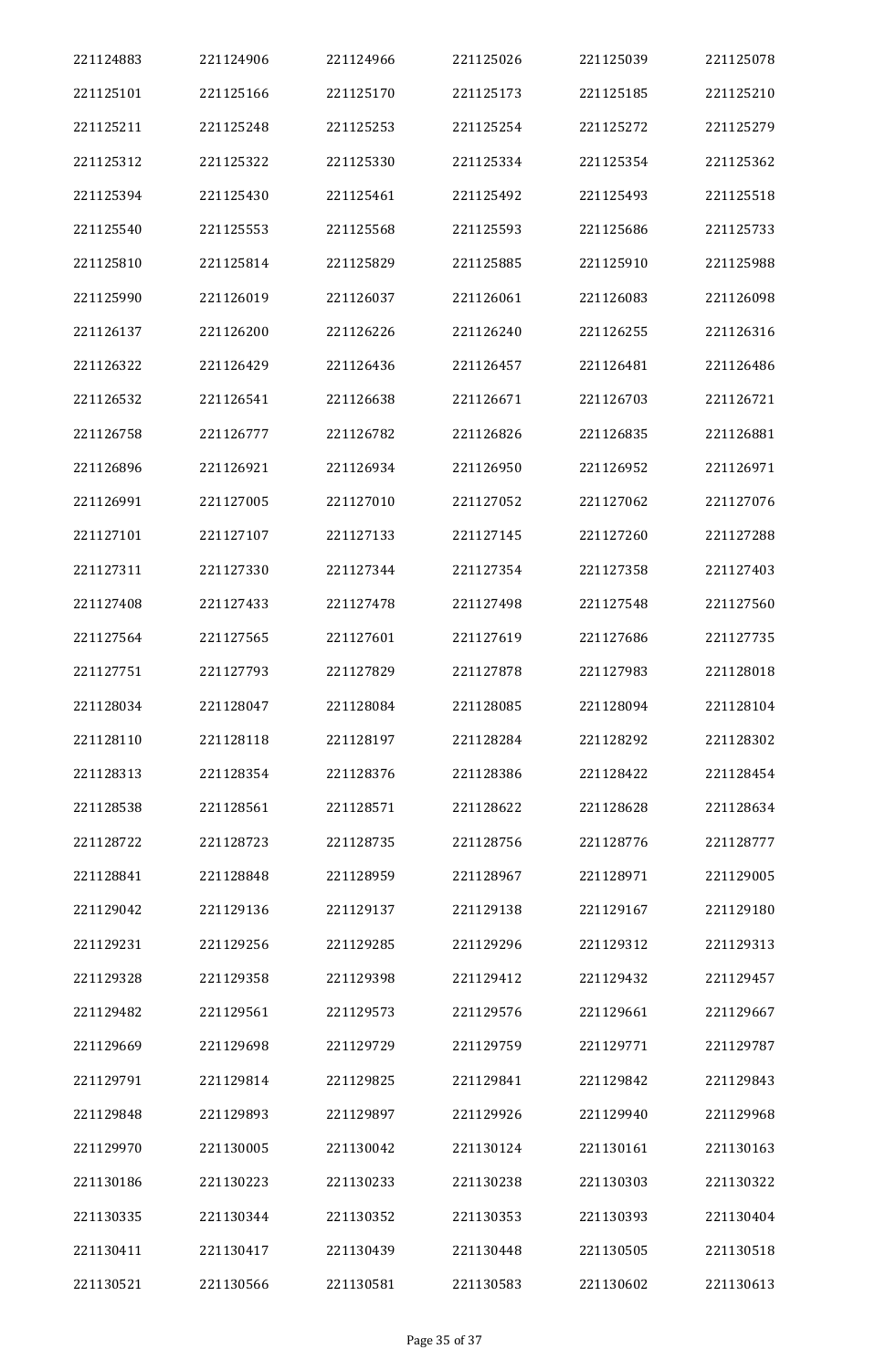| | | | | | |
|---|---|---|---|---|---|
| 221124883 | 221124906 | 221124966 | 221125026 | 221125039 | 221125078 |
| 221125101 | 221125166 | 221125170 | 221125173 | 221125185 | 221125210 |
| 221125211 | 221125248 | 221125253 | 221125254 | 221125272 | 221125279 |
| 221125312 | 221125322 | 221125330 | 221125334 | 221125354 | 221125362 |
| 221125394 | 221125430 | 221125461 | 221125492 | 221125493 | 221125518 |
| 221125540 | 221125553 | 221125568 | 221125593 | 221125686 | 221125733 |
| 221125810 | 221125814 | 221125829 | 221125885 | 221125910 | 221125988 |
| 221125990 | 221126019 | 221126037 | 221126061 | 221126083 | 221126098 |
| 221126137 | 221126200 | 221126226 | 221126240 | 221126255 | 221126316 |
| 221126322 | 221126429 | 221126436 | 221126457 | 221126481 | 221126486 |
| 221126532 | 221126541 | 221126638 | 221126671 | 221126703 | 221126721 |
| 221126758 | 221126777 | 221126782 | 221126826 | 221126835 | 221126881 |
| 221126896 | 221126921 | 221126934 | 221126950 | 221126952 | 221126971 |
| 221126991 | 221127005 | 221127010 | 221127052 | 221127062 | 221127076 |
| 221127101 | 221127107 | 221127133 | 221127145 | 221127260 | 221127288 |
| 221127311 | 221127330 | 221127344 | 221127354 | 221127358 | 221127403 |
| 221127408 | 221127433 | 221127478 | 221127498 | 221127548 | 221127560 |
| 221127564 | 221127565 | 221127601 | 221127619 | 221127686 | 221127735 |
| 221127751 | 221127793 | 221127829 | 221127878 | 221127983 | 221128018 |
| 221128034 | 221128047 | 221128084 | 221128085 | 221128094 | 221128104 |
| 221128110 | 221128118 | 221128197 | 221128284 | 221128292 | 221128302 |
| 221128313 | 221128354 | 221128376 | 221128386 | 221128422 | 221128454 |
| 221128538 | 221128561 | 221128571 | 221128622 | 221128628 | 221128634 |
| 221128722 | 221128723 | 221128735 | 221128756 | 221128776 | 221128777 |
| 221128841 | 221128848 | 221128959 | 221128967 | 221128971 | 221129005 |
| 221129042 | 221129136 | 221129137 | 221129138 | 221129167 | 221129180 |
| 221129231 | 221129256 | 221129285 | 221129296 | 221129312 | 221129313 |
| 221129328 | 221129358 | 221129398 | 221129412 | 221129432 | 221129457 |
| 221129482 | 221129561 | 221129573 | 221129576 | 221129661 | 221129667 |
| 221129669 | 221129698 | 221129729 | 221129759 | 221129771 | 221129787 |
| 221129791 | 221129814 | 221129825 | 221129841 | 221129842 | 221129843 |
| 221129848 | 221129893 | 221129897 | 221129926 | 221129940 | 221129968 |
| 221129970 | 221130005 | 221130042 | 221130124 | 221130161 | 221130163 |
| 221130186 | 221130223 | 221130233 | 221130238 | 221130303 | 221130322 |
| 221130335 | 221130344 | 221130352 | 221130353 | 221130393 | 221130404 |
| 221130411 | 221130417 | 221130439 | 221130448 | 221130505 | 221130518 |
| 221130521 | 221130566 | 221130581 | 221130583 | 221130602 | 221130613 |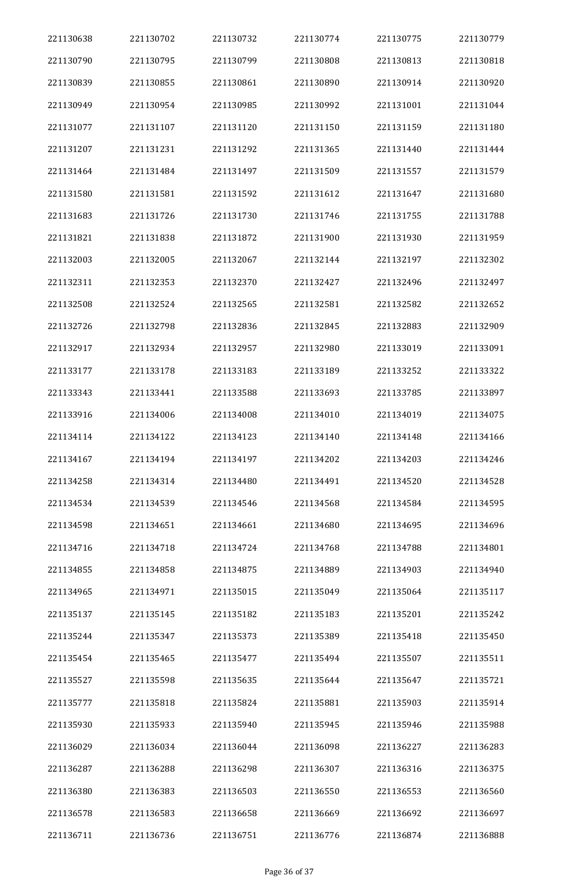| | | | | | |
|---|---|---|---|---|---|
| 221130638 | 221130702 | 221130732 | 221130774 | 221130775 | 221130779 |
| 221130790 | 221130795 | 221130799 | 221130808 | 221130813 | 221130818 |
| 221130839 | 221130855 | 221130861 | 221130890 | 221130914 | 221130920 |
| 221130949 | 221130954 | 221130985 | 221130992 | 221131001 | 221131044 |
| 221131077 | 221131107 | 221131120 | 221131150 | 221131159 | 221131180 |
| 221131207 | 221131231 | 221131292 | 221131365 | 221131440 | 221131444 |
| 221131464 | 221131484 | 221131497 | 221131509 | 221131557 | 221131579 |
| 221131580 | 221131581 | 221131592 | 221131612 | 221131647 | 221131680 |
| 221131683 | 221131726 | 221131730 | 221131746 | 221131755 | 221131788 |
| 221131821 | 221131838 | 221131872 | 221131900 | 221131930 | 221131959 |
| 221132003 | 221132005 | 221132067 | 221132144 | 221132197 | 221132302 |
| 221132311 | 221132353 | 221132370 | 221132427 | 221132496 | 221132497 |
| 221132508 | 221132524 | 221132565 | 221132581 | 221132582 | 221132652 |
| 221132726 | 221132798 | 221132836 | 221132845 | 221132883 | 221132909 |
| 221132917 | 221132934 | 221132957 | 221132980 | 221133019 | 221133091 |
| 221133177 | 221133178 | 221133183 | 221133189 | 221133252 | 221133322 |
| 221133343 | 221133441 | 221133588 | 221133693 | 221133785 | 221133897 |
| 221133916 | 221134006 | 221134008 | 221134010 | 221134019 | 221134075 |
| 221134114 | 221134122 | 221134123 | 221134140 | 221134148 | 221134166 |
| 221134167 | 221134194 | 221134197 | 221134202 | 221134203 | 221134246 |
| 221134258 | 221134314 | 221134480 | 221134491 | 221134520 | 221134528 |
| 221134534 | 221134539 | 221134546 | 221134568 | 221134584 | 221134595 |
| 221134598 | 221134651 | 221134661 | 221134680 | 221134695 | 221134696 |
| 221134716 | 221134718 | 221134724 | 221134768 | 221134788 | 221134801 |
| 221134855 | 221134858 | 221134875 | 221134889 | 221134903 | 221134940 |
| 221134965 | 221134971 | 221135015 | 221135049 | 221135064 | 221135117 |
| 221135137 | 221135145 | 221135182 | 221135183 | 221135201 | 221135242 |
| 221135244 | 221135347 | 221135373 | 221135389 | 221135418 | 221135450 |
| 221135454 | 221135465 | 221135477 | 221135494 | 221135507 | 221135511 |
| 221135527 | 221135598 | 221135635 | 221135644 | 221135647 | 221135721 |
| 221135777 | 221135818 | 221135824 | 221135881 | 221135903 | 221135914 |
| 221135930 | 221135933 | 221135940 | 221135945 | 221135946 | 221135988 |
| 221136029 | 221136034 | 221136044 | 221136098 | 221136227 | 221136283 |
| 221136287 | 221136288 | 221136298 | 221136307 | 221136316 | 221136375 |
| 221136380 | 221136383 | 221136503 | 221136550 | 221136553 | 221136560 |
| 221136578 | 221136583 | 221136658 | 221136669 | 221136692 | 221136697 |
| 221136711 | 221136736 | 221136751 | 221136776 | 221136874 | 221136888 |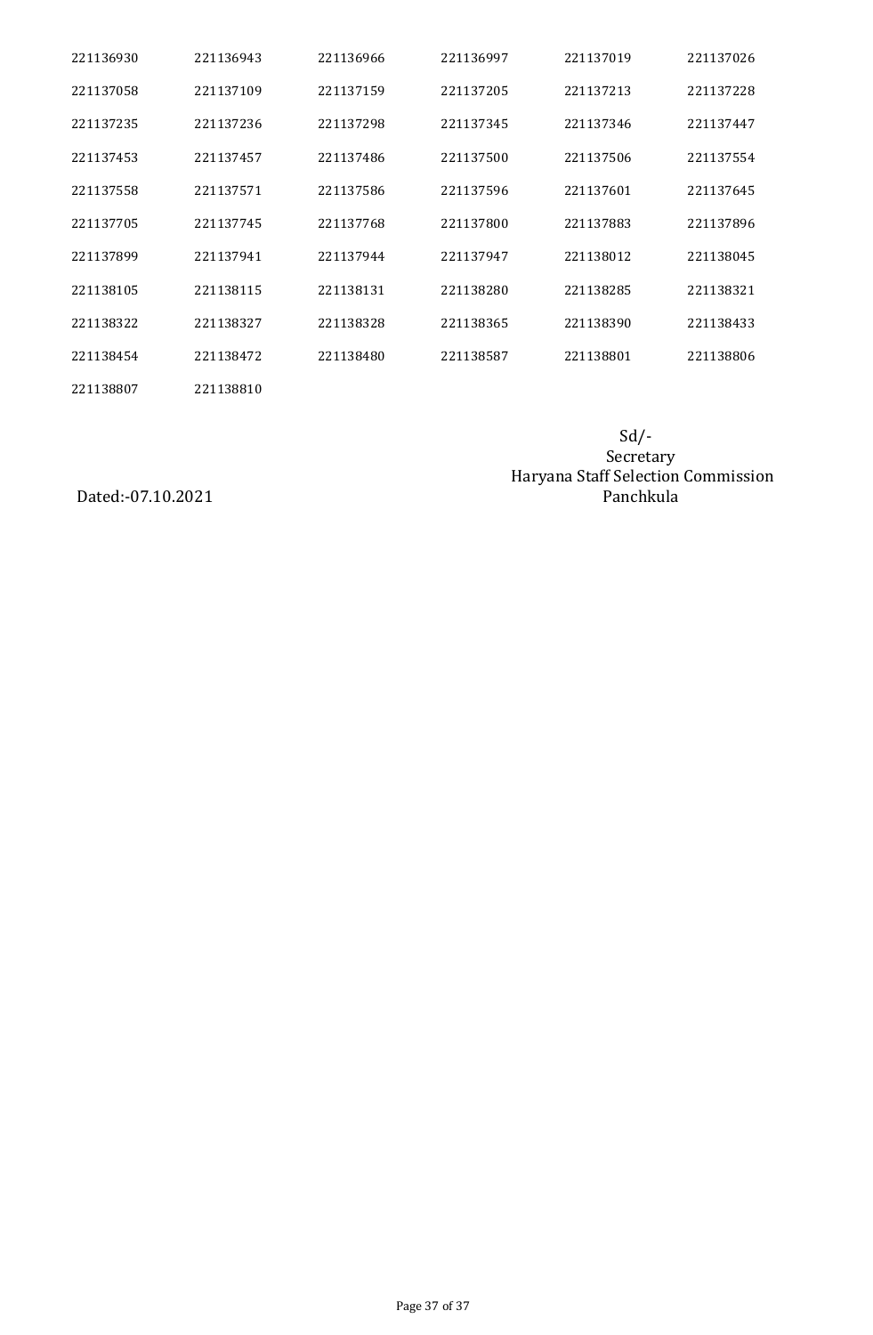| | | | | | |
|---|---|---|---|---|---|
| 221136930 | 221136943 | 221136966 | 221136997 | 221137019 | 221137026 |
| 221137058 | 221137109 | 221137159 | 221137205 | 221137213 | 221137228 |
| 221137235 | 221137236 | 221137298 | 221137345 | 221137346 | 221137447 |
| 221137453 | 221137457 | 221137486 | 221137500 | 221137506 | 221137554 |
| 221137558 | 221137571 | 221137586 | 221137596 | 221137601 | 221137645 |
| 221137705 | 221137745 | 221137768 | 221137800 | 221137883 | 221137896 |
| 221137899 | 221137941 | 221137944 | 221137947 | 221138012 | 221138045 |
| 221138105 | 221138115 | 221138131 | 221138280 | 221138285 | 221138321 |
| 221138322 | 221138327 | 221138328 | 221138365 | 221138390 | 221138433 |
| 221138454 | 221138472 | 221138480 | 221138587 | 221138801 | 221138806 |
| 221138807 | 221138810 | | | | |

Sd/-
Secretary
Haryana Staff Selection Commission
Panchkula

Dated:-07.10.2021